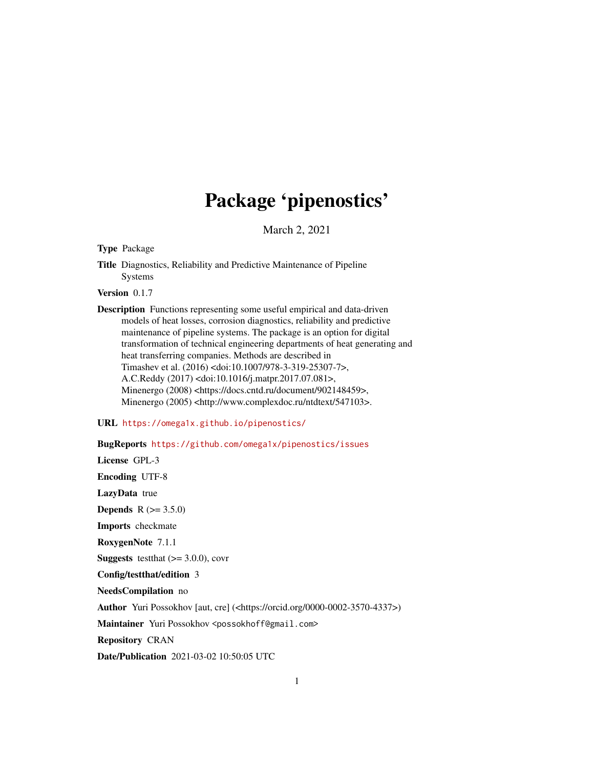# Package 'pipenostics'

March 2, 2021

**Type** Package

**Title** Diagnostics, Reliability and Predictive Maintenance of Pipeline Systems

**Version** 0.1.7

**Description** Functions representing some useful empirical and data-driven models of heat losses, corrosion diagnostics, reliability and predictive maintenance of pipeline systems. The package is an option for digital transformation of technical engineering departments of heat generating and heat transferring companies. Methods are described in Timashev et al. (2016) <doi:10.1007/978-3-319-25307-7>, A.C.Reddy (2017) <doi:10.1016/j.matpr.2017.07.081>, Minenergo (2008) <https://docs.cntd.ru/document/902148459>, Minenergo (2005) <http://www.complexdoc.ru/ntdtext/547103>.

**URL** https://omega1x.github.io/pipenostics/

**BugReports** https://github.com/omega1x/pipenostics/issues

**License** GPL-3

**Encoding** UTF-8

**LazyData** true

**Depends** R (>= 3.5.0)

**Imports** checkmate

**RoxygenNote** 7.1.1

**Suggests** testthat (>= 3.0.0), covr

**Config/testthat/edition** 3

**NeedsCompilation** no

**Author** Yuri Possokhov [aut, cre] (<https://orcid.org/0000-0002-3570-4337>)

**Maintainer** Yuri Possokhov <possokhoff@gmail.com>

**Repository** CRAN

**Date/Publication** 2021-03-02 10:50:05 UTC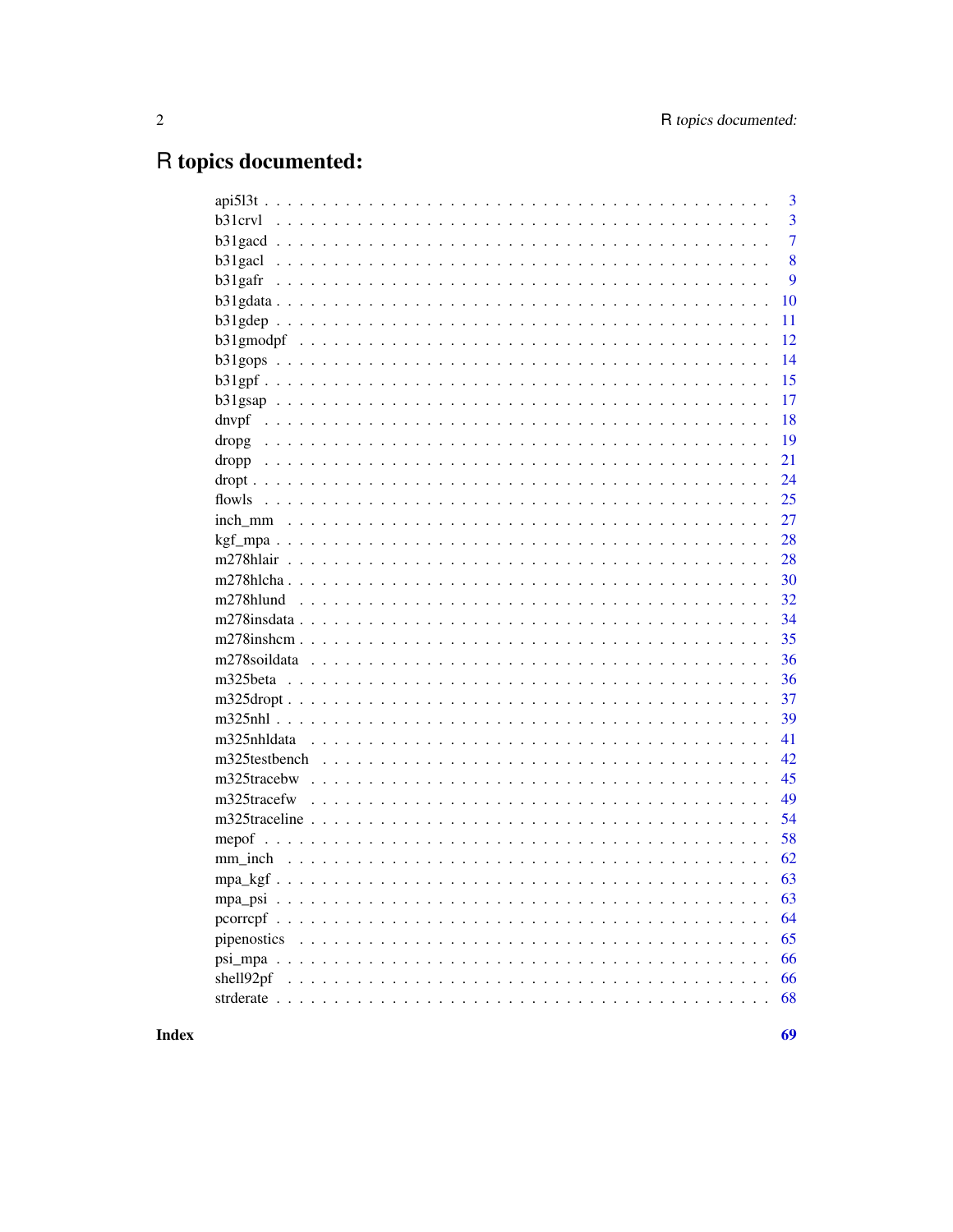# R topics documented:

| | |
|---|---|
| api5l3t | 3 |
| b31crvl | 3 |
| b31gacd | 7 |
| b31gacl | 8 |
| b31gafr | 9 |
| b31gdata | 10 |
| b31gdep | 11 |
| b31gmodpf | 12 |
| b31gops | 14 |
| b31gpf | 15 |
| b31gsap | 17 |
| dnvpf | 18 |
| dropg | 19 |
| dropp | 21 |
| dropt | 24 |
| flowls | 25 |
| inch_mm | 27 |
| kgf_mpa | 28 |
| m278hlair | 28 |
| m278hlcha | 30 |
| m278hlund | 32 |
| m278insdata | 34 |
| m278inshcm | 35 |
| m278soildata | 36 |
| m325beta | 36 |
| m325dropt | 37 |
| m325nhl | 39 |
| m325nhldata | 41 |
| m325testbench | 42 |
| m325tracebw | 45 |
| m325tracefw | 49 |
| m325traceline | 54 |
| mepof | 58 |
| mm_inch | 62 |
| mpa_kgf | 63 |
| mpa_psi | 63 |
| pcorrcpf | 64 |
| pipenostics | 65 |
| psi_mpa | 66 |
| shell92pf | 66 |
| strderate | 68 |
| **Index** | **69** |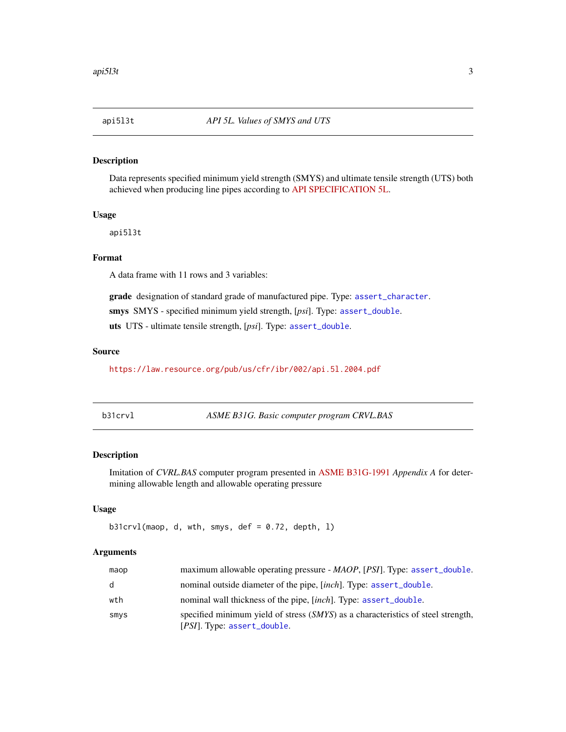## api5l3t — *API 5L. Values of SMYS and UTS*

### Description

Data represents specified minimum yield strength (SMYS) and ultimate tensile strength (UTS) both achieved when producing line pipes according to API SPECIFICATION 5L.

### Usage

```
api5l3t
```

### Format

A data frame with 11 rows and 3 variables:

**grade** designation of standard grade of manufactured pipe. Type: `assert_character`.

**smys** SMYS - specified minimum yield strength, [*psi*]. Type: `assert_double`.

**uts** UTS - ultimate tensile strength, [*psi*]. Type: `assert_double`.

### Source

https://law.resource.org/pub/us/cfr/ibr/002/api.5l.2004.pdf

## b31crvl — *ASME B31G. Basic computer program CRVL.BAS*

### Description

Imitation of *CVRL.BAS* computer program presented in ASME B31G-1991 *Appendix A* for determining allowable length and allowable operating pressure

### Usage

```
b31crvl(maop, d, wth, smys, def = 0.72, depth, l)
```

### Arguments

| | |
|---|---|
| maop | maximum allowable operating pressure - *MAOP*, [*PSI*]. Type: `assert_double`. |
| d | nominal outside diameter of the pipe, [*inch*]. Type: `assert_double`. |
| wth | nominal wall thickness of the pipe, [*inch*]. Type: `assert_double`. |
| smys | specified minimum yield of stress (*SMYS*) as a characteristics of steel strength, [*PSI*]. Type: `assert_double`. |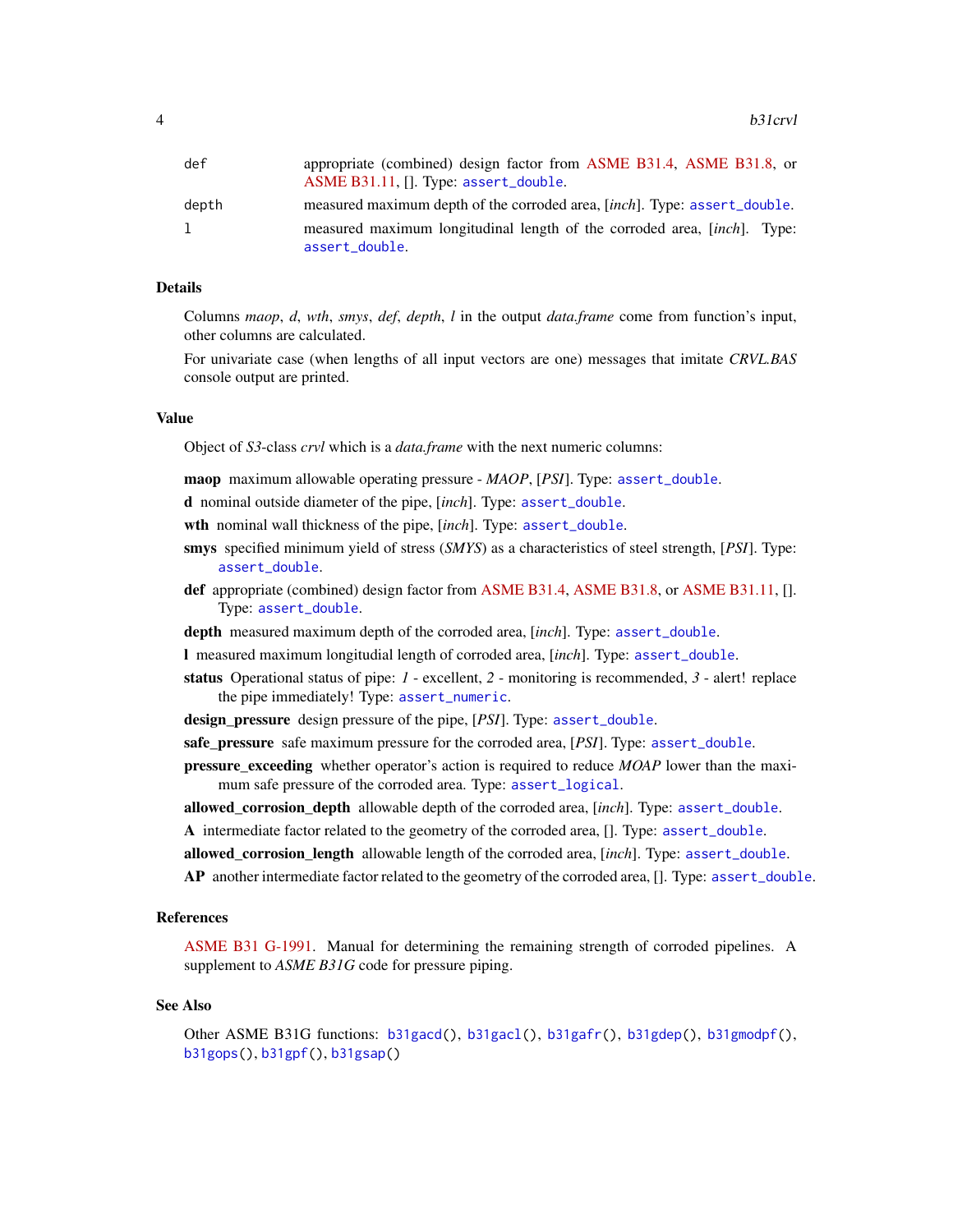| | |
|---|---|
| def | appropriate (combined) design factor from ASME B31.4, ASME B31.8, or ASME B31.11, []. Type: `assert_double`. |
| depth | measured maximum depth of the corroded area, [*inch*]. Type: `assert_double`. |
| l | measured maximum longitudinal length of the corroded area, [*inch*]. Type: `assert_double`. |

## Details

Columns *maop*, *d*, *wth*, *smys*, *def*, *depth*, *l* in the output *data.frame* come from function's input, other columns are calculated.

For univariate case (when lengths of all input vectors are one) messages that imitate *CRVL.BAS* console output are printed.

## Value

Object of *S3*-class *crvl* which is a *data.frame* with the next numeric columns:

**maop** maximum allowable operating pressure - *MAOP*, [*PSI*]. Type: `assert_double`.

**d** nominal outside diameter of the pipe, [*inch*]. Type: `assert_double`.

**wth** nominal wall thickness of the pipe, [*inch*]. Type: `assert_double`.

**smys** specified minimum yield of stress (*SMYS*) as a characteristics of steel strength, [*PSI*]. Type: `assert_double`.

**def** appropriate (combined) design factor from ASME B31.4, ASME B31.8, or ASME B31.11, []. Type: `assert_double`.

**depth** measured maximum depth of the corroded area, [*inch*]. Type: `assert_double`.

**l** measured maximum longitudial length of corroded area, [*inch*]. Type: `assert_double`.

**status** Operational status of pipe: *1* - excellent, *2* - monitoring is recommended, *3* - alert! replace the pipe immediately! Type: `assert_numeric`.

**design_pressure** design pressure of the pipe, [*PSI*]. Type: `assert_double`.

**safe_pressure** safe maximum pressure for the corroded area, [*PSI*]. Type: `assert_double`.

**pressure_exceeding** whether operator's action is required to reduce *MOAP* lower than the maximum safe pressure of the corroded area. Type: `assert_logical`.

**allowed_corrosion_depth** allowable depth of the corroded area, [*inch*]. Type: `assert_double`.

**A** intermediate factor related to the geometry of the corroded area, []. Type: `assert_double`.

**allowed_corrosion_length** allowable length of the corroded area, [*inch*]. Type: `assert_double`.

**AP** another intermediate factor related to the geometry of the corroded area, []. Type: `assert_double`.

## References

ASME B31 G-1991. Manual for determining the remaining strength of corroded pipelines. A supplement to *ASME B31G* code for pressure piping.

## See Also

Other ASME B31G functions: `b31gacd()`, `b31gacl()`, `b31gafr()`, `b31gdep()`, `b31gmodpf()`, `b31gops()`, `b31gpf()`, `b31gsap()`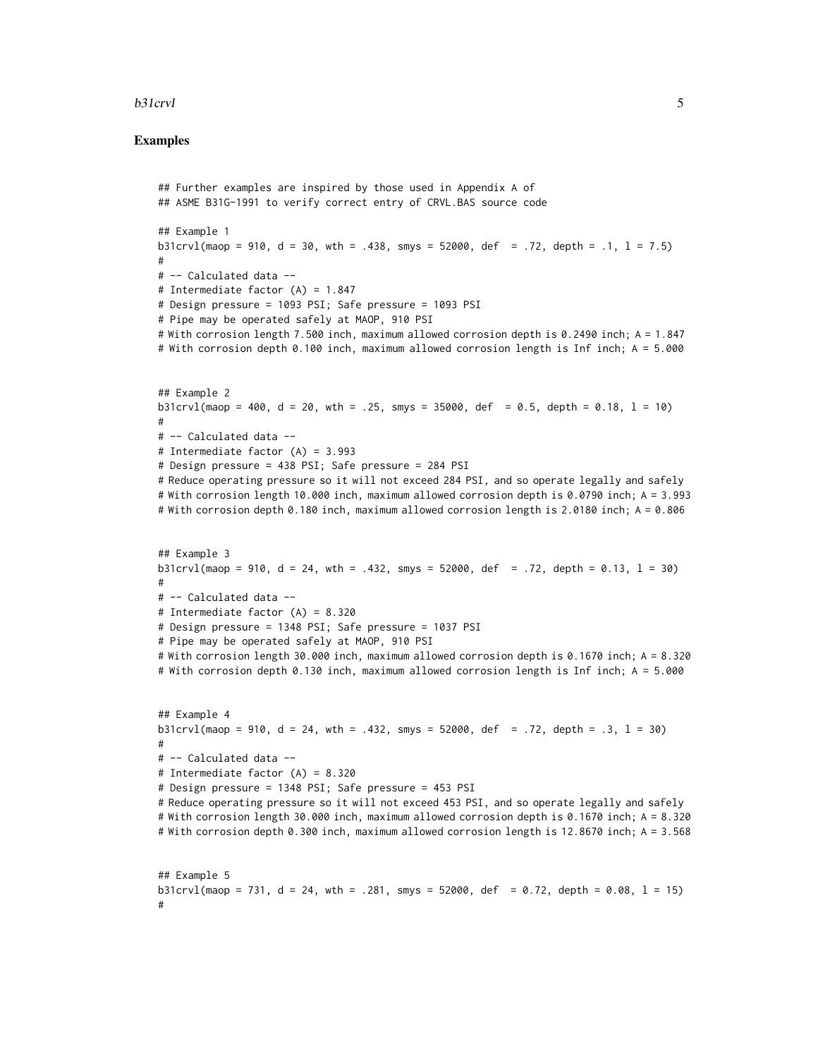## Examples

```
## Further examples are inspired by those used in Appendix A of
## ASME B31G-1991 to verify correct entry of CRVL.BAS source code

## Example 1
b31crvl(maop = 910, d = 30, wth = .438, smys = 52000, def  = .72, depth = .1, l = 7.5)
#
# -- Calculated data --
# Intermediate factor (A) = 1.847
# Design pressure = 1093 PSI; Safe pressure = 1093 PSI
# Pipe may be operated safely at MAOP, 910 PSI
# With corrosion length 7.500 inch, maximum allowed corrosion depth is 0.2490 inch; A = 1.847
# With corrosion depth 0.100 inch, maximum allowed corrosion length is Inf inch; A = 5.000


## Example 2
b31crvl(maop = 400, d = 20, wth = .25, smys = 35000, def  = 0.5, depth = 0.18, l = 10)
#
# -- Calculated data --
# Intermediate factor (A) = 3.993
# Design pressure = 438 PSI; Safe pressure = 284 PSI
# Reduce operating pressure so it will not exceed 284 PSI, and so operate legally and safely
# With corrosion length 10.000 inch, maximum allowed corrosion depth is 0.0790 inch; A = 3.993
# With corrosion depth 0.180 inch, maximum allowed corrosion length is 2.0180 inch; A = 0.806


## Example 3
b31crvl(maop = 910, d = 24, wth = .432, smys = 52000, def  = .72, depth = 0.13, l = 30)
#
# -- Calculated data --
# Intermediate factor (A) = 8.320
# Design pressure = 1348 PSI; Safe pressure = 1037 PSI
# Pipe may be operated safely at MAOP, 910 PSI
# With corrosion length 30.000 inch, maximum allowed corrosion depth is 0.1670 inch; A = 8.320
# With corrosion depth 0.130 inch, maximum allowed corrosion length is Inf inch; A = 5.000


## Example 4
b31crvl(maop = 910, d = 24, wth = .432, smys = 52000, def  = .72, depth = .3, l = 30)
#
# -- Calculated data --
# Intermediate factor (A) = 8.320
# Design pressure = 1348 PSI; Safe pressure = 453 PSI
# Reduce operating pressure so it will not exceed 453 PSI, and so operate legally and safely
# With corrosion length 30.000 inch, maximum allowed corrosion depth is 0.1670 inch; A = 8.320
# With corrosion depth 0.300 inch, maximum allowed corrosion length is 12.8670 inch; A = 3.568


## Example 5
b31crvl(maop = 731, d = 24, wth = .281, smys = 52000, def  = 0.72, depth = 0.08, l = 15)
#
```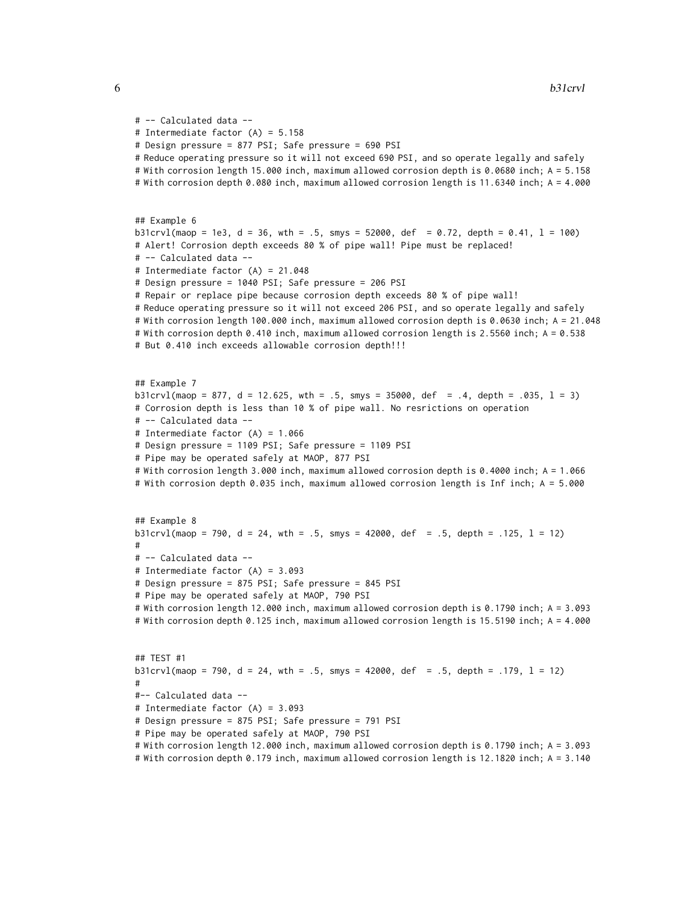```
# -- Calculated data --
# Intermediate factor (A) = 5.158
# Design pressure = 877 PSI; Safe pressure = 690 PSI
# Reduce operating pressure so it will not exceed 690 PSI, and so operate legally and safely
# With corrosion length 15.000 inch, maximum allowed corrosion depth is 0.0680 inch; A = 5.158
# With corrosion depth 0.080 inch, maximum allowed corrosion length is 11.6340 inch; A = 4.000


## Example 6
b31crvl(maop = 1e3, d = 36, wth = .5, smys = 52000, def  = 0.72, depth = 0.41, l = 100)
# Alert! Corrosion depth exceeds 80 % of pipe wall! Pipe must be replaced!
# -- Calculated data --
# Intermediate factor (A) = 21.048
# Design pressure = 1040 PSI; Safe pressure = 206 PSI
# Repair or replace pipe because corrosion depth exceeds 80 % of pipe wall!
# Reduce operating pressure so it will not exceed 206 PSI, and so operate legally and safely
# With corrosion length 100.000 inch, maximum allowed corrosion depth is 0.0630 inch; A = 21.048
# With corrosion depth 0.410 inch, maximum allowed corrosion length is 2.5560 inch; A = 0.538
# But 0.410 inch exceeds allowable corrosion depth!!!


## Example 7
b31crvl(maop = 877, d = 12.625, wth = .5, smys = 35000, def  = .4, depth = .035, l = 3)
# Corrosion depth is less than 10 % of pipe wall. No resrictions on operation
# -- Calculated data --
# Intermediate factor (A) = 1.066
# Design pressure = 1109 PSI; Safe pressure = 1109 PSI
# Pipe may be operated safely at MAOP, 877 PSI
# With corrosion length 3.000 inch, maximum allowed corrosion depth is 0.4000 inch; A = 1.066
# With corrosion depth 0.035 inch, maximum allowed corrosion length is Inf inch; A = 5.000


## Example 8
b31crvl(maop = 790, d = 24, wth = .5, smys = 42000, def  = .5, depth = .125, l = 12)
#
# -- Calculated data --
# Intermediate factor (A) = 3.093
# Design pressure = 875 PSI; Safe pressure = 845 PSI
# Pipe may be operated safely at MAOP, 790 PSI
# With corrosion length 12.000 inch, maximum allowed corrosion depth is 0.1790 inch; A = 3.093
# With corrosion depth 0.125 inch, maximum allowed corrosion length is 15.5190 inch; A = 4.000


## TEST #1
b31crvl(maop = 790, d = 24, wth = .5, smys = 42000, def  = .5, depth = .179, l = 12)
#
#-- Calculated data --
# Intermediate factor (A) = 3.093
# Design pressure = 875 PSI; Safe pressure = 791 PSI
# Pipe may be operated safely at MAOP, 790 PSI
# With corrosion length 12.000 inch, maximum allowed corrosion depth is 0.1790 inch; A = 3.093
# With corrosion depth 0.179 inch, maximum allowed corrosion length is 12.1820 inch; A = 3.140
```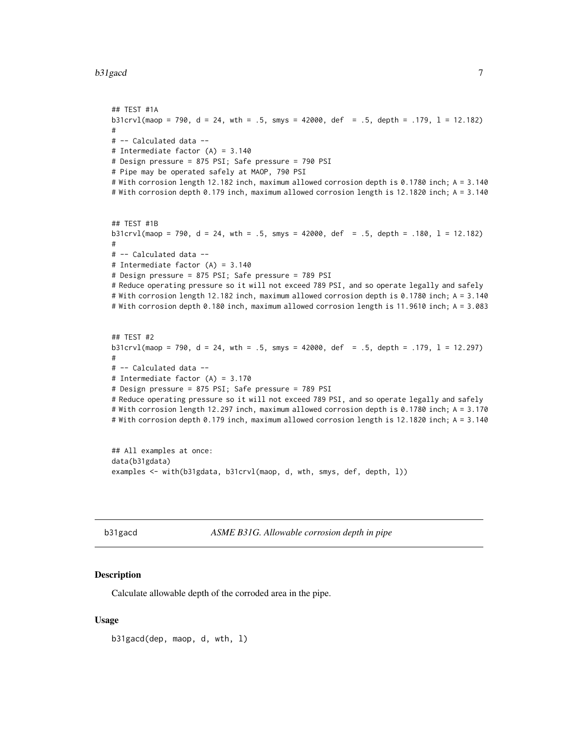```
## TEST #1A
b31crvl(maop = 790, d = 24, wth = .5, smys = 42000, def  = .5, depth = .179, l = 12.182)
#
# -- Calculated data --
# Intermediate factor (A) = 3.140
# Design pressure = 875 PSI; Safe pressure = 790 PSI
# Pipe may be operated safely at MAOP, 790 PSI
# With corrosion length 12.182 inch, maximum allowed corrosion depth is 0.1780 inch; A = 3.140
# With corrosion depth 0.179 inch, maximum allowed corrosion length is 12.1820 inch; A = 3.140


## TEST #1B
b31crvl(maop = 790, d = 24, wth = .5, smys = 42000, def  = .5, depth = .180, l = 12.182)
#
# -- Calculated data --
# Intermediate factor (A) = 3.140
# Design pressure = 875 PSI; Safe pressure = 789 PSI
# Reduce operating pressure so it will not exceed 789 PSI, and so operate legally and safely
# With corrosion length 12.182 inch, maximum allowed corrosion depth is 0.1780 inch; A = 3.140
# With corrosion depth 0.180 inch, maximum allowed corrosion length is 11.9610 inch; A = 3.083


## TEST #2
b31crvl(maop = 790, d = 24, wth = .5, smys = 42000, def  = .5, depth = .179, l = 12.297)
#
# -- Calculated data --
# Intermediate factor (A) = 3.170
# Design pressure = 875 PSI; Safe pressure = 789 PSI
# Reduce operating pressure so it will not exceed 789 PSI, and so operate legally and safely
# With corrosion length 12.297 inch, maximum allowed corrosion depth is 0.1780 inch; A = 3.170
# With corrosion depth 0.179 inch, maximum allowed corrosion length is 12.1820 inch; A = 3.140


## All examples at once:
data(b31gdata)
examples <- with(b31gdata, b31crvl(maop, d, wth, smys, def, depth, l))
```

---

## b31gacd — *ASME B31G. Allowable corrosion depth in pipe*

### Description

Calculate allowable depth of the corroded area in the pipe.

### Usage

```
b31gacd(dep, maop, d, wth, l)
```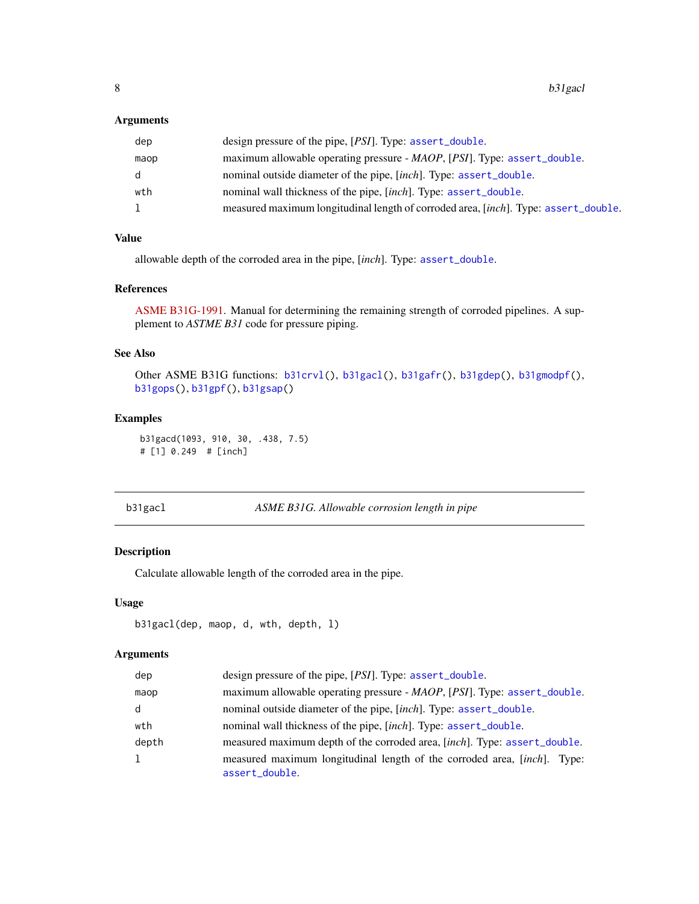### Arguments

| | |
|---|---|
| dep | design pressure of the pipe, [*PSI*]. Type: assert_double. |
| maop | maximum allowable operating pressure - *MAOP*, [*PSI*]. Type: assert_double. |
| d | nominal outside diameter of the pipe, [*inch*]. Type: assert_double. |
| wth | nominal wall thickness of the pipe, [*inch*]. Type: assert_double. |
| l | measured maximum longitudinal length of corroded area, [*inch*]. Type: assert_double. |

### Value

allowable depth of the corroded area in the pipe, [*inch*]. Type: assert_double.

### References

ASME B31G-1991. Manual for determining the remaining strength of corroded pipelines. A supplement to *ASTME B31* code for pressure piping.

### See Also

Other ASME B31G functions: b31crvl(), b31gacl(), b31gafr(), b31gdep(), b31gmodpf(), b31gops(), b31gpf(), b31gsap()

### Examples

```
b31gacd(1093, 910, 30, .438, 7.5)
# [1] 0.249  # [inch]
```

---

## b31gacl — *ASME B31G. Allowable corrosion length in pipe*

### Description

Calculate allowable length of the corroded area in the pipe.

### Usage

```
b31gacl(dep, maop, d, wth, depth, l)
```

### Arguments

| | |
|---|---|
| dep | design pressure of the pipe, [*PSI*]. Type: assert_double. |
| maop | maximum allowable operating pressure - *MAOP*, [*PSI*]. Type: assert_double. |
| d | nominal outside diameter of the pipe, [*inch*]. Type: assert_double. |
| wth | nominal wall thickness of the pipe, [*inch*]. Type: assert_double. |
| depth | measured maximum depth of the corroded area, [*inch*]. Type: assert_double. |
| l | measured maximum longitudinal length of the corroded area, [*inch*]. Type: assert_double. |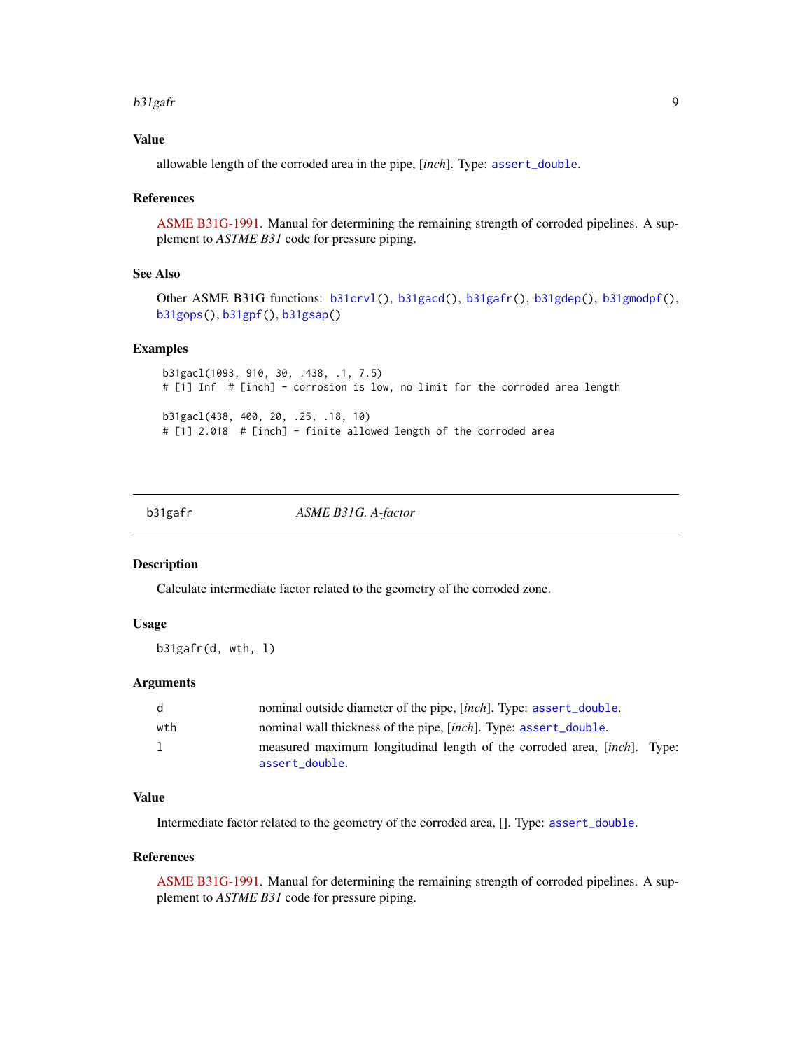## Value

allowable length of the corroded area in the pipe, [*inch*]. Type: `assert_double`.

## References

ASME B31G-1991. Manual for determining the remaining strength of corroded pipelines. A supplement to *ASTME B31* code for pressure piping.

## See Also

Other ASME B31G functions: `b31crvl()`, `b31gacd()`, `b31gafr()`, `b31gdep()`, `b31gmodpf()`, `b31gops()`, `b31gpf()`, `b31gsap()`

## Examples

```
b31gacl(1093, 910, 30, .438, .1, 7.5)
# [1] Inf  # [inch] - corrosion is low, no limit for the corroded area length

b31gacl(438, 400, 20, .25, .18, 10)
# [1] 2.018  # [inch] - finite allowed length of the corroded area
```

---

# b31gafr — *ASME B31G. A-factor*

## Description

Calculate intermediate factor related to the geometry of the corroded zone.

## Usage

```
b31gafr(d, wth, l)
```

## Arguments

| | |
|---|---|
| d | nominal outside diameter of the pipe, [*inch*]. Type: `assert_double`. |
| wth | nominal wall thickness of the pipe, [*inch*]. Type: `assert_double`. |
| l | measured maximum longitudinal length of the corroded area, [*inch*]. Type: `assert_double`. |

## Value

Intermediate factor related to the geometry of the corroded area, []. Type: `assert_double`.

## References

ASME B31G-1991. Manual for determining the remaining strength of corroded pipelines. A supplement to *ASTME B31* code for pressure piping.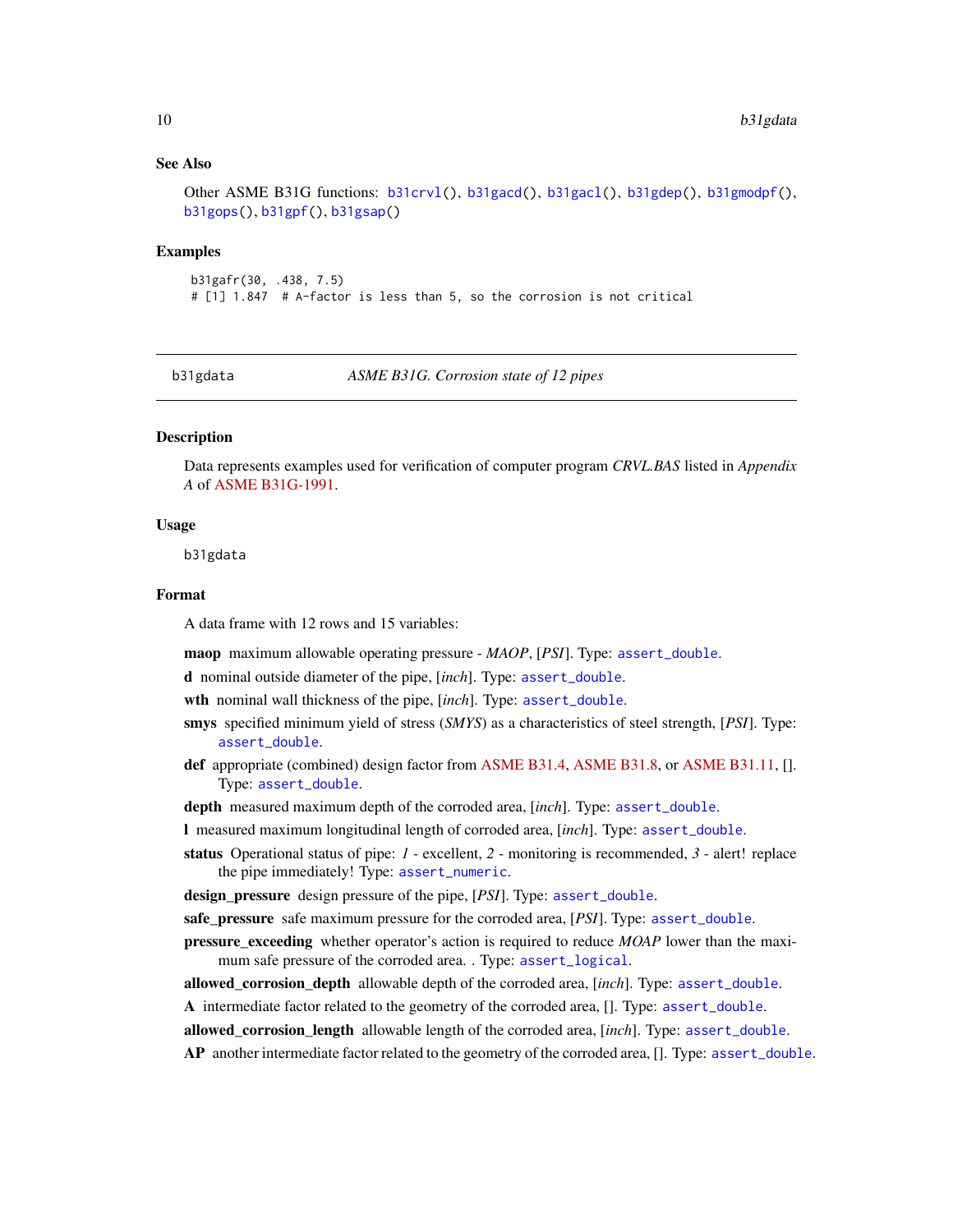## See Also

Other ASME B31G functions: b31crvl(), b31gacd(), b31gacl(), b31gdep(), b31gmodpf(), b31gops(), b31gpf(), b31gsap()

## Examples

```
b31gafr(30, .438, 7.5)
# [1] 1.847  # A-factor is less than 5, so the corrosion is not critical
```

---

# b31gdata — *ASME B31G. Corrosion state of 12 pipes*

## Description

Data represents examples used for verification of computer program *CRVL.BAS* listed in *Appendix A* of ASME B31G-1991.

## Usage

```
b31gdata
```

## Format

A data frame with 12 rows and 15 variables:

- **maop** maximum allowable operating pressure - *MAOP*, [*PSI*]. Type: assert_double.
- **d** nominal outside diameter of the pipe, [*inch*]. Type: assert_double.
- **wth** nominal wall thickness of the pipe, [*inch*]. Type: assert_double.
- **smys** specified minimum yield of stress (*SMYS*) as a characteristics of steel strength, [*PSI*]. Type: assert_double.
- **def** appropriate (combined) design factor from ASME B31.4, ASME B31.8, or ASME B31.11, []. Type: assert_double.
- **depth** measured maximum depth of the corroded area, [*inch*]. Type: assert_double.
- **l** measured maximum longitudinal length of corroded area, [*inch*]. Type: assert_double.
- **status** Operational status of pipe: *1* - excellent, *2* - monitoring is recommended, *3* - alert! replace the pipe immediately! Type: assert_numeric.
- **design_pressure** design pressure of the pipe, [*PSI*]. Type: assert_double.
- **safe_pressure** safe maximum pressure for the corroded area, [*PSI*]. Type: assert_double.
- **pressure_exceeding** whether operator's action is required to reduce *MOAP* lower than the maximum safe pressure of the corroded area. . Type: assert_logical.
- **allowed_corrosion_depth** allowable depth of the corroded area, [*inch*]. Type: assert_double.
- **A** intermediate factor related to the geometry of the corroded area, []. Type: assert_double.
- **allowed_corrosion_length** allowable length of the corroded area, [*inch*]. Type: assert_double.
- **AP** another intermediate factor related to the geometry of the corroded area, []. Type: assert_double.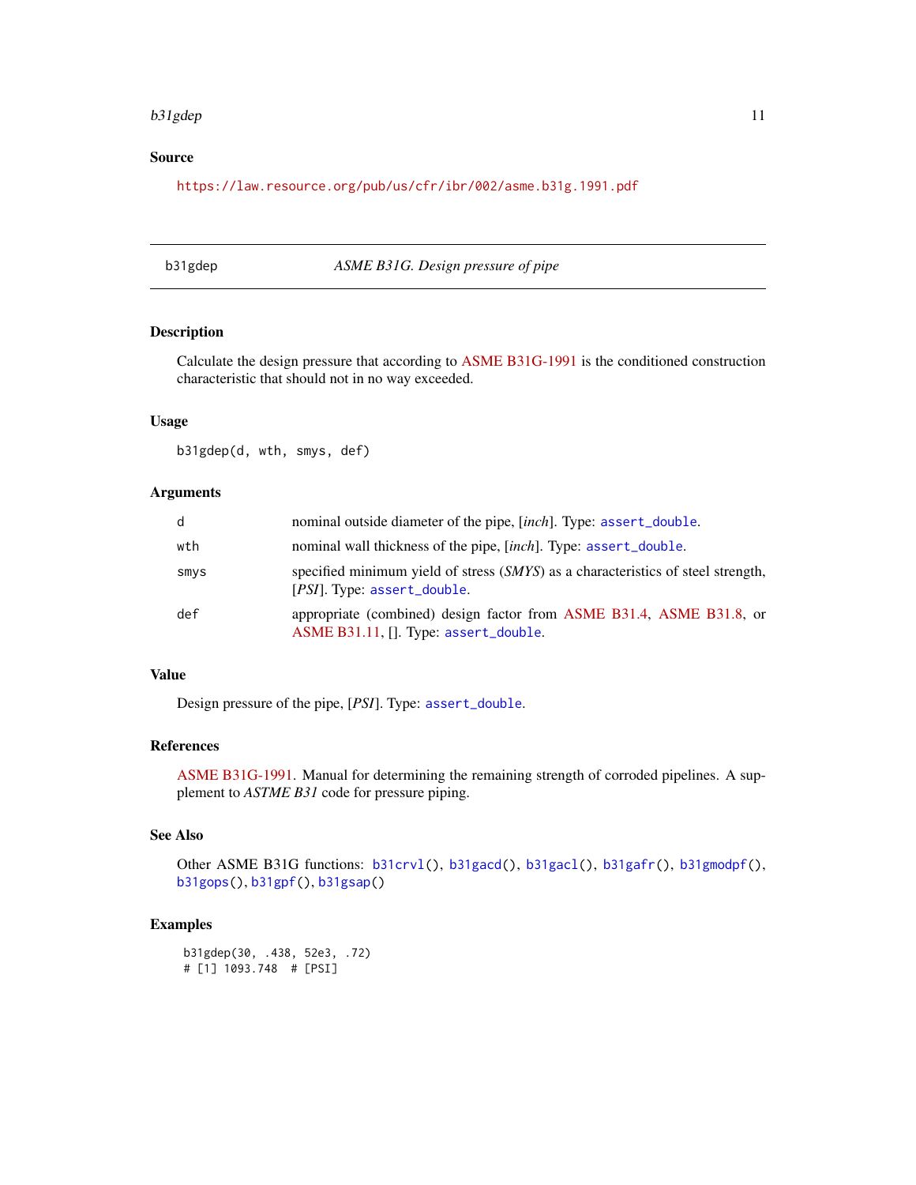## Source

https://law.resource.org/pub/us/cfr/ibr/002/asme.b31g.1991.pdf

---

## b31gdep — *ASME B31G. Design pressure of pipe*

### Description

Calculate the design pressure that according to ASME B31G-1991 is the conditioned construction characteristic that should not in no way exceeded.

### Usage

```
b31gdep(d, wth, smys, def)
```

### Arguments

| | |
|---|---|
| d | nominal outside diameter of the pipe, [*inch*]. Type: assert_double. |
| wth | nominal wall thickness of the pipe, [*inch*]. Type: assert_double. |
| smys | specified minimum yield of stress (*SMYS*) as a characteristics of steel strength, [*PSI*]. Type: assert_double. |
| def | appropriate (combined) design factor from ASME B31.4, ASME B31.8, or ASME B31.11, []. Type: assert_double. |

### Value

Design pressure of the pipe, [*PSI*]. Type: assert_double.

### References

ASME B31G-1991. Manual for determining the remaining strength of corroded pipelines. A supplement to *ASTME B31* code for pressure piping.

### See Also

Other ASME B31G functions: b31crvl(), b31gacd(), b31gacl(), b31gafr(), b31gmodpf(), b31gops(), b31gpf(), b31gsap()

### Examples

```
b31gdep(30, .438, 52e3, .72)
# [1] 1093.748  # [PSI]
```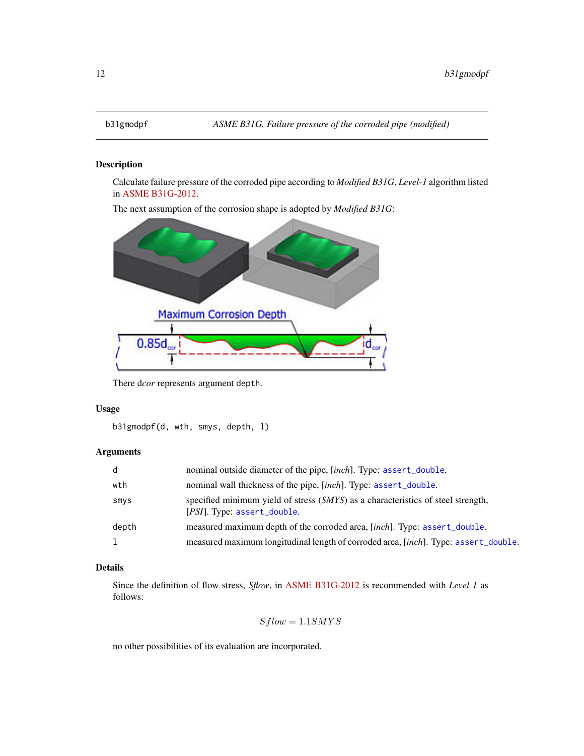b31gmodpf — *ASME B31G. Failure pressure of the corroded pipe (modified)*

## Description

Calculate failure pressure of the corroded pipe according to *Modified B31G*, *Level-1* algorithm listed in ASME B31G-2012.

The next assumption of the corrosion shape is adopted by *Modified B31G*:

There d*cor* represents argument `depth`.

## Usage

```
b31gmodpf(d, wth, smys, depth, l)
```

## Arguments

| | |
|---|---|
| `d` | nominal outside diameter of the pipe, [*inch*]. Type: `assert_double`. |
| `wth` | nominal wall thickness of the pipe, [*inch*]. Type: `assert_double`. |
| `smys` | specified minimum yield of stress (*SMYS*) as a characteristics of steel strength, [*PSI*]. Type: `assert_double`. |
| `depth` | measured maximum depth of the corroded area, [*inch*]. Type: `assert_double`. |
| `l` | measured maximum longitudinal length of corroded area, [*inch*]. Type: `assert_double`. |

## Details

Since the definition of flow stress, *Sflow*, in ASME B31G-2012 is recommended with *Level 1* as follows:

$$Sflow = 1.1 SMYS$$

no other possibilities of its evaluation are incorporated.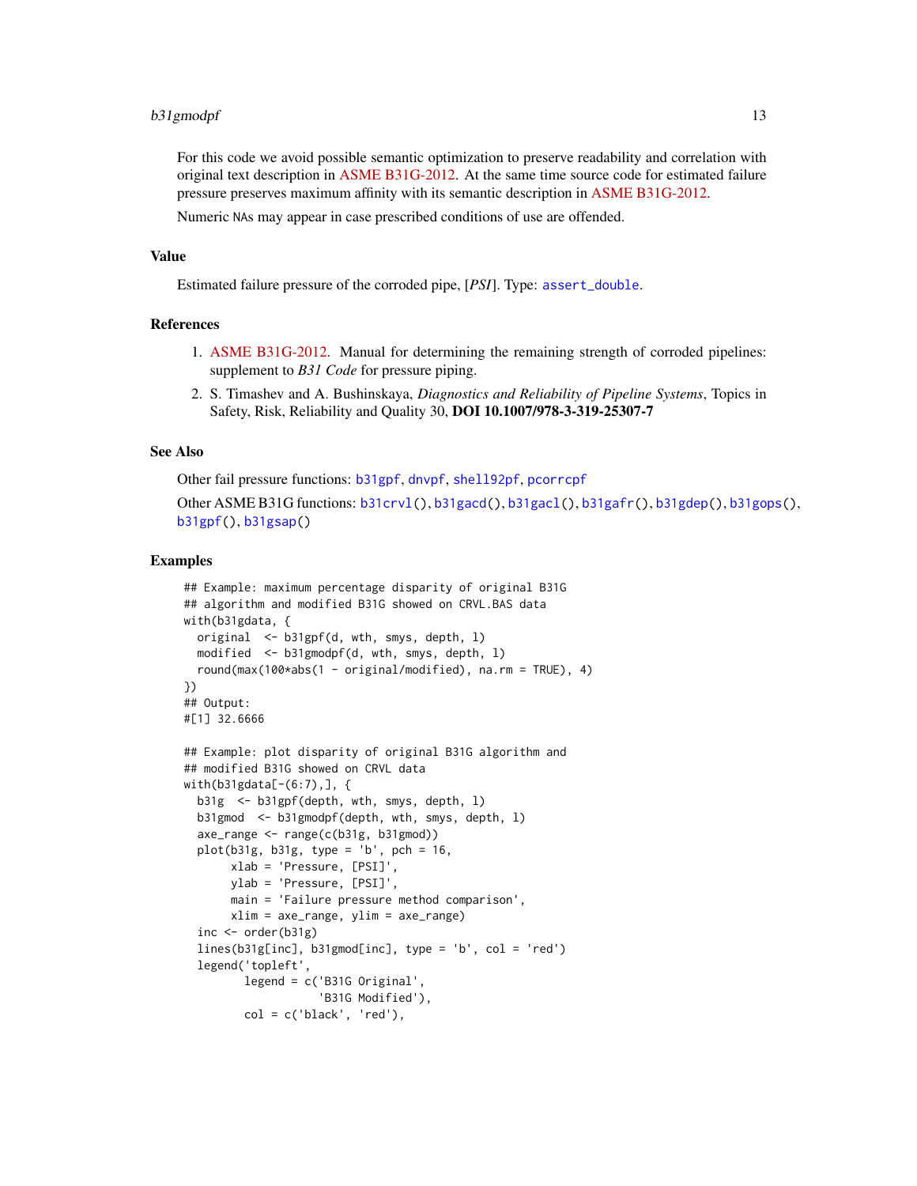For this code we avoid possible semantic optimization to preserve readability and correlation with original text description in ASME B31G-2012. At the same time source code for estimated failure pressure preserves maximum affinity with its semantic description in ASME B31G-2012.

Numeric NAs may appear in case prescribed conditions of use are offended.

## Value

Estimated failure pressure of the corroded pipe, [*PSI*]. Type: `assert_double`.

## References

1. ASME B31G-2012. Manual for determining the remaining strength of corroded pipelines: supplement to *B31 Code* for pressure piping.
2. S. Timashev and A. Bushinskaya, *Diagnostics and Reliability of Pipeline Systems*, Topics in Safety, Risk, Reliability and Quality 30, **DOI 10.1007/978-3-319-25307-7**

## See Also

Other fail pressure functions: `b31gpf`, `dnvpf`, `shell92pf`, `pcorrcpf`

Other ASME B31G functions: `b31crvl()`, `b31gacd()`, `b31gacl()`, `b31gafr()`, `b31gdep()`, `b31gops()`, `b31gpf()`, `b31gsap()`

## Examples

```
## Example: maximum percentage disparity of original B31G
## algorithm and modified B31G showed on CRVL.BAS data
with(b31gdata, {
  original  <- b31gpf(d, wth, smys, depth, l)
  modified  <- b31gmodpf(d, wth, smys, depth, l)
  round(max(100*abs(1 - original/modified), na.rm = TRUE), 4)
})
## Output:
#[1] 32.6666

## Example: plot disparity of original B31G algorithm and
## modified B31G showed on CRVL data
with(b31gdata[-(6:7),], {
  b31g  <- b31gpf(depth, wth, smys, depth, l)
  b31gmod  <- b31gmodpf(depth, wth, smys, depth, l)
  axe_range <- range(c(b31g, b31gmod))
  plot(b31g, b31g, type = 'b', pch = 16,
       xlab = 'Pressure, [PSI]',
       ylab = 'Pressure, [PSI]',
       main = 'Failure pressure method comparison',
       xlim = axe_range, ylim = axe_range)
  inc <- order(b31g)
  lines(b31g[inc], b31gmod[inc], type = 'b', col = 'red')
  legend('topleft',
         legend = c('B31G Original',
                    'B31G Modified'),
         col = c('black', 'red'),
```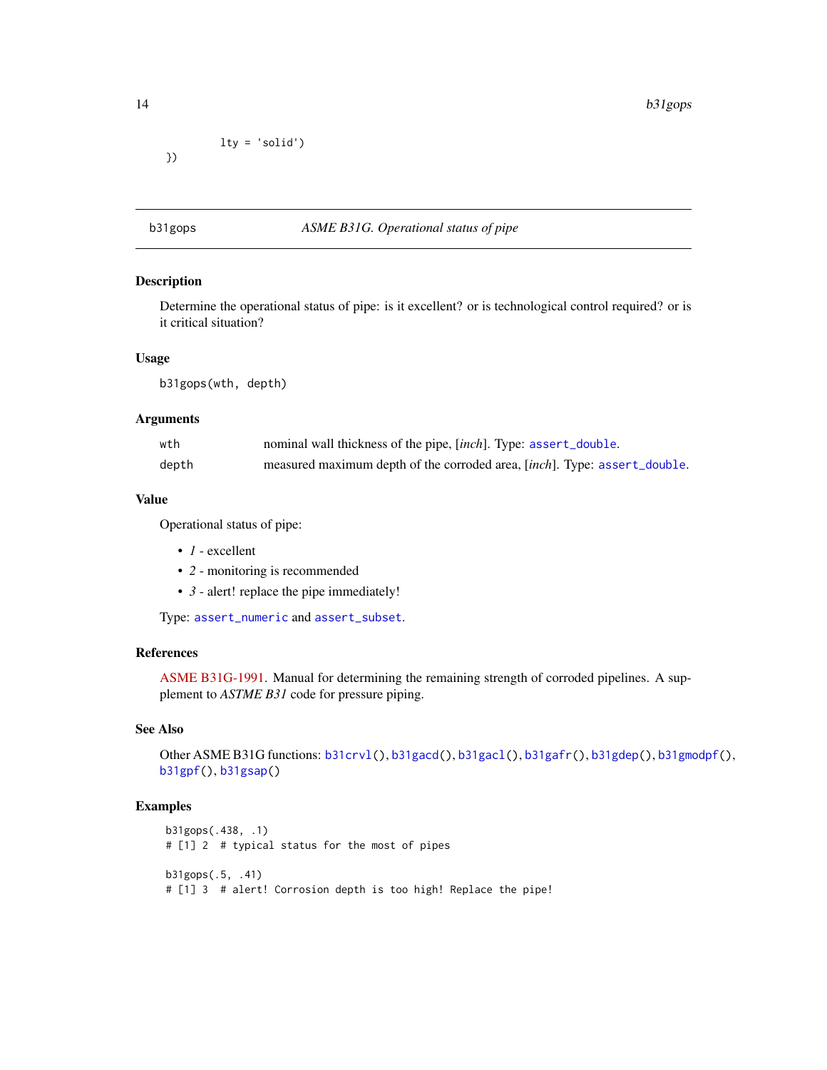```
          lty = 'solid')
})
```

## b31gops — *ASME B31G. Operational status of pipe*

### Description

Determine the operational status of pipe: is it excellent? or is technological control required? or is it critical situation?

### Usage

```
b31gops(wth, depth)
```

### Arguments

| | |
|---|---|
| wth | nominal wall thickness of the pipe, [*inch*]. Type: `assert_double`. |
| depth | measured maximum depth of the corroded area, [*inch*]. Type: `assert_double`. |

### Value

Operational status of pipe:

- *1* - excellent
- *2* - monitoring is recommended
- *3* - alert! replace the pipe immediately!

Type: `assert_numeric` and `assert_subset`.

### References

ASME B31G-1991. Manual for determining the remaining strength of corroded pipelines. A supplement to *ASTME B31* code for pressure piping.

### See Also

Other ASME B31G functions: `b31crvl()`, `b31gacd()`, `b31gacl()`, `b31gafr()`, `b31gdep()`, `b31gmodpf()`, `b31gpf()`, `b31gsap()`

### Examples

```
b31gops(.438, .1)
# [1] 2  # typical status for the most of pipes

b31gops(.5, .41)
# [1] 3  # alert! Corrosion depth is too high! Replace the pipe!
```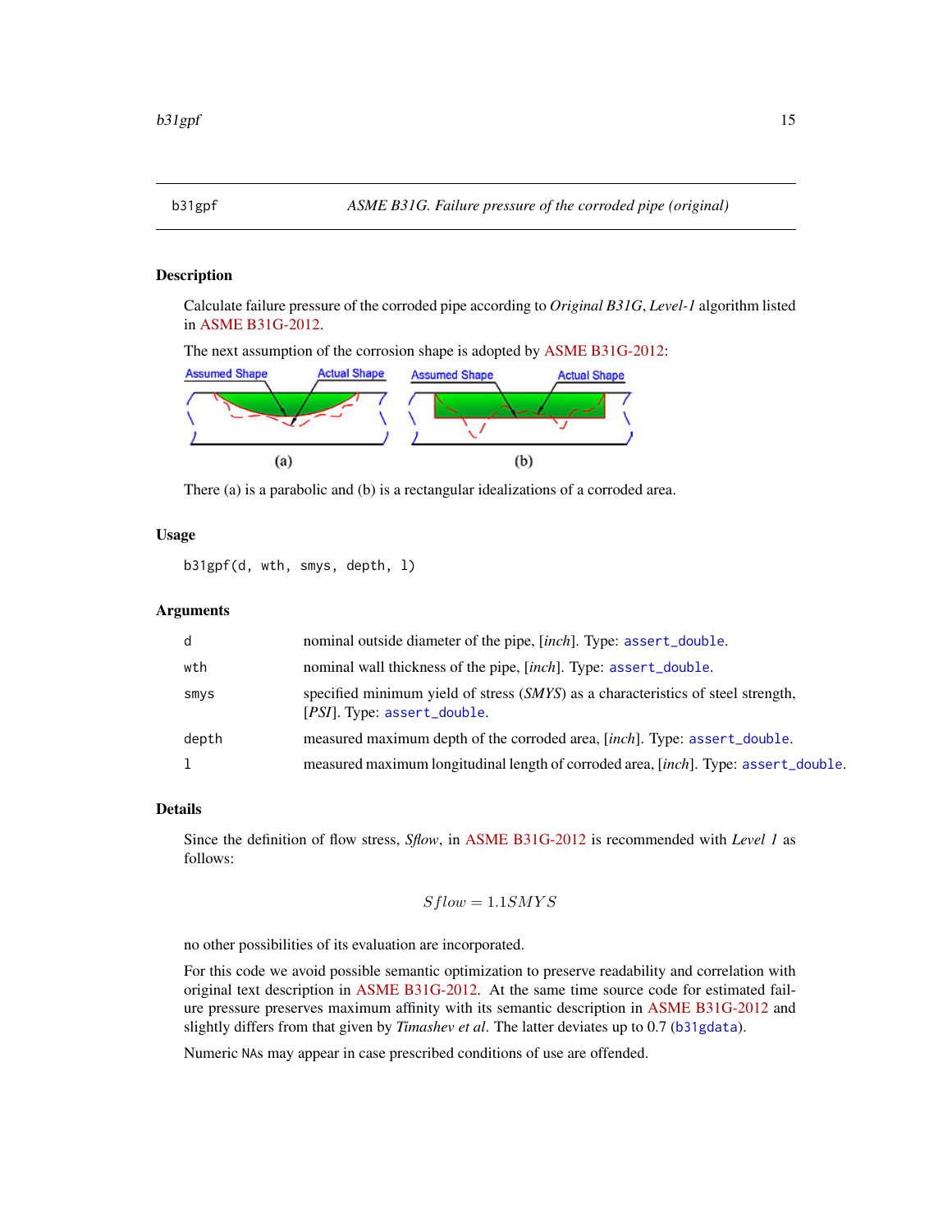b31gpf — *ASME B31G. Failure pressure of the corroded pipe (original)*

## Description

Calculate failure pressure of the corroded pipe according to *Original B31G*, *Level-1* algorithm listed in ASME B31G-2012.

The next assumption of the corrosion shape is adopted by ASME B31G-2012:

There (a) is a parabolic and (b) is a rectangular idealizations of a corroded area.

## Usage

```
b31gpf(d, wth, smys, depth, l)
```

## Arguments

| | |
|---|---|
| d | nominal outside diameter of the pipe, [*inch*]. Type: assert_double. |
| wth | nominal wall thickness of the pipe, [*inch*]. Type: assert_double. |
| smys | specified minimum yield of stress (*SMYS*) as a characteristics of steel strength, [*PSI*]. Type: assert_double. |
| depth | measured maximum depth of the corroded area, [*inch*]. Type: assert_double. |
| l | measured maximum longitudinal length of corroded area, [*inch*]. Type: assert_double. |

## Details

Since the definition of flow stress, *Sflow*, in ASME B31G-2012 is recommended with *Level 1* as follows:

$$Sflow = 1.1 SMYS$$

no other possibilities of its evaluation are incorporated.

For this code we avoid possible semantic optimization to preserve readability and correlation with original text description in ASME B31G-2012. At the same time source code for estimated failure pressure preserves maximum affinity with its semantic description in ASME B31G-2012 and slightly differs from that given by *Timashev et al*. The latter deviates up to 0.7 (b31gdata).

Numeric NAs may appear in case prescribed conditions of use are offended.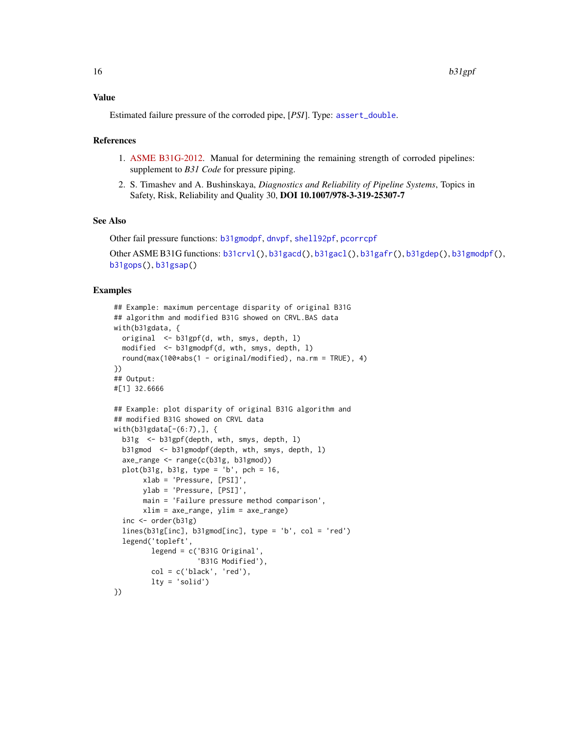### Value

Estimated failure pressure of the corroded pipe, [*PSI*]. Type: `assert_double`.

### References

1. ASME B31G-2012. Manual for determining the remaining strength of corroded pipelines: supplement to *B31 Code* for pressure piping.
2. S. Timashev and A. Bushinskaya, *Diagnostics and Reliability of Pipeline Systems*, Topics in Safety, Risk, Reliability and Quality 30, **DOI 10.1007/978-3-319-25307-7**

### See Also

Other fail pressure functions: `b31gmodpf`, `dnvpf`, `shell92pf`, `pcorrcpf`

Other ASME B31G functions: `b31crvl()`, `b31gacd()`, `b31gacl()`, `b31gafr()`, `b31gdep()`, `b31gmodpf()`, `b31gops()`, `b31gsap()`

### Examples

```
## Example: maximum percentage disparity of original B31G
## algorithm and modified B31G showed on CRVL.BAS data
with(b31gdata, {
  original  <- b31gpf(d, wth, smys, depth, l)
  modified  <- b31gmodpf(d, wth, smys, depth, l)
  round(max(100*abs(1 - original/modified), na.rm = TRUE), 4)
})
## Output:
#[1] 32.6666

## Example: plot disparity of original B31G algorithm and
## modified B31G showed on CRVL data
with(b31gdata[-(6:7),], {
  b31g  <- b31gpf(depth, wth, smys, depth, l)
  b31gmod  <- b31gmodpf(depth, wth, smys, depth, l)
  axe_range <- range(c(b31g, b31gmod))
  plot(b31g, b31g, type = 'b', pch = 16,
       xlab = 'Pressure, [PSI]',
       ylab = 'Pressure, [PSI]',
       main = 'Failure pressure method comparison',
       xlim = axe_range, ylim = axe_range)
  inc <- order(b31g)
  lines(b31g[inc], b31gmod[inc], type = 'b', col = 'red')
  legend('topleft',
         legend = c('B31G Original',
                    'B31G Modified'),
         col = c('black', 'red'),
         lty = 'solid')
})
```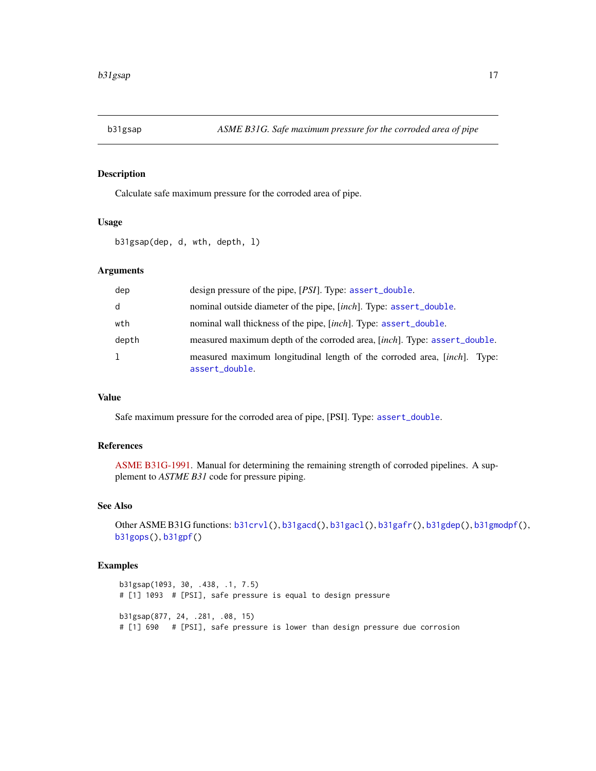## b31gsap — *ASME B31G. Safe maximum pressure for the corroded area of pipe*

### Description

Calculate safe maximum pressure for the corroded area of pipe.

### Usage

```
b31gsap(dep, d, wth, depth, l)
```

### Arguments

| | |
|---|---|
| dep | design pressure of the pipe, [*PSI*]. Type: `assert_double`. |
| d | nominal outside diameter of the pipe, [*inch*]. Type: `assert_double`. |
| wth | nominal wall thickness of the pipe, [*inch*]. Type: `assert_double`. |
| depth | measured maximum depth of the corroded area, [*inch*]. Type: `assert_double`. |
| l | measured maximum longitudinal length of the corroded area, [*inch*]. Type: `assert_double`. |

### Value

Safe maximum pressure for the corroded area of pipe, [PSI]. Type: `assert_double`.

### References

ASME B31G-1991. Manual for determining the remaining strength of corroded pipelines. A supplement to *ASTME B31* code for pressure piping.

### See Also

Other ASME B31G functions: `b31crvl()`, `b31gacd()`, `b31gacl()`, `b31gafr()`, `b31gdep()`, `b31gmodpf()`, `b31gops()`, `b31gpf()`

### Examples

```
b31gsap(1093, 30, .438, .1, 7.5)
# [1] 1093  # [PSI], safe pressure is equal to design pressure

b31gsap(877, 24, .281, .08, 15)
# [1] 690   # [PSI], safe pressure is lower than design pressure due corrosion
```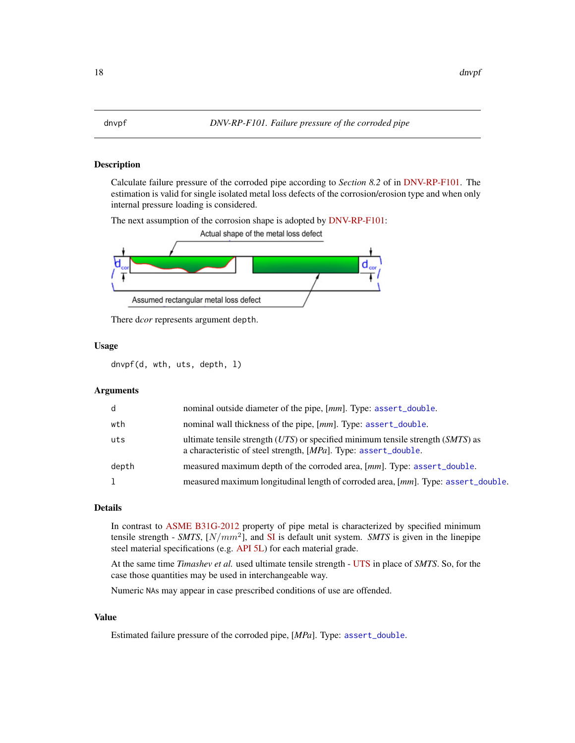## dnvpf — *DNV-RP-F101. Failure pressure of the corroded pipe*

### Description

Calculate failure pressure of the corroded pipe according to *Section 8.2* of in DNV-RP-F101. The estimation is valid for single isolated metal loss defects of the corrosion/erosion type and when only internal pressure loading is considered.

The next assumption of the corrosion shape is adopted by DNV-RP-F101:

Actual shape of the metal loss defect

$d_{cor}$ $d_{cor}$

Assumed rectangular metal loss defect

There d*cor* represents argument `depth`.

### Usage

```
dnvpf(d, wth, uts, depth, l)
```

### Arguments

| | |
|---|---|
| `d` | nominal outside diameter of the pipe, [*mm*]. Type: `assert_double`. |
| `wth` | nominal wall thickness of the pipe, [*mm*]. Type: `assert_double`. |
| `uts` | ultimate tensile strength (*UTS*) or specified minimum tensile strength (*SMTS*) as a characteristic of steel strength, [*MPa*]. Type: `assert_double`. |
| `depth` | measured maximum depth of the corroded area, [*mm*]. Type: `assert_double`. |
| `l` | measured maximum longitudinal length of corroded area, [*mm*]. Type: `assert_double`. |

### Details

In contrast to ASME B31G-2012 property of pipe metal is characterized by specified minimum tensile strength - *SMTS*, $[N/mm^2]$, and SI is default unit system. *SMTS* is given in the linepipe steel material specifications (e.g. API 5L) for each material grade.

At the same time *Timashev et al.* used ultimate tensile strength - UTS in place of *SMTS*. So, for the case those quantities may be used in interchangeable way.

Numeric `NA`s may appear in case prescribed conditions of use are offended.

### Value

Estimated failure pressure of the corroded pipe, [*MPa*]. Type: `assert_double`.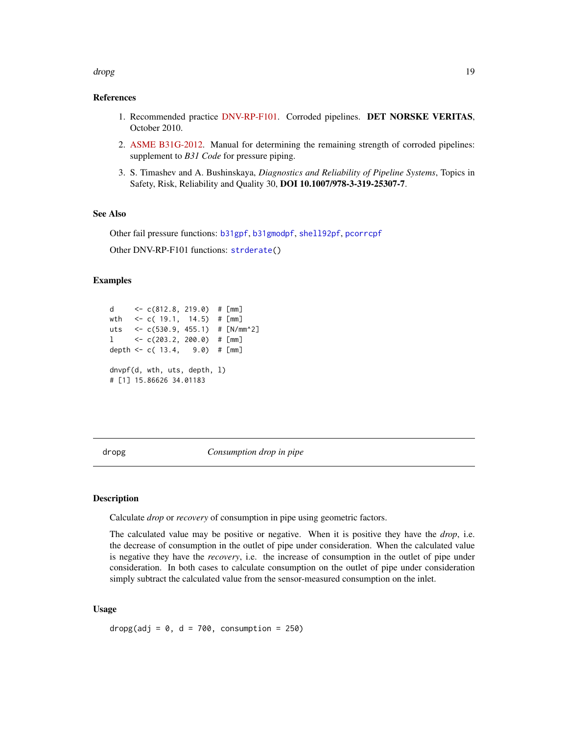## References

1. Recommended practice DNV-RP-F101. Corroded pipelines. **DET NORSKE VERITAS**, October 2010.
2. ASME B31G-2012. Manual for determining the remaining strength of corroded pipelines: supplement to *B31 Code* for pressure piping.
3. S. Timashev and A. Bushinskaya, *Diagnostics and Reliability of Pipeline Systems*, Topics in Safety, Risk, Reliability and Quality 30, **DOI 10.1007/978-3-319-25307-7**.

## See Also

Other fail pressure functions: `b31gpf`, `b31gmodpf`, `shell92pf`, `pcorrcpf`

Other DNV-RP-F101 functions: `strderate()`

## Examples

```
d     <- c(812.8, 219.0)  # [mm]
wth   <- c( 19.1,  14.5)  # [mm]
uts   <- c(530.9, 455.1)  # [N/mm^2]
l     <- c(203.2, 200.0)  # [mm]
depth <- c( 13.4,   9.0)  # [mm]

dnvpf(d, wth, uts, depth, l)
# [1] 15.86626 34.01183
```

---

# dropg — *Consumption drop in pipe*

## Description

Calculate *drop* or *recovery* of consumption in pipe using geometric factors.

The calculated value may be positive or negative. When it is positive they have the *drop*, i.e. the decrease of consumption in the outlet of pipe under consideration. When the calculated value is negative they have the *recovery*, i.e. the increase of consumption in the outlet of pipe under consideration. In both cases to calculate consumption on the outlet of pipe under consideration simply subtract the calculated value from the sensor-measured consumption on the inlet.

## Usage

```
dropg(adj = 0, d = 700, consumption = 250)
```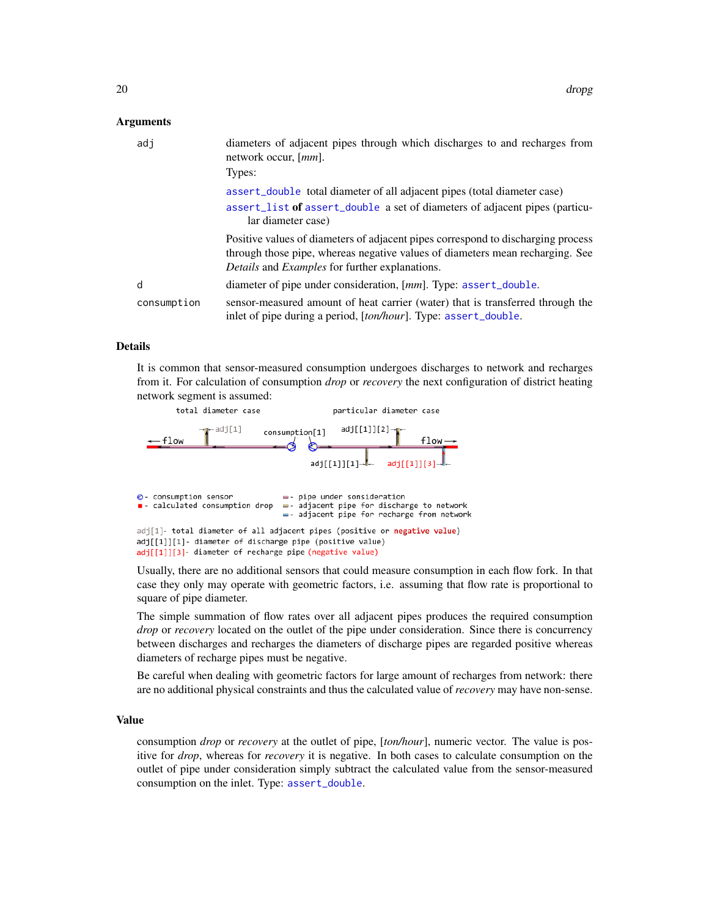## Arguments

`adj`
: diameters of adjacent pipes through which discharges to and recharges from network occur, [*mm*].
Types:

  `assert_double` total diameter of all adjacent pipes (total diameter case)

  `assert_list` **of** `assert_double` a set of diameters of adjacent pipes (particular diameter case)

  Positive values of diameters of adjacent pipes correspond to discharging process through those pipe, whereas negative values of diameters mean recharging. See *Details* and *Examples* for further explanations.

`d`
: diameter of pipe under consideration, [*mm*]. Type: `assert_double`.

`consumption`
: sensor-measured amount of heat carrier (water) that is transferred through the inlet of pipe during a period, [*ton/hour*]. Type: `assert_double`.

## Details

It is common that sensor-measured consumption undergoes discharges to network and recharges from it. For calculation of consumption *drop* or *recovery* the next configuration of district heating network segment is assumed:

```
        total diameter case                    particular diameter case

                  adj[1]          consumption[1]   adj[[1]][2]
   <-flow                                                          flow->

                                          adj[[1]][1]     adj[[1]][3]

⊘ - consumption sensor            - pipe under sonsideration
■ - calculated consumption drop   - adjacent pipe for discharge to network
                                  - adjacent pipe for recharge from network

adj[1]- total diameter of all adjacent pipes (positive or negative value)
adj[[1]][1]- diameter of discharge pipe (positive value)
adj[[1]][3]- diameter of recharge pipe (negative value)
```

Usually, there are no additional sensors that could measure consumption in each flow fork. In that case they only may operate with geometric factors, i.e. assuming that flow rate is proportional to square of pipe diameter.

The simple summation of flow rates over all adjacent pipes produces the required consumption *drop* or *recovery* located on the outlet of the pipe under consideration. Since there is concurrency between discharges and recharges the diameters of discharge pipes are regarded positive whereas diameters of recharge pipes must be negative.

Be careful when dealing with geometric factors for large amount of recharges from network: there are no additional physical constraints and thus the calculated value of *recovery* may have non-sense.

## Value

consumption *drop* or *recovery* at the outlet of pipe, [*ton/hour*], numeric vector. The value is positive for *drop*, whereas for *recovery* it is negative. In both cases to calculate consumption on the outlet of pipe under consideration simply subtract the calculated value from the sensor-measured consumption on the inlet. Type: `assert_double`.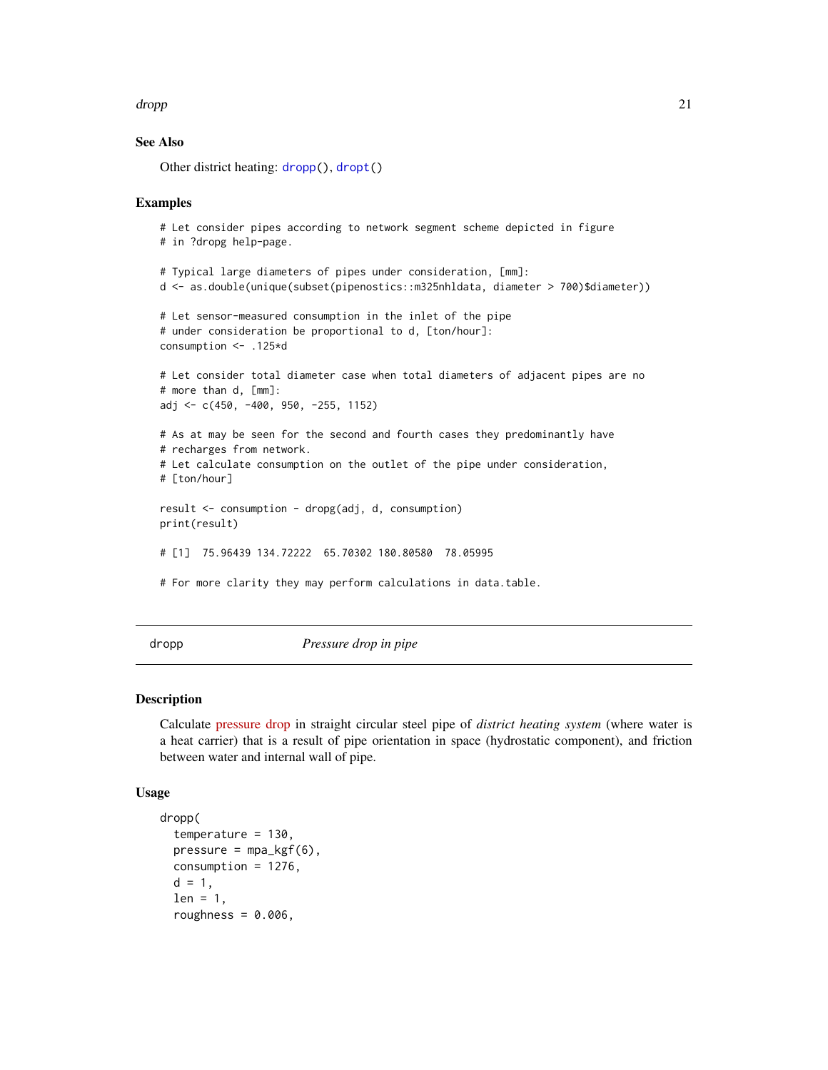### See Also

Other district heating: `dropp()`, `dropt()`

### Examples

```
# Let consider pipes according to network segment scheme depicted in figure
# in ?dropg help-page.

# Typical large diameters of pipes under consideration, [mm]:
d <- as.double(unique(subset(pipenostics::m325nhldata, diameter > 700)$diameter))

# Let sensor-measured consumption in the inlet of the pipe
# under consideration be proportional to d, [ton/hour]:
consumption <- .125*d

# Let consider total diameter case when total diameters of adjacent pipes are no
# more than d, [mm]:
adj <- c(450, -400, 950, -255, 1152)

# As at may be seen for the second and fourth cases they predominantly have
# recharges from network.
# Let calculate consumption on the outlet of the pipe under consideration,
# [ton/hour]

result <- consumption - dropg(adj, d, consumption)
print(result)

# [1]  75.96439 134.72222  65.70302 180.80580  78.05995

# For more clarity they may perform calculations in data.table.
```

---

## dropp — *Pressure drop in pipe*

---

### Description

Calculate pressure drop in straight circular steel pipe of *district heating system* (where water is a heat carrier) that is a result of pipe orientation in space (hydrostatic component), and friction between water and internal wall of pipe.

### Usage

```
dropp(
  temperature = 130,
  pressure = mpa_kgf(6),
  consumption = 1276,
  d = 1,
  len = 1,
  roughness = 0.006,
```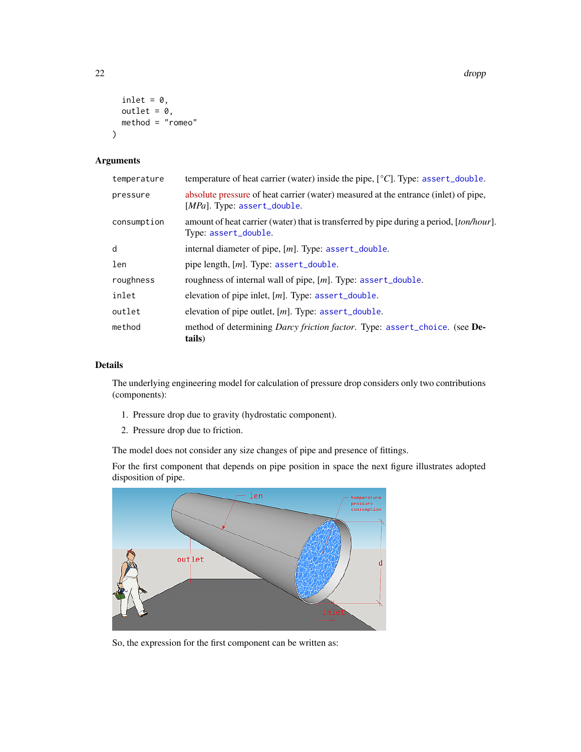```
  inlet = 0,
  outlet = 0,
  method = "romeo"
)
```

## Arguments

| | |
|---|---|
| `temperature` | temperature of heat carrier (water) inside the pipe, [°$C$]. Type: `assert_double`. |
| `pressure` | absolute pressure of heat carrier (water) measured at the entrance (inlet) of pipe, [$MPa$]. Type: `assert_double`. |
| `consumption` | amount of heat carrier (water) that is transferred by pipe during a period, [*ton/hour*]. Type: `assert_double`. |
| `d` | internal diameter of pipe, [$m$]. Type: `assert_double`. |
| `len` | pipe length, [$m$]. Type: `assert_double`. |
| `roughness` | roughness of internal wall of pipe, [$m$]. Type: `assert_double`. |
| `inlet` | elevation of pipe inlet, [$m$]. Type: `assert_double`. |
| `outlet` | elevation of pipe outlet, [$m$]. Type: `assert_double`. |
| `method` | method of determining *Darcy friction factor*. Type: `assert_choice`. (see **Details**) |

## Details

The underlying engineering model for calculation of pressure drop considers only two contributions (components):

1. Pressure drop due to gravity (hydrostatic component).
2. Pressure drop due to friction.

The model does not consider any size changes of pipe and presence of fittings.

For the first component that depends on pipe position in space the next figure illustrates adopted disposition of pipe.

So, the expression for the first component can be written as: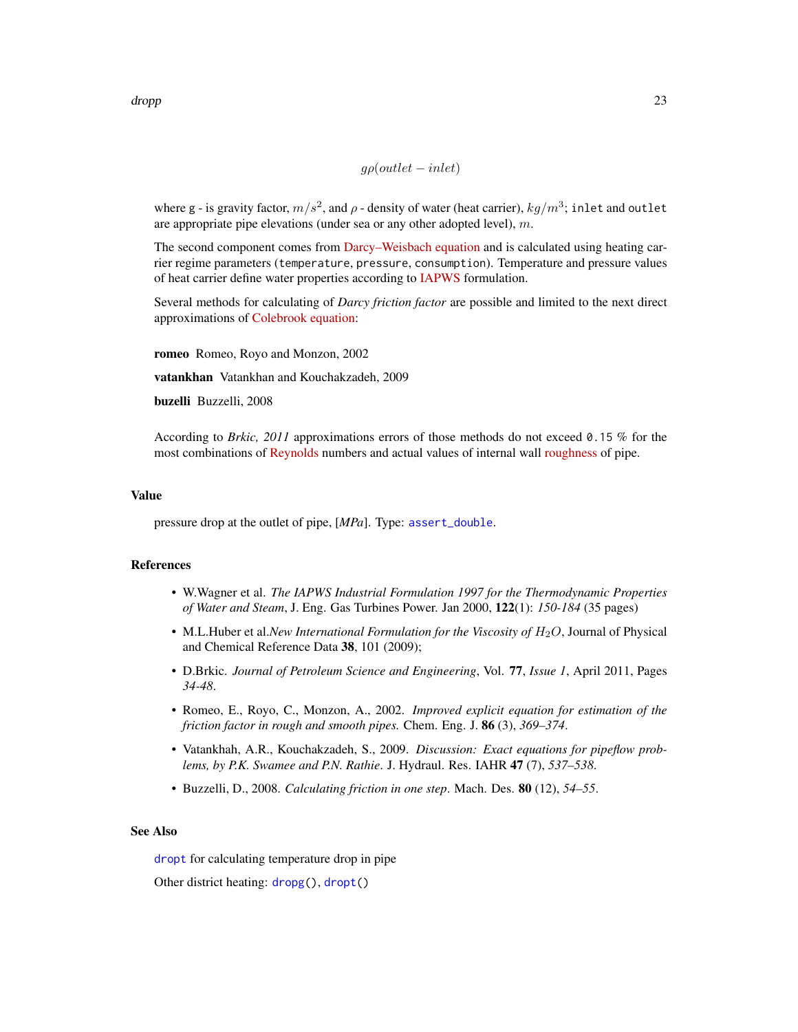$$g\rho(outlet - inlet)$$

where g - is gravity factor, $m/s^2$, and $\rho$ - density of water (heat carrier), $kg/m^3$; `inlet` and `outlet` are appropriate pipe elevations (under sea or any other adopted level), $m$.

The second component comes from Darcy–Weisbach equation and is calculated using heating carrier regime parameters (`temperature`, `pressure`, `consumption`). Temperature and pressure values of heat carrier define water properties according to IAPWS formulation.

Several methods for calculating of *Darcy friction factor* are possible and limited to the next direct approximations of Colebrook equation:

**romeo** Romeo, Royo and Monzon, 2002

**vatankhan** Vatankhan and Kouchakzadeh, 2009

**buzelli** Buzzelli, 2008

According to *Brkic, 2011* approximations errors of those methods do not exceed `0.15` % for the most combinations of Reynolds numbers and actual values of internal wall roughness of pipe.

## Value

pressure drop at the outlet of pipe, [*MPa*]. Type: `assert_double`.

## References

- W.Wagner et al. *The IAPWS Industrial Formulation 1997 for the Thermodynamic Properties of Water and Steam*, J. Eng. Gas Turbines Power. Jan 2000, **122**(1): *150-184* (35 pages)
- M.L.Huber et al.*New International Formulation for the Viscosity of $H_2O$*, Journal of Physical and Chemical Reference Data **38**, 101 (2009);
- D.Brkic. *Journal of Petroleum Science and Engineering*, Vol. **77**, *Issue 1*, April 2011, Pages *34-48*.
- Romeo, E., Royo, C., Monzon, A., 2002. *Improved explicit equation for estimation of the friction factor in rough and smooth pipes.* Chem. Eng. J. **86** (3), *369–374*.
- Vatankhah, A.R., Kouchakzadeh, S., 2009. *Discussion: Exact equations for pipeflow problems, by P.K. Swamee and P.N. Rathie*. J. Hydraul. Res. IAHR **47** (7), *537–538*.
- Buzzelli, D., 2008. *Calculating friction in one step*. Mach. Des. **80** (12), *54–55*.

## See Also

`dropt` for calculating temperature drop in pipe

Other district heating: `dropg()`, `dropt()`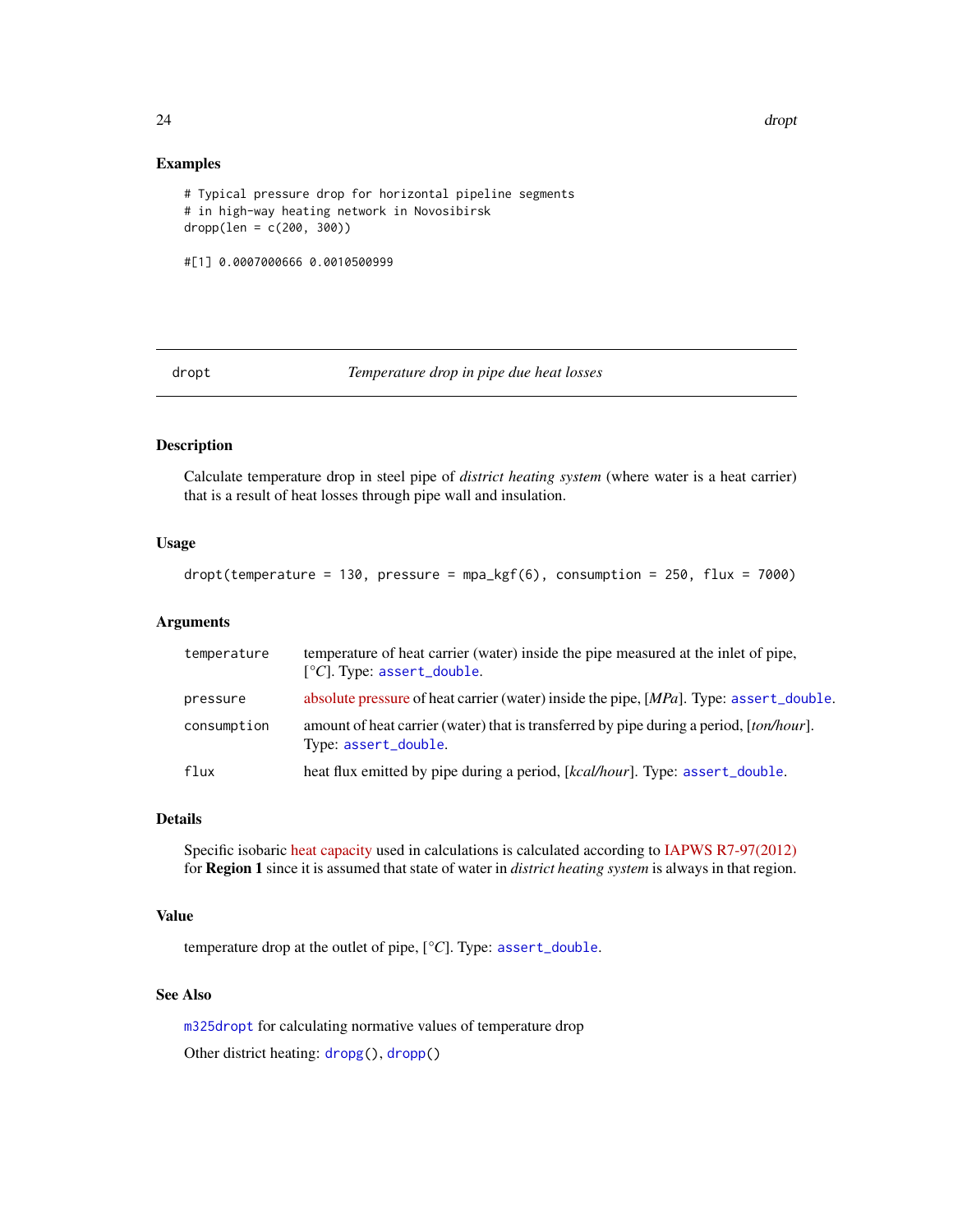## Examples

```
# Typical pressure drop for horizontal pipeline segments
# in high-way heating network in Novosibirsk
dropp(len = c(200, 300))

#[1] 0.0007000666 0.0010500999
```

---

# dropt — *Temperature drop in pipe due heat losses*

---

## Description

Calculate temperature drop in steel pipe of *district heating system* (where water is a heat carrier) that is a result of heat losses through pipe wall and insulation.

## Usage

```
dropt(temperature = 130, pressure = mpa_kgf(6), consumption = 250, flux = 7000)
```

## Arguments

| | |
|---|---|
| `temperature` | temperature of heat carrier (water) inside the pipe measured at the inlet of pipe, [*°C*]. Type: `assert_double`. |
| `pressure` | absolute pressure of heat carrier (water) inside the pipe, [*MPa*]. Type: `assert_double`. |
| `consumption` | amount of heat carrier (water) that is transferred by pipe during a period, [*ton/hour*]. Type: `assert_double`. |
| `flux` | heat flux emitted by pipe during a period, [*kcal/hour*]. Type: `assert_double`. |

## Details

Specific isobaric heat capacity used in calculations is calculated according to IAPWS R7-97(2012) for **Region 1** since it is assumed that state of water in *district heating system* is always in that region.

## Value

temperature drop at the outlet of pipe, [*°C*]. Type: `assert_double`.

## See Also

`m325dropt` for calculating normative values of temperature drop

Other district heating: `dropg()`, `dropp()`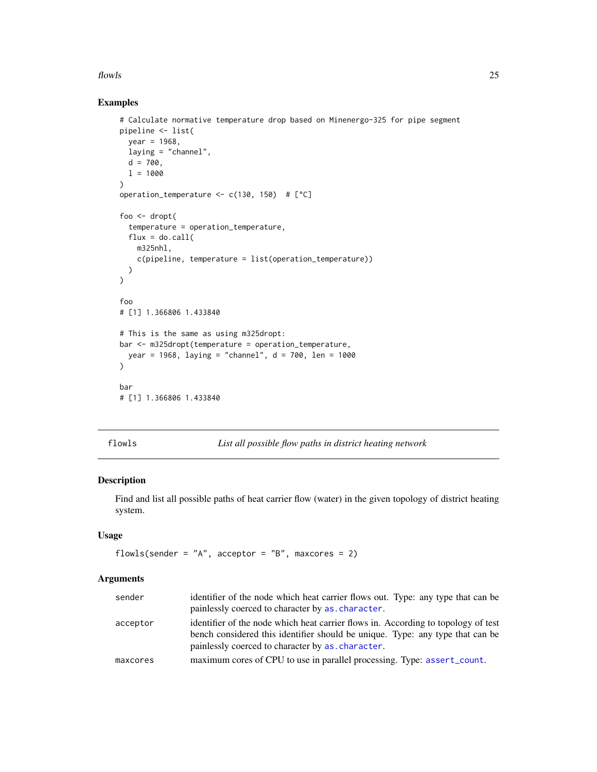## Examples

```
# Calculate normative temperature drop based on Minenergo-325 for pipe segment
pipeline <- list(
  year = 1968,
  laying = "channel",
  d = 700,
  l = 1000
)
operation_temperature <- c(130, 150)  # [°C]

foo <- dropt(
  temperature = operation_temperature,
  flux = do.call(
    m325nhl,
    c(pipeline, temperature = list(operation_temperature))
  )
)

foo
# [1] 1.366806 1.433840

# This is the same as using m325dropt:
bar <- m325dropt(temperature = operation_temperature,
  year = 1968, laying = "channel", d = 700, len = 1000
)

bar
# [1] 1.366806 1.433840
```

---

# flowls — *List all possible flow paths in district heating network*

## Description

Find and list all possible paths of heat carrier flow (water) in the given topology of district heating system.

## Usage

```
flowls(sender = "A", acceptor = "B", maxcores = 2)
```

## Arguments

| | |
|---|---|
| `sender` | identifier of the node which heat carrier flows out. Type: any type that can be painlessly coerced to character by `as.character`. |
| `acceptor` | identifier of the node which heat carrier flows in. According to topology of test bench considered this identifier should be unique. Type: any type that can be painlessly coerced to character by `as.character`. |
| `maxcores` | maximum cores of CPU to use in parallel processing. Type: `assert_count`. |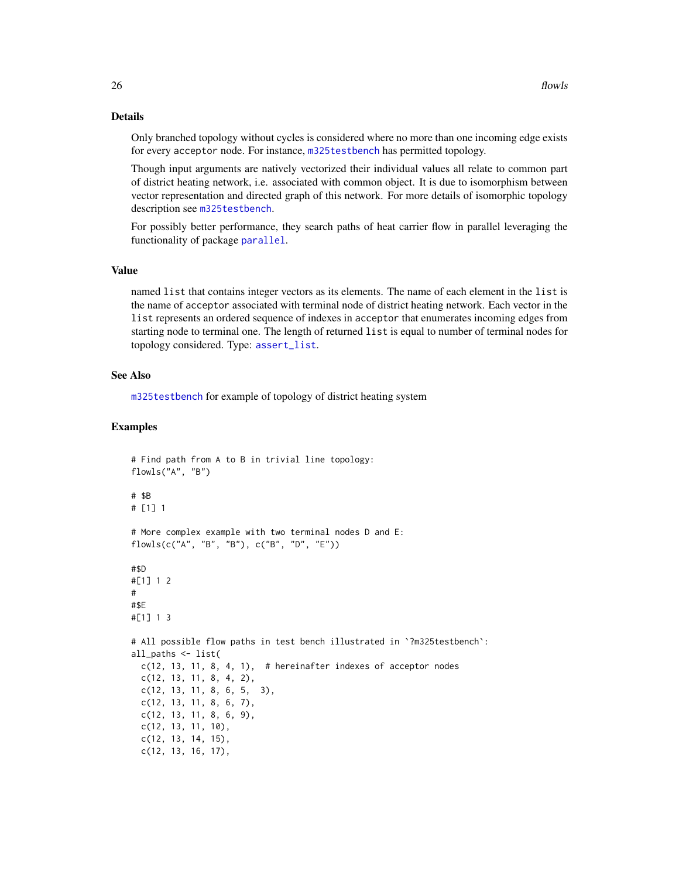## Details

Only branched topology without cycles is considered where no more than one incoming edge exists for every `acceptor` node. For instance, `m325testbench` has permitted topology.

Though input arguments are natively vectorized their individual values all relate to common part of district heating network, i.e. associated with common object. It is due to isomorphism between vector representation and directed graph of this network. For more details of isomorphic topology description see `m325testbench`.

For possibly better performance, they search paths of heat carrier flow in parallel leveraging the functionality of package `parallel`.

## Value

named `list` that contains integer vectors as its elements. The name of each element in the `list` is the name of `acceptor` associated with terminal node of district heating network. Each vector in the `list` represents an ordered sequence of indexes in `acceptor` that enumerates incoming edges from starting node to terminal one. The length of returned `list` is equal to number of terminal nodes for topology considered. Type: `assert_list`.

## See Also

`m325testbench` for example of topology of district heating system

## Examples

```
# Find path from A to B in trivial line topology:
flowls("A", "B")

# $B
# [1] 1

# More complex example with two terminal nodes D and E:
flowls(c("A", "B", "B"), c("B", "D", "E"))

#$D
#[1] 1 2
#
#$E
#[1] 1 3

# All possible flow paths in test bench illustrated in `?m325testbench`:
all_paths <- list(
  c(12, 13, 11, 8, 4, 1),  # hereinafter indexes of acceptor nodes
  c(12, 13, 11, 8, 4, 2),
  c(12, 13, 11, 8, 6, 5,  3),
  c(12, 13, 11, 8, 6, 7),
  c(12, 13, 11, 8, 6, 9),
  c(12, 13, 11, 10),
  c(12, 13, 14, 15),
  c(12, 13, 16, 17),
```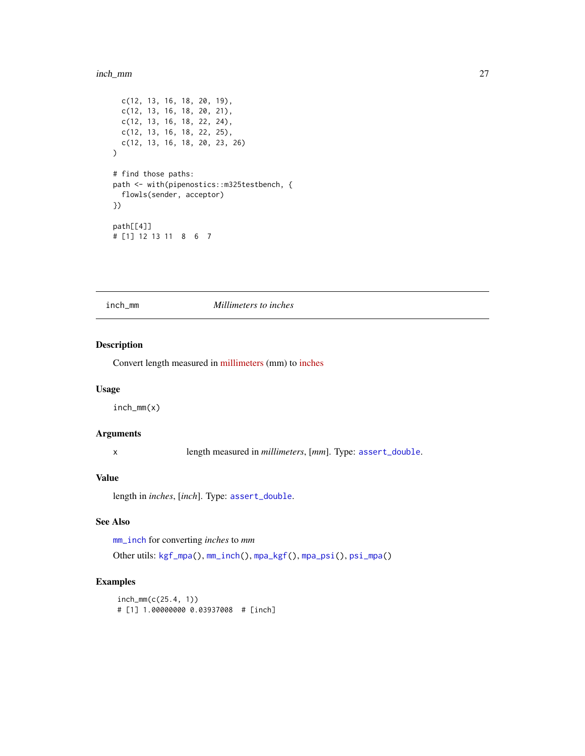```
  c(12, 13, 16, 18, 20, 19),
  c(12, 13, 16, 18, 20, 21),
  c(12, 13, 16, 18, 22, 24),
  c(12, 13, 16, 18, 22, 25),
  c(12, 13, 16, 18, 20, 23, 26)
)

# find those paths:
path <- with(pipenostics::m325testbench, {
  flowls(sender, acceptor)
})

path[[4]]
# [1] 12 13 11  8  6  7
```

---

## inch_mm *Millimeters to inches*

### Description

Convert length measured in millimeters (mm) to inches

### Usage

```
inch_mm(x)
```

### Arguments

| | |
|---|---|
| x | length measured in *millimeters*, [*mm*]. Type: `assert_double`. |

### Value

length in *inches*, [*inch*]. Type: `assert_double`.

### See Also

`mm_inch` for converting *inches* to *mm*

Other utils: `kgf_mpa()`, `mm_inch()`, `mpa_kgf()`, `mpa_psi()`, `psi_mpa()`

### Examples

```
inch_mm(c(25.4, 1))
# [1] 1.00000000 0.03937008  # [inch]
```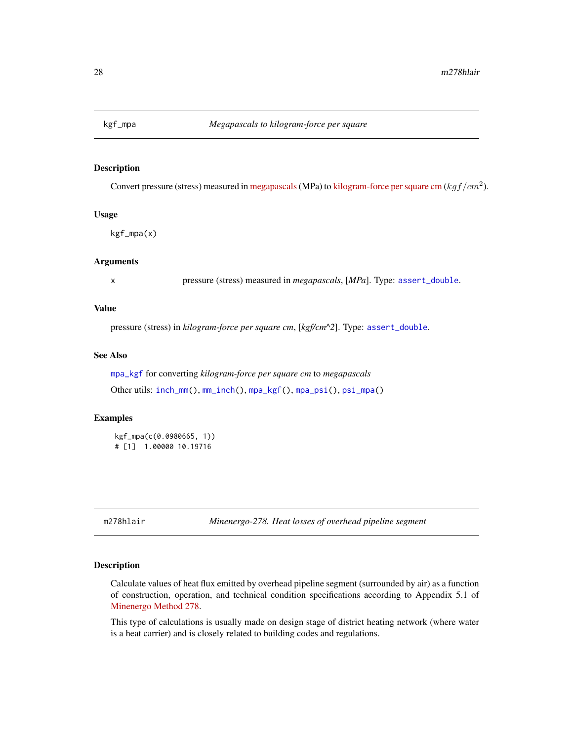## kgf_mpa — *Megapascals to kilogram-force per square*

### Description

Convert pressure (stress) measured in megapascals (MPa) to kilogram-force per square cm ($kgf/cm^2$).

### Usage

```
kgf_mpa(x)
```

### Arguments

| | |
|---|---|
| x | pressure (stress) measured in *megapascals*, [*MPa*]. Type: `assert_double`. |

### Value

pressure (stress) in *kilogram-force per square cm*, [*kgf/cm^2*]. Type: `assert_double`.

### See Also

`mpa_kgf` for converting *kilogram-force per square cm* to *megapascals*

Other utils: `inch_mm()`, `mm_inch()`, `mpa_kgf()`, `mpa_psi()`, `psi_mpa()`

### Examples

```
kgf_mpa(c(0.0980665, 1))
# [1]  1.00000 10.19716
```

## m278hlair — *Minenergo-278. Heat losses of overhead pipeline segment*

### Description

Calculate values of heat flux emitted by overhead pipeline segment (surrounded by air) as a function of construction, operation, and technical condition specifications according to Appendix 5.1 of Minenergo Method 278.

This type of calculations is usually made on design stage of district heating network (where water is a heat carrier) and is closely related to building codes and regulations.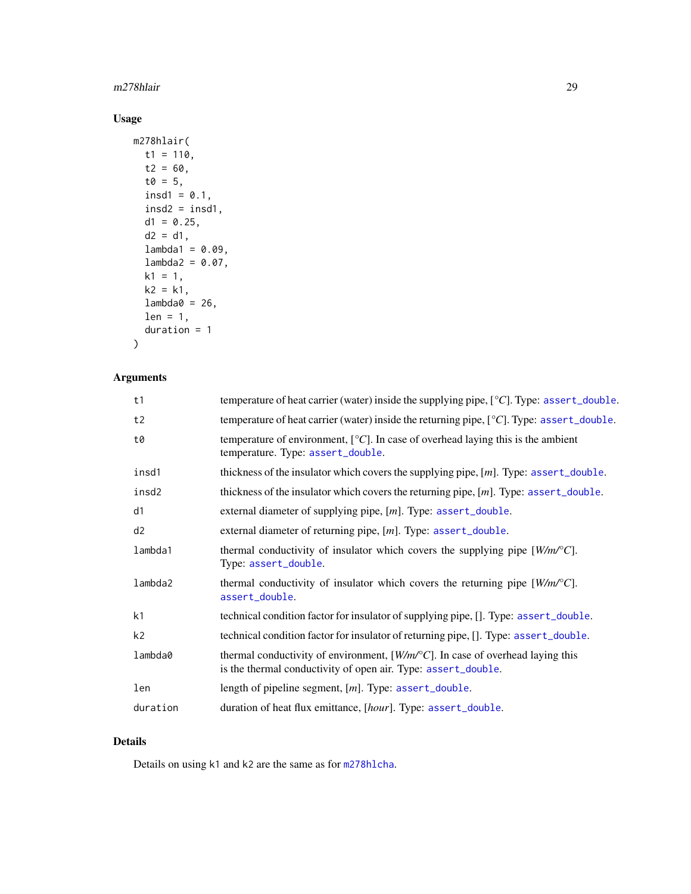## Usage

```
m278hlair(
  t1 = 110,
  t2 = 60,
  t0 = 5,
  insd1 = 0.1,
  insd2 = insd1,
  d1 = 0.25,
  d2 = d1,
  lambda1 = 0.09,
  lambda2 = 0.07,
  k1 = 1,
  k2 = k1,
  lambda0 = 26,
  len = 1,
  duration = 1
)
```

## Arguments

| | |
|---|---|
| t1 | temperature of heat carrier (water) inside the supplying pipe, [$°C$]. Type: assert_double. |
| t2 | temperature of heat carrier (water) inside the returning pipe, [$°C$]. Type: assert_double. |
| t0 | temperature of environment, [$°C$]. In case of overhead laying this is the ambient temperature. Type: assert_double. |
| insd1 | thickness of the insulator which covers the supplying pipe, [*m*]. Type: assert_double. |
| insd2 | thickness of the insulator which covers the returning pipe, [*m*]. Type: assert_double. |
| d1 | external diameter of supplying pipe, [*m*]. Type: assert_double. |
| d2 | external diameter of returning pipe, [*m*]. Type: assert_double. |
| lambda1 | thermal conductivity of insulator which covers the supplying pipe [*W/m/°C*]. Type: assert_double. |
| lambda2 | thermal conductivity of insulator which covers the returning pipe [*W/m/°C*]. assert_double. |
| k1 | technical condition factor for insulator of supplying pipe, []. Type: assert_double. |
| k2 | technical condition factor for insulator of returning pipe, []. Type: assert_double. |
| lambda0 | thermal conductivity of environment, [*W/m/°C*]. In case of overhead laying this is the thermal conductivity of open air. Type: assert_double. |
| len | length of pipeline segment, [*m*]. Type: assert_double. |
| duration | duration of heat flux emittance, [*hour*]. Type: assert_double. |

## Details

Details on using k1 and k2 are the same as for m278hlcha.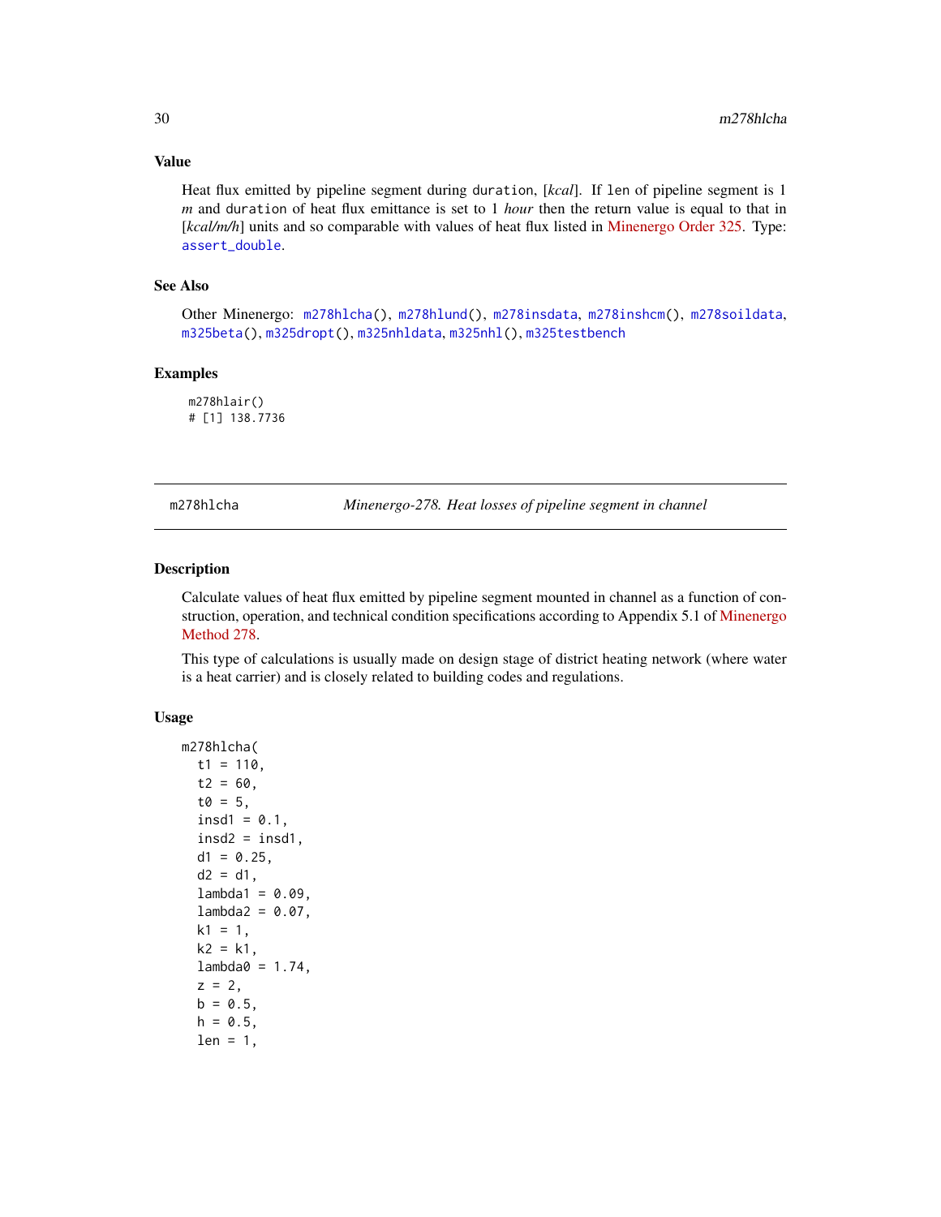### Value

Heat flux emitted by pipeline segment during `duration`, [*kcal*]. If `len` of pipeline segment is 1 *m* and `duration` of heat flux emittance is set to 1 *hour* then the return value is equal to that in [*kcal/m/h*] units and so comparable with values of heat flux listed in Minenergo Order 325. Type: `assert_double`.

### See Also

Other Minenergo: `m278hlcha()`, `m278hlund()`, `m278insdata`, `m278inshcm()`, `m278soildata`, `m325beta()`, `m325dropt()`, `m325nhldata`, `m325nhl()`, `m325testbench`

### Examples

```
m278hlair()
# [1] 138.7736
```

---

## m278hlcha — *Minenergo-278. Heat losses of pipeline segment in channel*

### Description

Calculate values of heat flux emitted by pipeline segment mounted in channel as a function of construction, operation, and technical condition specifications according to Appendix 5.1 of Minenergo Method 278.

This type of calculations is usually made on design stage of district heating network (where water is a heat carrier) and is closely related to building codes and regulations.

### Usage

```
m278hlcha(
  t1 = 110,
  t2 = 60,
  t0 = 5,
  insd1 = 0.1,
  insd2 = insd1,
  d1 = 0.25,
  d2 = d1,
  lambda1 = 0.09,
  lambda2 = 0.07,
  k1 = 1,
  k2 = k1,
  lambda0 = 1.74,
  z = 2,
  b = 0.5,
  h = 0.5,
  len = 1,
```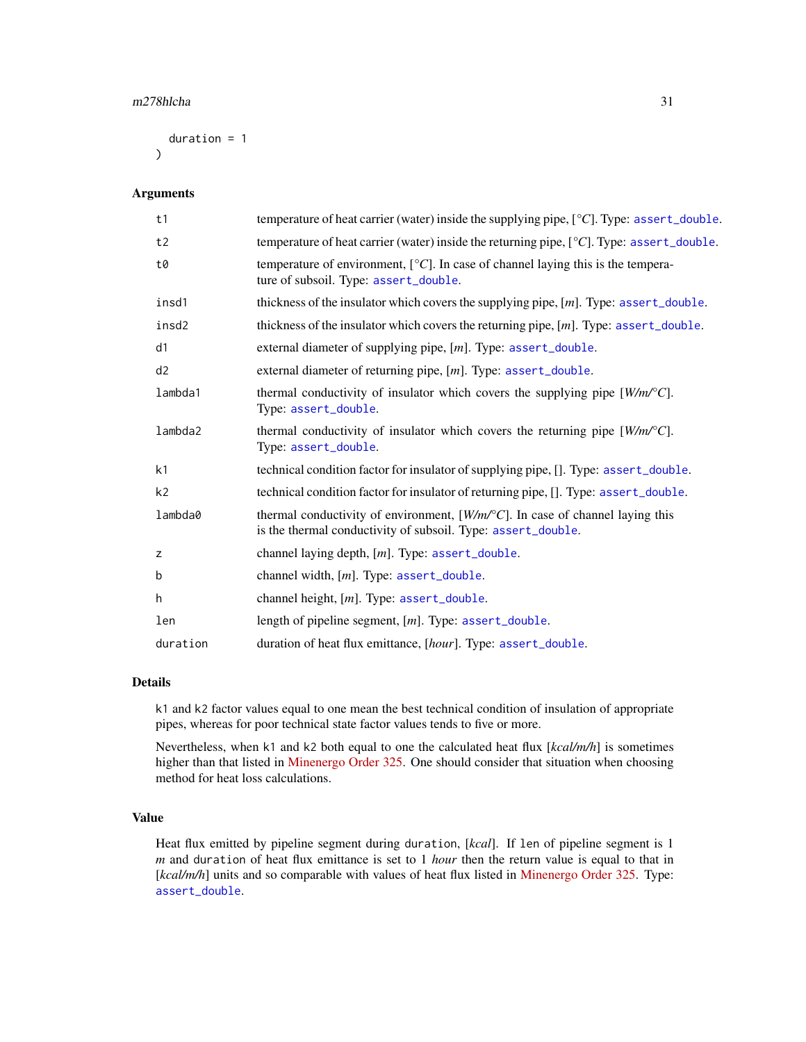```
  duration = 1
)
```

## Arguments

| | |
|---|---|
| t1 | temperature of heat carrier (water) inside the supplying pipe, [°C]. Type: assert_double. |
| t2 | temperature of heat carrier (water) inside the returning pipe, [°C]. Type: assert_double. |
| t0 | temperature of environment, [°C]. In case of channel laying this is the temperature of subsoil. Type: assert_double. |
| insd1 | thickness of the insulator which covers the supplying pipe, [m]. Type: assert_double. |
| insd2 | thickness of the insulator which covers the returning pipe, [m]. Type: assert_double. |
| d1 | external diameter of supplying pipe, [m]. Type: assert_double. |
| d2 | external diameter of returning pipe, [m]. Type: assert_double. |
| lambda1 | thermal conductivity of insulator which covers the supplying pipe [W/m/°C]. Type: assert_double. |
| lambda2 | thermal conductivity of insulator which covers the returning pipe [W/m/°C]. Type: assert_double. |
| k1 | technical condition factor for insulator of supplying pipe, []. Type: assert_double. |
| k2 | technical condition factor for insulator of returning pipe, []. Type: assert_double. |
| lambda0 | thermal conductivity of environment, [W/m/°C]. In case of channel laying this is the thermal conductivity of subsoil. Type: assert_double. |
| z | channel laying depth, [m]. Type: assert_double. |
| b | channel width, [m]. Type: assert_double. |
| h | channel height, [m]. Type: assert_double. |
| len | length of pipeline segment, [m]. Type: assert_double. |
| duration | duration of heat flux emittance, [hour]. Type: assert_double. |

## Details

k1 and k2 factor values equal to one mean the best technical condition of insulation of appropriate pipes, whereas for poor technical state factor values tends to five or more.

Nevertheless, when k1 and k2 both equal to one the calculated heat flux [kcal/m/h] is sometimes higher than that listed in Minenergo Order 325. One should consider that situation when choosing method for heat loss calculations.

## Value

Heat flux emitted by pipeline segment during duration, [kcal]. If len of pipeline segment is 1 *m* and duration of heat flux emittance is set to 1 *hour* then the return value is equal to that in [kcal/m/h] units and so comparable with values of heat flux listed in Minenergo Order 325. Type: assert_double.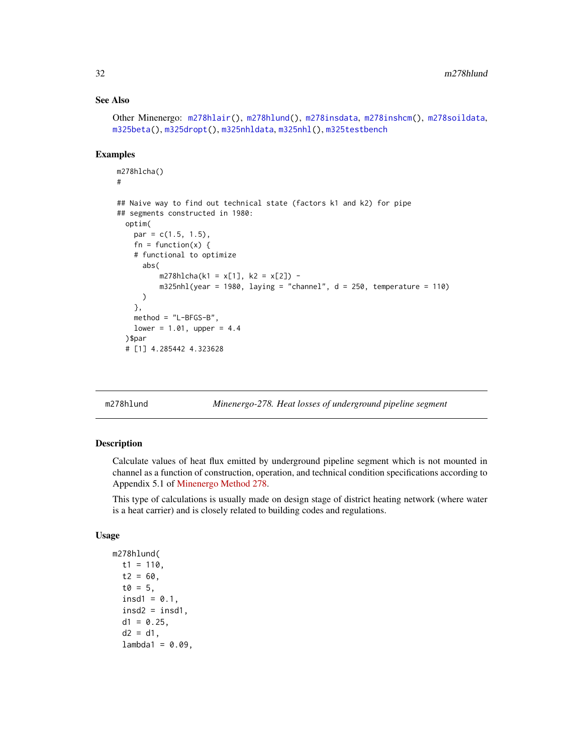### See Also

Other Minenergo: `m278hlair()`, `m278hlund()`, `m278insdata`, `m278inshcm()`, `m278soildata`, `m325beta()`, `m325dropt()`, `m325nhldata`, `m325nhl()`, `m325testbench`

### Examples

```
m278hlcha()
#

## Naive way to find out technical state (factors k1 and k2) for pipe
## segments constructed in 1980:
  optim(
    par = c(1.5, 1.5),
    fn = function(x) {
    # functional to optimize
      abs(
          m278hlcha(k1 = x[1], k2 = x[2]) -
          m325nhl(year = 1980, laying = "channel", d = 250, temperature = 110)
      )
    },
    method = "L-BFGS-B",
    lower = 1.01, upper = 4.4
  )$par
  # [1] 4.285442 4.323628
```

---

## m278hlund — *Minenergo-278. Heat losses of underground pipeline segment*

### Description

Calculate values of heat flux emitted by underground pipeline segment which is not mounted in channel as a function of construction, operation, and technical condition specifications according to Appendix 5.1 of Minenergo Method 278.

This type of calculations is usually made on design stage of district heating network (where water is a heat carrier) and is closely related to building codes and regulations.

### Usage

```
m278hlund(
  t1 = 110,
  t2 = 60,
  t0 = 5,
  insd1 = 0.1,
  insd2 = insd1,
  d1 = 0.25,
  d2 = d1,
  lambda1 = 0.09,
```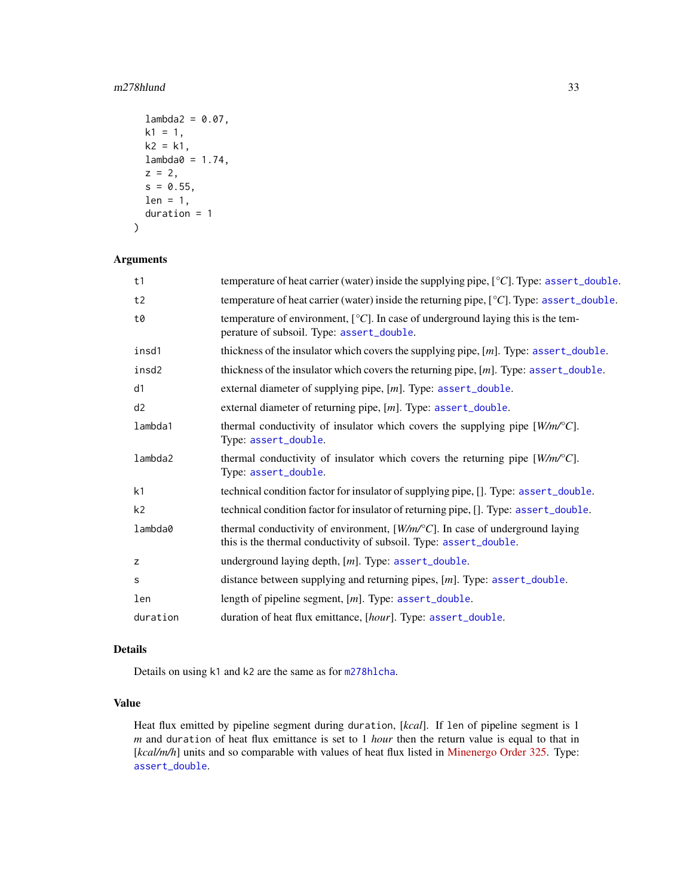```
  lambda2 = 0.07,
  k1 = 1,
  k2 = k1,
  lambda0 = 1.74,
  z = 2,
  s = 0.55,
  len = 1,
  duration = 1
)
```

## Arguments

| | |
|---|---|
| t1 | temperature of heat carrier (water) inside the supplying pipe, [°*C*]. Type: assert_double. |
| t2 | temperature of heat carrier (water) inside the returning pipe, [°*C*]. Type: assert_double. |
| t0 | temperature of environment, [°*C*]. In case of underground laying this is the temperature of subsoil. Type: assert_double. |
| insd1 | thickness of the insulator which covers the supplying pipe, [*m*]. Type: assert_double. |
| insd2 | thickness of the insulator which covers the returning pipe, [*m*]. Type: assert_double. |
| d1 | external diameter of supplying pipe, [*m*]. Type: assert_double. |
| d2 | external diameter of returning pipe, [*m*]. Type: assert_double. |
| lambda1 | thermal conductivity of insulator which covers the supplying pipe [*W/m/°C*]. Type: assert_double. |
| lambda2 | thermal conductivity of insulator which covers the returning pipe [*W/m/°C*]. Type: assert_double. |
| k1 | technical condition factor for insulator of supplying pipe, []. Type: assert_double. |
| k2 | technical condition factor for insulator of returning pipe, []. Type: assert_double. |
| lambda0 | thermal conductivity of environment, [*W/m/°C*]. In case of underground laying this is the thermal conductivity of subsoil. Type: assert_double. |
| z | underground laying depth, [*m*]. Type: assert_double. |
| s | distance between supplying and returning pipes, [*m*]. Type: assert_double. |
| len | length of pipeline segment, [*m*]. Type: assert_double. |
| duration | duration of heat flux emittance, [*hour*]. Type: assert_double. |

## Details

Details on using k1 and k2 are the same as for m278hlcha.

## Value

Heat flux emitted by pipeline segment during duration, [*kcal*]. If len of pipeline segment is 1 *m* and duration of heat flux emittance is set to 1 *hour* then the return value is equal to that in [*kcal/m/h*] units and so comparable with values of heat flux listed in Minenergo Order 325. Type: assert_double.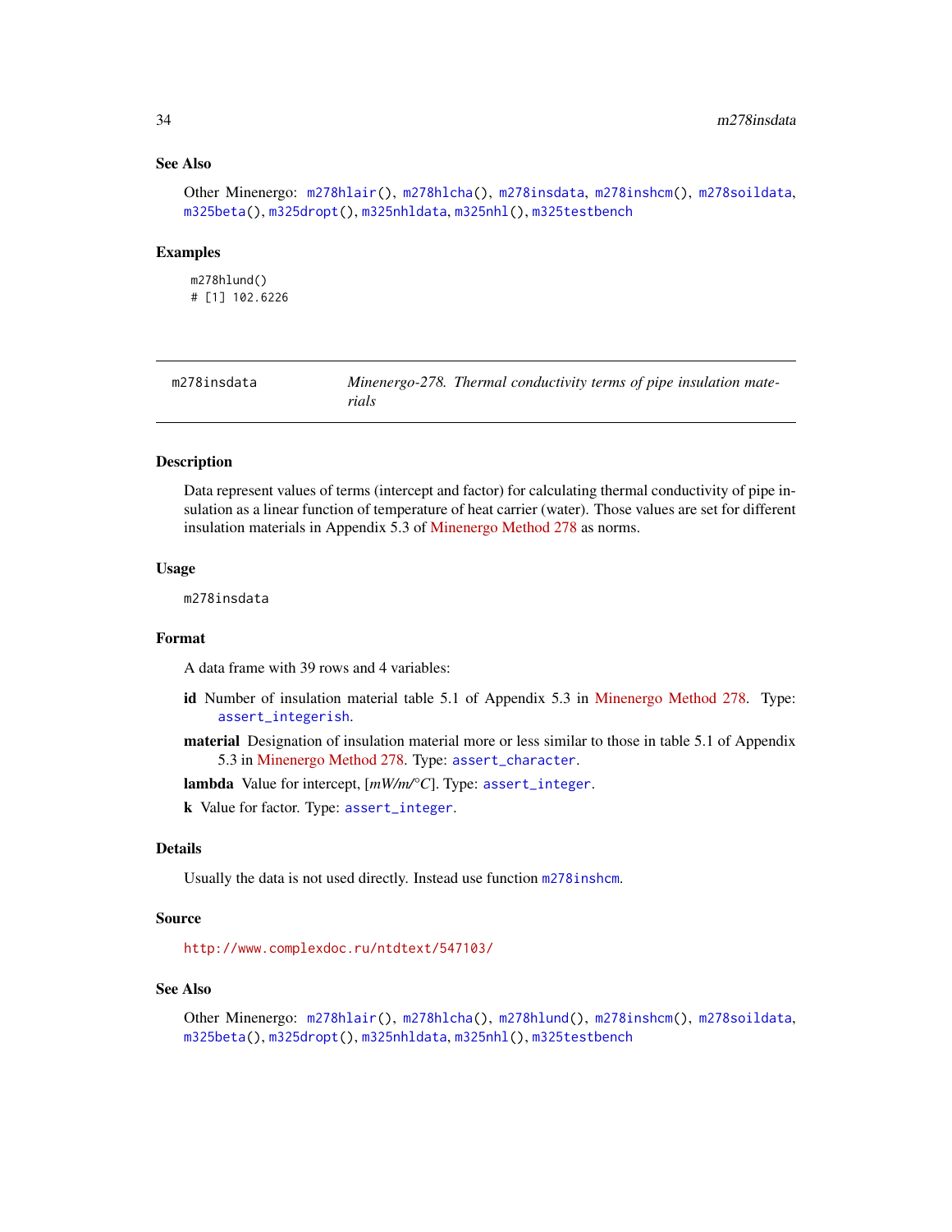## See Also

Other Minenergo: m278hlair(), m278hlcha(), m278insdata, m278inshcm(), m278soildata, m325beta(), m325dropt(), m325nhldata, m325nhl(), m325testbench

## Examples

```
m278hlund()
# [1] 102.6226
```

---

# m278insdata — *Minenergo-278. Thermal conductivity terms of pipe insulation materials*

## Description

Data represent values of terms (intercept and factor) for calculating thermal conductivity of pipe insulation as a linear function of temperature of heat carrier (water). Those values are set for different insulation materials in Appendix 5.3 of Minenergo Method 278 as norms.

## Usage

```
m278insdata
```

## Format

A data frame with 39 rows and 4 variables:

- **id** Number of insulation material table 5.1 of Appendix 5.3 in Minenergo Method 278. Type: assert_integerish.
- **material** Designation of insulation material more or less similar to those in table 5.1 of Appendix 5.3 in Minenergo Method 278. Type: assert_character.
- **lambda** Value for intercept, [*mW/m/°C*]. Type: assert_integer.
- **k** Value for factor. Type: assert_integer.

## Details

Usually the data is not used directly. Instead use function m278inshcm.

## Source

http://www.complexdoc.ru/ntdtext/547103/

## See Also

Other Minenergo: m278hlair(), m278hlcha(), m278hlund(), m278inshcm(), m278soildata, m325beta(), m325dropt(), m325nhldata, m325nhl(), m325testbench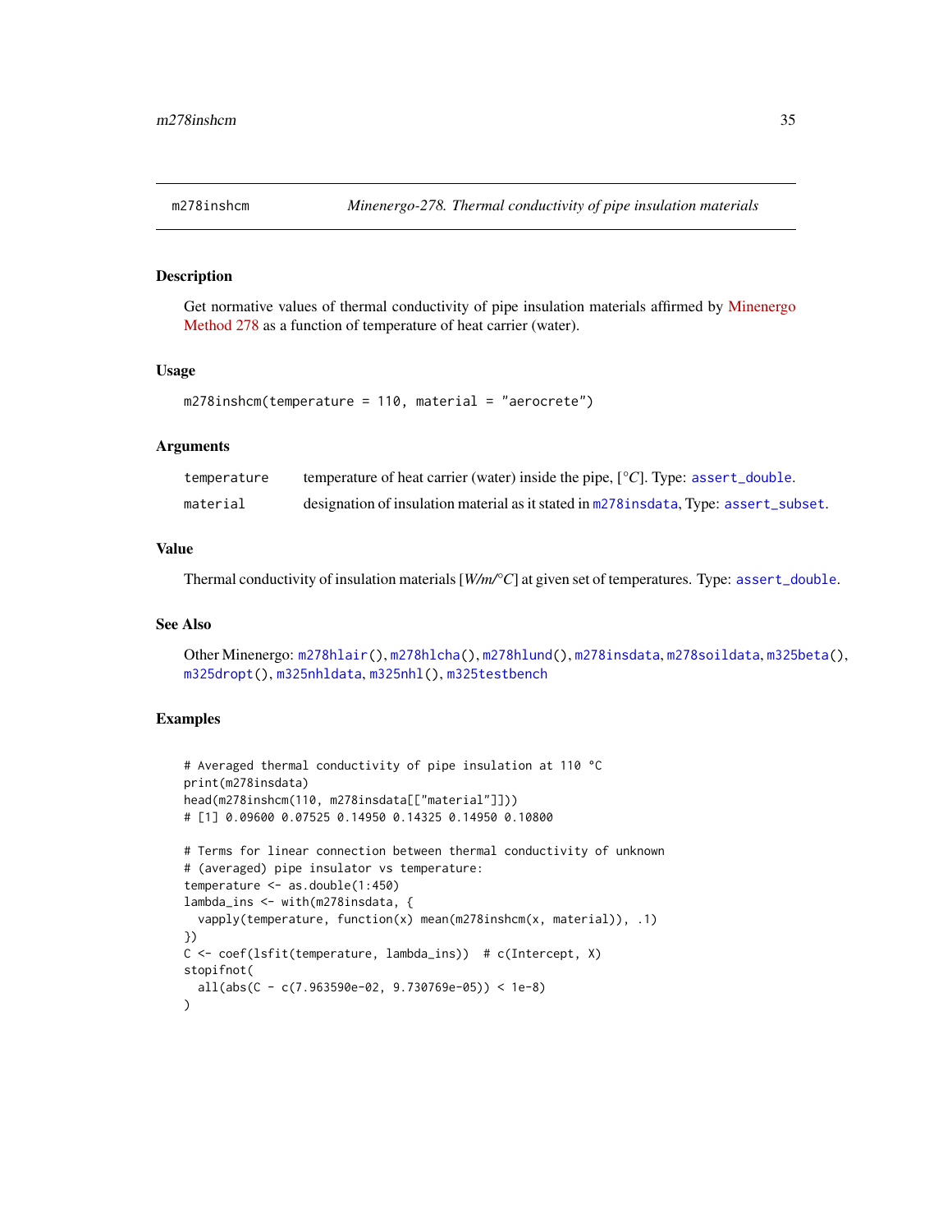## m278inshcm — *Minenergo-278. Thermal conductivity of pipe insulation materials*

### Description

Get normative values of thermal conductivity of pipe insulation materials affirmed by Minenergo Method 278 as a function of temperature of heat carrier (water).

### Usage

```
m278inshcm(temperature = 110, material = "aerocrete")
```

### Arguments

| | |
|---|---|
| temperature | temperature of heat carrier (water) inside the pipe, [*°C*]. Type: `assert_double`. |
| material | designation of insulation material as it stated in `m278insdata`, Type: `assert_subset`. |

### Value

Thermal conductivity of insulation materials [*W/m/°C*] at given set of temperatures. Type: `assert_double`.

### See Also

Other Minenergo: `m278hlair()`, `m278hlcha()`, `m278hlund()`, `m278insdata`, `m278soildata`, `m325beta()`, `m325dropt()`, `m325nhldata`, `m325nhl()`, `m325testbench`

### Examples

```
# Averaged thermal conductivity of pipe insulation at 110 °C
print(m278insdata)
head(m278inshcm(110, m278insdata[["material"]]))
# [1] 0.09600 0.07525 0.14950 0.14325 0.14950 0.10800

# Terms for linear connection between thermal conductivity of unknown
# (averaged) pipe insulator vs temperature:
temperature <- as.double(1:450)
lambda_ins <- with(m278insdata, {
  vapply(temperature, function(x) mean(m278inshcm(x, material)), .1)
})
C <- coef(lsfit(temperature, lambda_ins))  # c(Intercept, X)
stopifnot(
  all(abs(C - c(7.963590e-02, 9.730769e-05)) < 1e-8)
)
```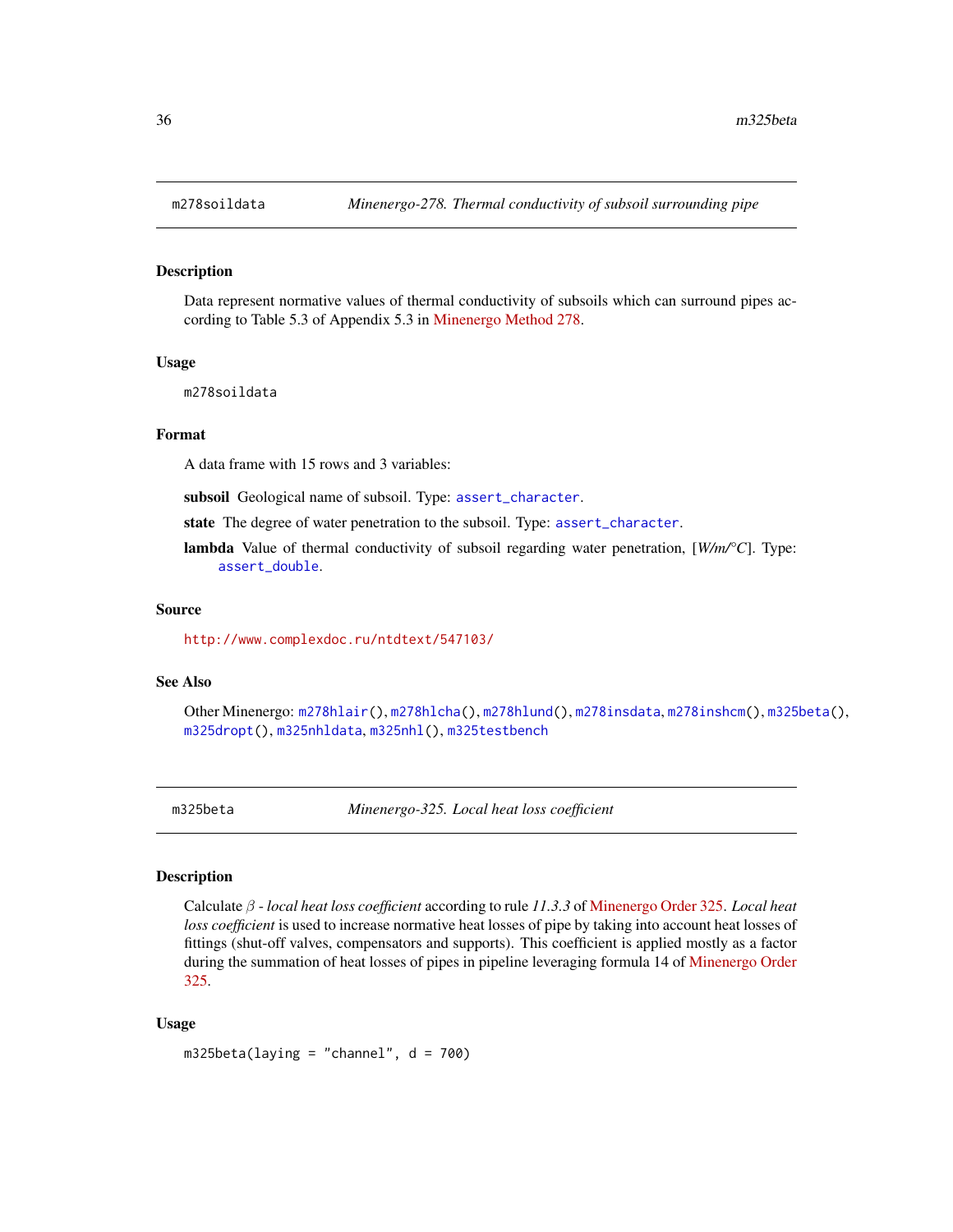## m278soildata *Minenergo-278. Thermal conductivity of subsoil surrounding pipe*

### Description

Data represent normative values of thermal conductivity of subsoils which can surround pipes according to Table 5.3 of Appendix 5.3 in Minenergo Method 278.

### Usage

```
m278soildata
```

### Format

A data frame with 15 rows and 3 variables:

**subsoil** Geological name of subsoil. Type: `assert_character`.

**state** The degree of water penetration to the subsoil. Type: `assert_character`.

**lambda** Value of thermal conductivity of subsoil regarding water penetration, [*W/m/°C*]. Type: `assert_double`.

### Source

http://www.complexdoc.ru/ntdtext/547103/

### See Also

Other Minenergo: `m278hlair()`, `m278hlcha()`, `m278hlund()`, `m278insdata`, `m278inshcm()`, `m325beta()`, `m325dropt()`, `m325nhldata`, `m325nhl()`, `m325testbench`

## m325beta *Minenergo-325. Local heat loss coefficient*

### Description

Calculate $\beta$ - *local heat loss coefficient* according to rule *11.3.3* of Minenergo Order 325. *Local heat loss coefficient* is used to increase normative heat losses of pipe by taking into account heat losses of fittings (shut-off valves, compensators and supports). This coefficient is applied mostly as a factor during the summation of heat losses of pipes in pipeline leveraging formula 14 of Minenergo Order 325.

### Usage

```
m325beta(laying = "channel", d = 700)
```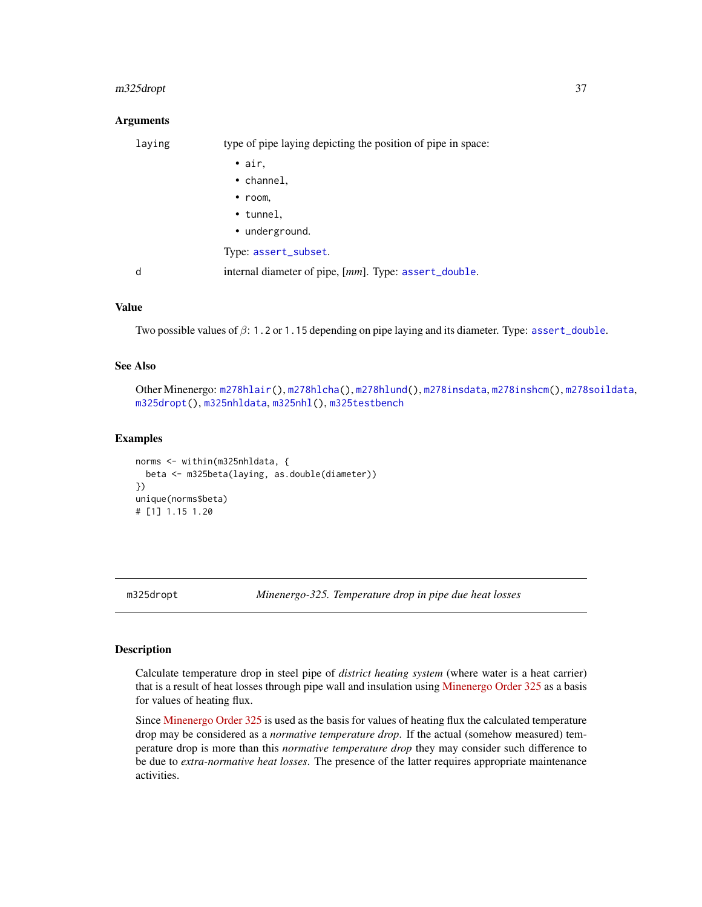### Arguments

| | |
|---|---|
| `laying` | type of pipe laying depicting the position of pipe in space: <br>• `air`, <br>• `channel`, <br>• `room`, <br>• `tunnel`, <br>• `underground`. <br><br>Type: `assert_subset`. |
| `d` | internal diameter of pipe, [*mm*]. Type: `assert_double`. |

### Value

Two possible values of $\beta$: `1.2` or `1.15` depending on pipe laying and its diameter. Type: `assert_double`.

### See Also

Other Minenergo: `m278hlair()`, `m278hlcha()`, `m278hlund()`, `m278insdata`, `m278inshcm()`, `m278soildata`, `m325dropt()`, `m325nhldata`, `m325nhl()`, `m325testbench`

### Examples

```
norms <- within(m325nhldata, {
  beta <- m325beta(laying, as.double(diameter))
})
unique(norms$beta)
# [1] 1.15 1.20
```

---

## m325dropt — *Minenergo-325. Temperature drop in pipe due heat losses*

### Description

Calculate temperature drop in steel pipe of *district heating system* (where water is a heat carrier) that is a result of heat losses through pipe wall and insulation using Minenergo Order 325 as a basis for values of heating flux.

Since Minenergo Order 325 is used as the basis for values of heating flux the calculated temperature drop may be considered as a *normative temperature drop*. If the actual (somehow measured) temperature drop is more than this *normative temperature drop* they may consider such difference to be due to *extra-normative heat losses*. The presence of the latter requires appropriate maintenance activities.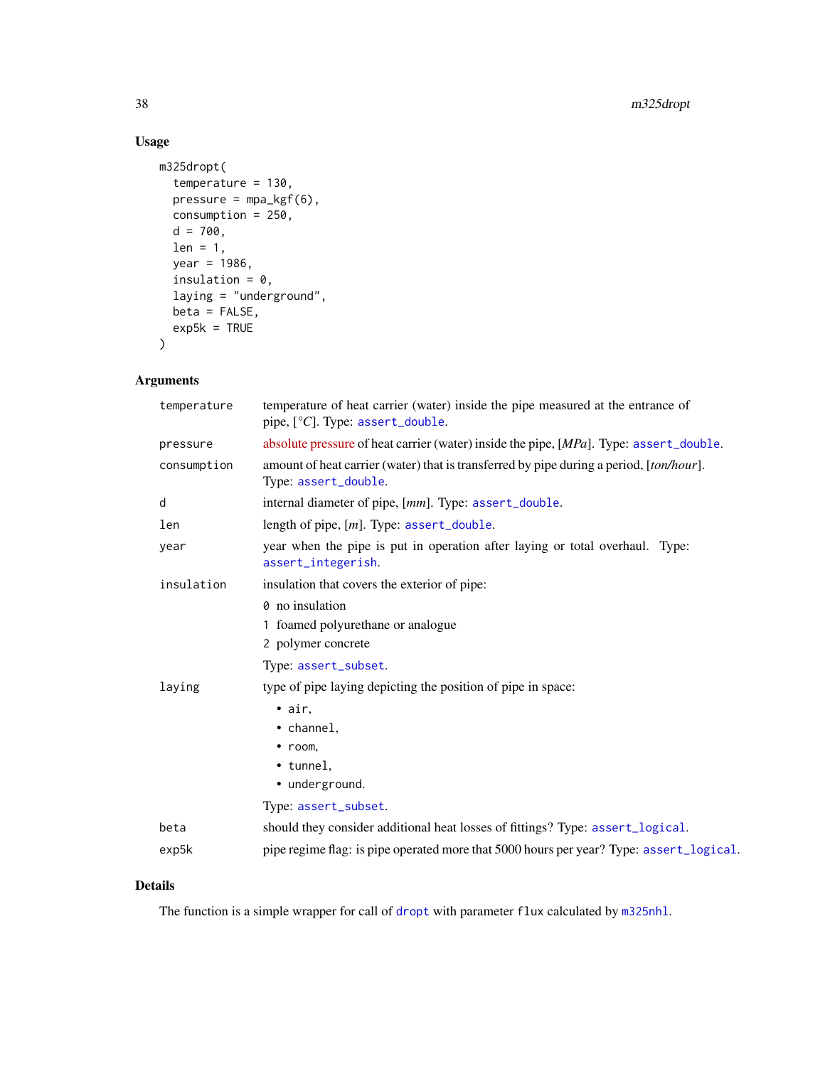## Usage

```
m325dropt(
  temperature = 130,
  pressure = mpa_kgf(6),
  consumption = 250,
  d = 700,
  len = 1,
  year = 1986,
  insulation = 0,
  laying = "underground",
  beta = FALSE,
  exp5k = TRUE
)
```

## Arguments

| | |
|---|---|
| `temperature` | temperature of heat carrier (water) inside the pipe measured at the entrance of pipe, [°C]. Type: `assert_double`. |
| `pressure` | absolute pressure of heat carrier (water) inside the pipe, [*MPa*]. Type: `assert_double`. |
| `consumption` | amount of heat carrier (water) that is transferred by pipe during a period, [*ton/hour*]. Type: `assert_double`. |
| `d` | internal diameter of pipe, [*mm*]. Type: `assert_double`. |
| `len` | length of pipe, [*m*]. Type: `assert_double`. |
| `year` | year when the pipe is put in operation after laying or total overhaul. Type: `assert_integerish`. |
| `insulation` | insulation that covers the exterior of pipe: `0` no insulation; `1` foamed polyurethane or analogue; `2` polymer concrete. Type: `assert_subset`. |
| `laying` | type of pipe laying depicting the position of pipe in space: `air`, `channel`, `room`, `tunnel`, `underground`. Type: `assert_subset`. |
| `beta` | should they consider additional heat losses of fittings? Type: `assert_logical`. |
| `exp5k` | pipe regime flag: is pipe operated more that 5000 hours per year? Type: `assert_logical`. |

## Details

The function is a simple wrapper for call of `dropt` with parameter `flux` calculated by `m325nhl`.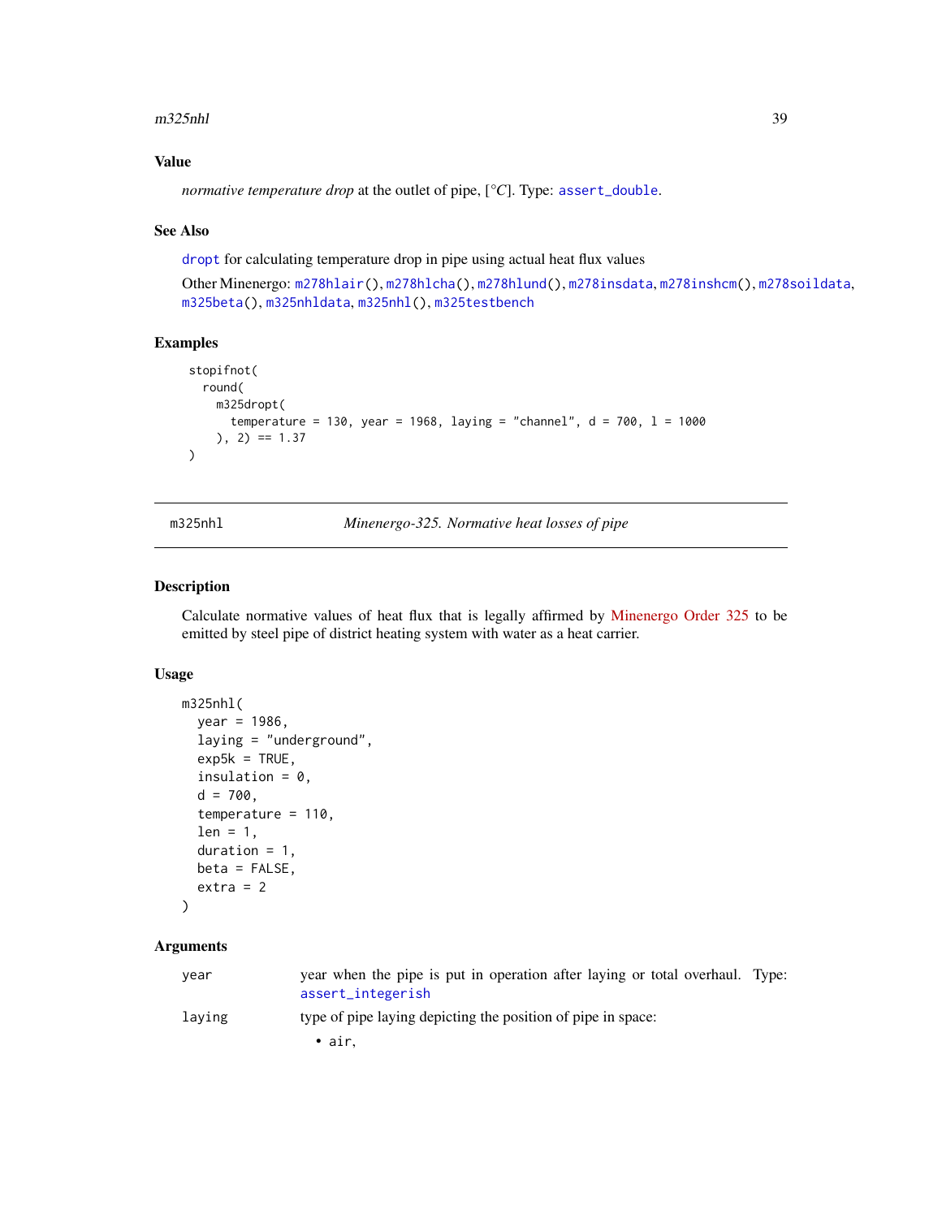### Value

*normative temperature drop* at the outlet of pipe, [°*C*]. Type: assert_double.

### See Also

dropt for calculating temperature drop in pipe using actual heat flux values

Other Minenergo: m278hlair(), m278hlcha(), m278hlund(), m278insdata, m278inshcm(), m278soildata, m325beta(), m325nhldata, m325nhl(), m325testbench

### Examples

```
stopifnot(
  round(
    m325dropt(
      temperature = 130, year = 1968, laying = "channel", d = 700, l = 1000
    ), 2) == 1.37
)
```

---

## m325nhl    *Minenergo-325. Normative heat losses of pipe*

### Description

Calculate normative values of heat flux that is legally affirmed by Minenergo Order 325 to be emitted by steel pipe of district heating system with water as a heat carrier.

### Usage

```
m325nhl(
  year = 1986,
  laying = "underground",
  exp5k = TRUE,
  insulation = 0,
  d = 700,
  temperature = 110,
  len = 1,
  duration = 1,
  beta = FALSE,
  extra = 2
)
```

### Arguments

| | |
|---|---|
| year | year when the pipe is put in operation after laying or total overhaul. Type: assert_integerish |
| laying | type of pipe laying depicting the position of pipe in space:<br>• air, |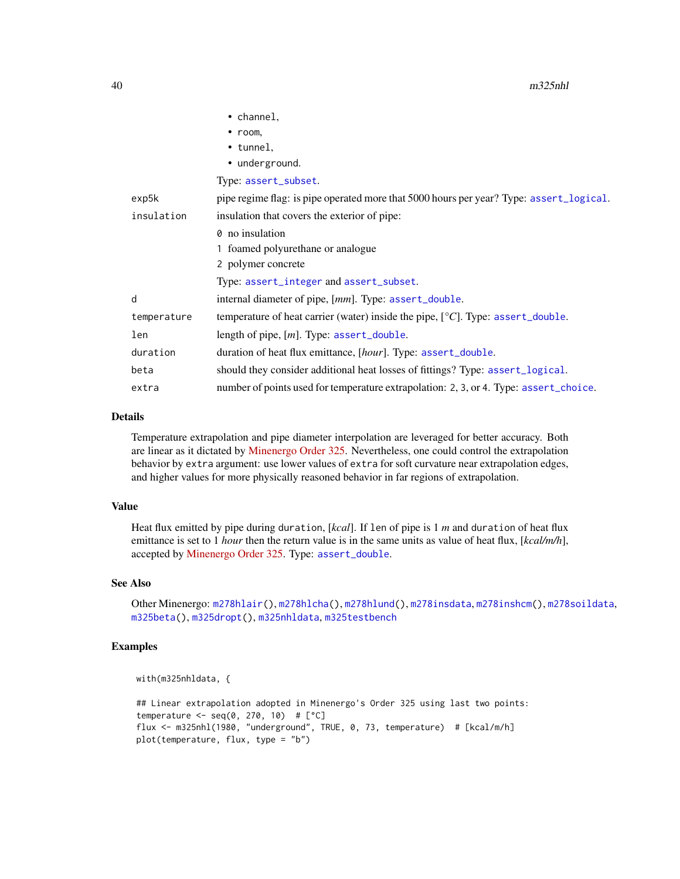- `channel`,
- `room`,
- `tunnel`,
- `underground`.

Type: `assert_subset`.

| | |
|---|---|
| `exp5k` | pipe regime flag: is pipe operated more that 5000 hours per year? Type: `assert_logical`. |
| `insulation` | insulation that covers the exterior of pipe:<br>`0` no insulation<br>`1` foamed polyurethane or analogue<br>`2` polymer concrete<br>Type: `assert_integer` and `assert_subset`. |
| `d` | internal diameter of pipe, [*mm*]. Type: `assert_double`. |
| `temperature` | temperature of heat carrier (water) inside the pipe, [°*C*]. Type: `assert_double`. |
| `len` | length of pipe, [*m*]. Type: `assert_double`. |
| `duration` | duration of heat flux emittance, [*hour*]. Type: `assert_double`. |
| `beta` | should they consider additional heat losses of fittings? Type: `assert_logical`. |
| `extra` | number of points used for temperature extrapolation: `2`, `3`, or `4`. Type: `assert_choice`. |

## Details

Temperature extrapolation and pipe diameter interpolation are leveraged for better accuracy. Both are linear as it dictated by Minenergo Order 325. Nevertheless, one could control the extrapolation behavior by `extra` argument: use lower values of `extra` for soft curvature near extrapolation edges, and higher values for more physically reasoned behavior in far regions of extrapolation.

## Value

Heat flux emitted by pipe during `duration`, [*kcal*]. If `len` of pipe is 1 *m* and `duration` of heat flux emittance is set to 1 *hour* then the return value is in the same units as value of heat flux, [*kcal/m/h*], accepted by Minenergo Order 325. Type: `assert_double`.

## See Also

Other Minenergo: `m278hlair()`, `m278hlcha()`, `m278hlund()`, `m278insdata`, `m278inshcm()`, `m278soildata`, `m325beta()`, `m325dropt()`, `m325nhldata`, `m325testbench`

## Examples

```
with(m325nhldata, {

## Linear extrapolation adopted in Minenergo's Order 325 using last two points:
temperature <- seq(0, 270, 10)  # [°C]
flux <- m325nhl(1980, "underground", TRUE, 0, 73, temperature)  # [kcal/m/h]
plot(temperature, flux, type = "b")
```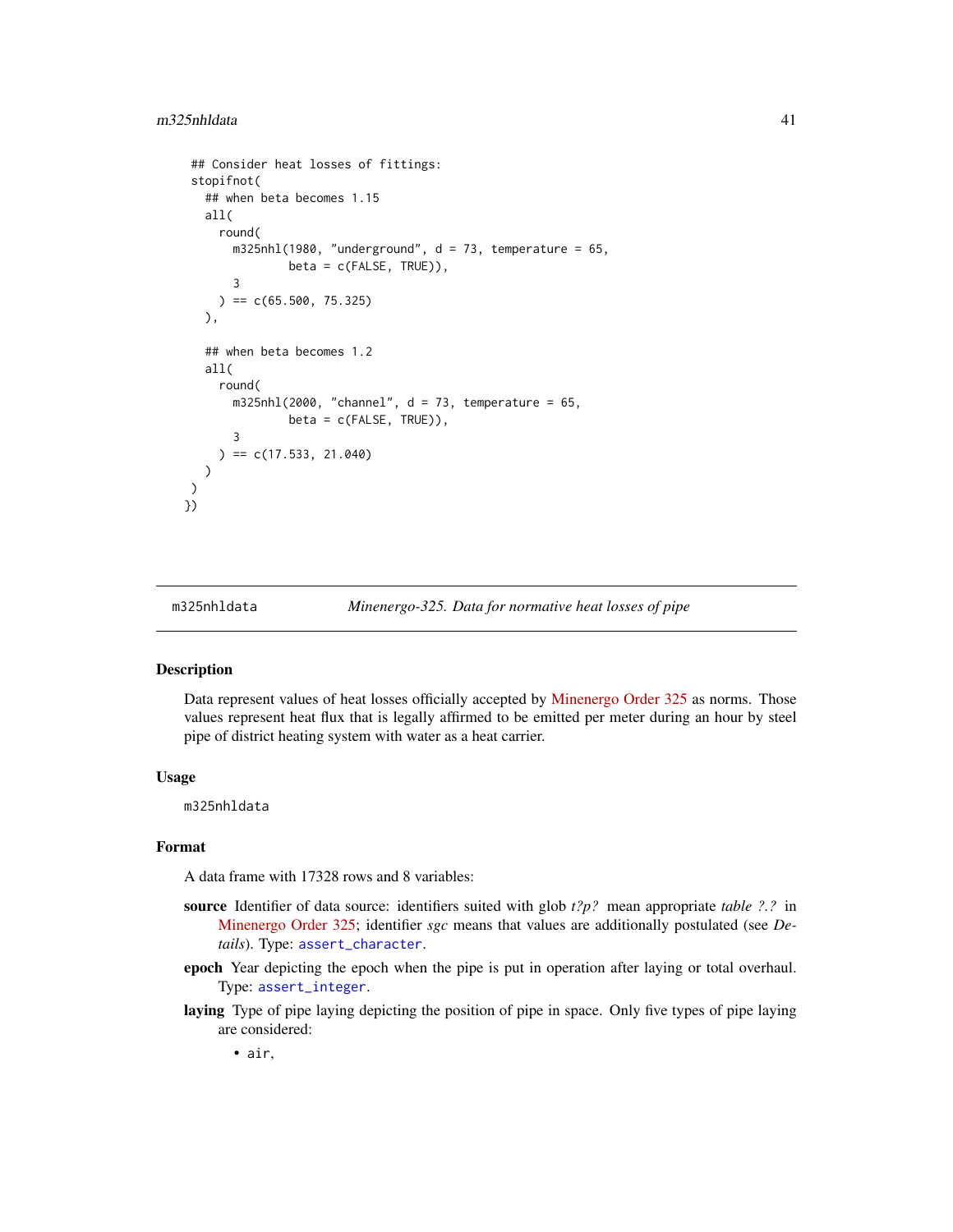```
 ## Consider heat losses of fittings:
 stopifnot(
   ## when beta becomes 1.15
   all(
     round(
       m325nhl(1980, "underground", d = 73, temperature = 65,
               beta = c(FALSE, TRUE)),
       3
     ) == c(65.500, 75.325)
   ),

   ## when beta becomes 1.2
   all(
     round(
       m325nhl(2000, "channel", d = 73, temperature = 65,
               beta = c(FALSE, TRUE)),
       3
     ) == c(17.533, 21.040)
   )
 )
})
```

---

m325nhldata — *Minenergo-325. Data for normative heat losses of pipe*

---

## Description

Data represent values of heat losses officially accepted by Minenergo Order 325 as norms. Those values represent heat flux that is legally affirmed to be emitted per meter during an hour by steel pipe of district heating system with water as a heat carrier.

## Usage

m325nhldata

## Format

A data frame with 17328 rows and 8 variables:

**source** Identifier of data source: identifiers suited with glob *t?p?* mean appropriate *table ?.?* in Minenergo Order 325; identifier *sgc* means that values are additionally postulated (see *Details*). Type: `assert_character`.

**epoch** Year depicting the epoch when the pipe is put in operation after laying or total overhaul. Type: `assert_integer`.

**laying** Type of pipe laying depicting the position of pipe in space. Only five types of pipe laying are considered:

- `air`,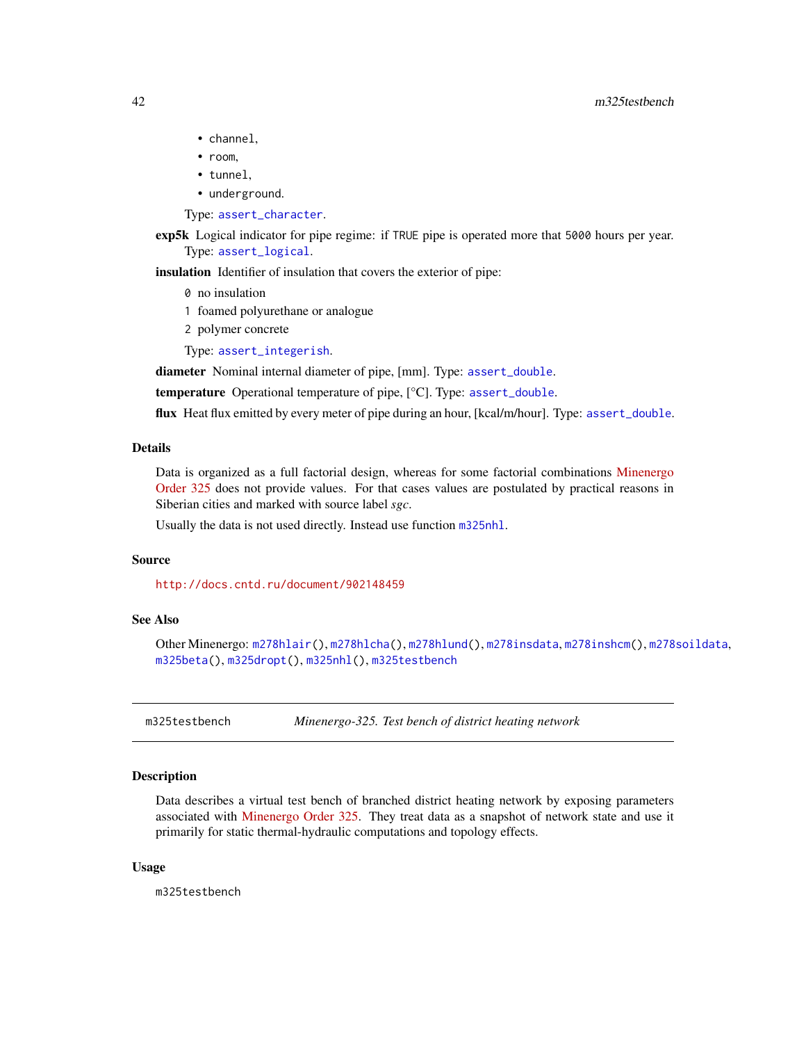- channel,
- room,
- tunnel,
- underground.

Type: assert_character.

**exp5k** Logical indicator for pipe regime: if TRUE pipe is operated more that 5000 hours per year. Type: assert_logical.

**insulation** Identifier of insulation that covers the exterior of pipe:

0 no insulation

1 foamed polyurethane or analogue

2 polymer concrete

Type: assert_integerish.

**diameter** Nominal internal diameter of pipe, [mm]. Type: assert_double.

**temperature** Operational temperature of pipe, [°C]. Type: assert_double.

**flux** Heat flux emitted by every meter of pipe during an hour, [kcal/m/hour]. Type: assert_double.

## Details

Data is organized as a full factorial design, whereas for some factorial combinations Minenergo Order 325 does not provide values. For that cases values are postulated by practical reasons in Siberian cities and marked with source label *sgc*.

Usually the data is not used directly. Instead use function m325nhl.

## Source

http://docs.cntd.ru/document/902148459

## See Also

Other Minenergo: m278hlair(), m278hlcha(), m278hlund(), m278insdata, m278inshcm(), m278soildata, m325beta(), m325dropt(), m325nhl(), m325testbench

---

# m325testbench — *Minenergo-325. Test bench of district heating network*

## Description

Data describes a virtual test bench of branched district heating network by exposing parameters associated with Minenergo Order 325. They treat data as a snapshot of network state and use it primarily for static thermal-hydraulic computations and topology effects.

## Usage

```
m325testbench
```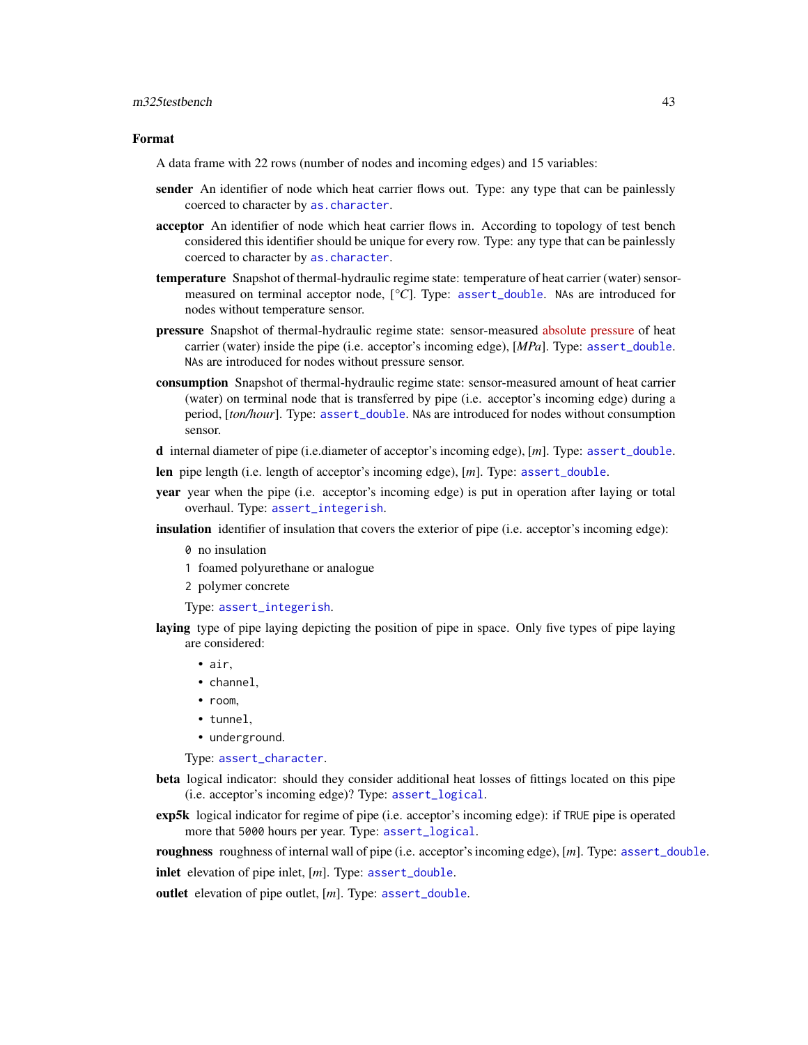## Format

A data frame with 22 rows (number of nodes and incoming edges) and 15 variables:

**sender** An identifier of node which heat carrier flows out. Type: any type that can be painlessly coerced to character by `as.character`.

**acceptor** An identifier of node which heat carrier flows in. According to topology of test bench considered this identifier should be unique for every row. Type: any type that can be painlessly coerced to character by `as.character`.

**temperature** Snapshot of thermal-hydraulic regime state: temperature of heat carrier (water) sensor-measured on terminal acceptor node, [*°C*]. Type: `assert_double`. `NA`s are introduced for nodes without temperature sensor.

**pressure** Snapshot of thermal-hydraulic regime state: sensor-measured absolute pressure of heat carrier (water) inside the pipe (i.e. acceptor's incoming edge), [*MPa*]. Type: `assert_double`. `NA`s are introduced for nodes without pressure sensor.

**consumption** Snapshot of thermal-hydraulic regime state: sensor-measured amount of heat carrier (water) on terminal node that is transferred by pipe (i.e. acceptor's incoming edge) during a period, [*ton/hour*]. Type: `assert_double`. `NA`s are introduced for nodes without consumption sensor.

**d** internal diameter of pipe (i.e.diameter of acceptor's incoming edge), [*m*]. Type: `assert_double`.

**len** pipe length (i.e. length of acceptor's incoming edge), [*m*]. Type: `assert_double`.

**year** year when the pipe (i.e. acceptor's incoming edge) is put in operation after laying or total overhaul. Type: `assert_integerish`.

**insulation** identifier of insulation that covers the exterior of pipe (i.e. acceptor's incoming edge):

- `0` no insulation
- `1` foamed polyurethane or analogue
- `2` polymer concrete

Type: `assert_integerish`.

**laying** type of pipe laying depicting the position of pipe in space. Only five types of pipe laying are considered:

- `air`,
- `channel`,
- `room`,
- `tunnel`,
- `underground`.

Type: `assert_character`.

**beta** logical indicator: should they consider additional heat losses of fittings located on this pipe (i.e. acceptor's incoming edge)? Type: `assert_logical`.

**exp5k** logical indicator for regime of pipe (i.e. acceptor's incoming edge): if `TRUE` pipe is operated more that `5000` hours per year. Type: `assert_logical`.

**roughness** roughness of internal wall of pipe (i.e. acceptor's incoming edge), [*m*]. Type: `assert_double`.

**inlet** elevation of pipe inlet, [*m*]. Type: `assert_double`.

**outlet** elevation of pipe outlet, [*m*]. Type: `assert_double`.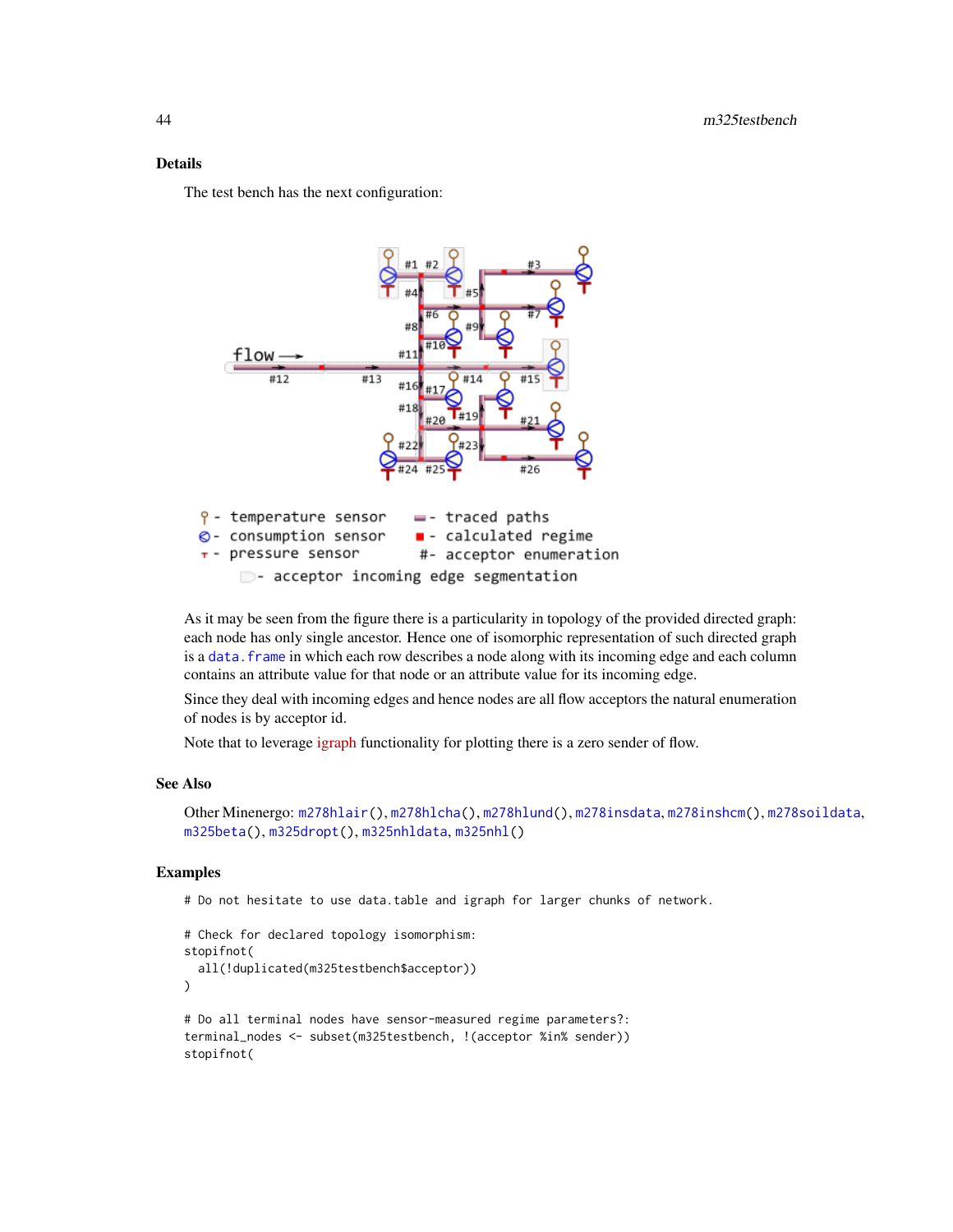## Details

The test bench has the next configuration:

As it may be seen from the figure there is a particularity in topology of the provided directed graph: each node has only single ancestor. Hence one of isomorphic representation of such directed graph is a `data.frame` in which each row describes a node along with its incoming edge and each column contains an attribute value for that node or an attribute value for its incoming edge.

Since they deal with incoming edges and hence nodes are all flow acceptors the natural enumeration of nodes is by acceptor id.

Note that to leverage igraph functionality for plotting there is a zero sender of flow.

## See Also

Other Minenergo: `m278hlair()`, `m278hlcha()`, `m278hlund()`, `m278insdata`, `m278inshcm()`, `m278soildata`, `m325beta()`, `m325dropt()`, `m325nhldata`, `m325nhl()`

## Examples

```
# Do not hesitate to use data.table and igraph for larger chunks of network.

# Check for declared topology isomorphism:
stopifnot(
  all(!duplicated(m325testbench$acceptor))
)

# Do all terminal nodes have sensor-measured regime parameters?:
terminal_nodes <- subset(m325testbench, !(acceptor %in% sender))
stopifnot(
```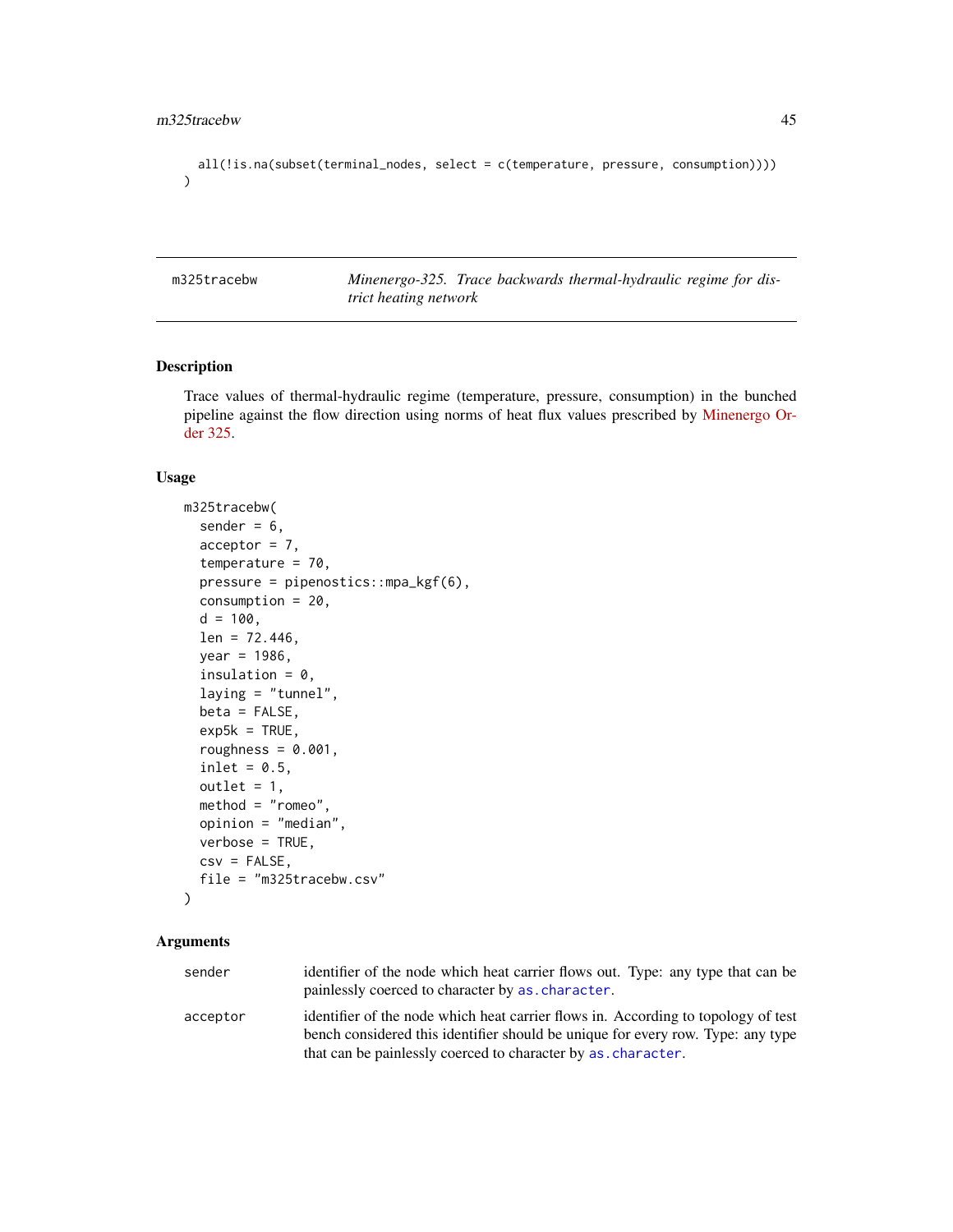```
  all(!is.na(subset(terminal_nodes, select = c(temperature, pressure, consumption))))
)
```

## m325tracebw — *Minenergo-325. Trace backwards thermal-hydraulic regime for district heating network*

### Description

Trace values of thermal-hydraulic regime (temperature, pressure, consumption) in the bunched pipeline against the flow direction using norms of heat flux values prescribed by Minenergo Order 325.

### Usage

```
m325tracebw(
  sender = 6,
  acceptor = 7,
  temperature = 70,
  pressure = pipenostics::mpa_kgf(6),
  consumption = 20,
  d = 100,
  len = 72.446,
  year = 1986,
  insulation = 0,
  laying = "tunnel",
  beta = FALSE,
  exp5k = TRUE,
  roughness = 0.001,
  inlet = 0.5,
  outlet = 1,
  method = "romeo",
  opinion = "median",
  verbose = TRUE,
  csv = FALSE,
  file = "m325tracebw.csv"
)
```

### Arguments

| | |
|---|---|
| `sender` | identifier of the node which heat carrier flows out. Type: any type that can be painlessly coerced to character by `as.character`. |
| `acceptor` | identifier of the node which heat carrier flows in. According to topology of test bench considered this identifier should be unique for every row. Type: any type that can be painlessly coerced to character by `as.character`. |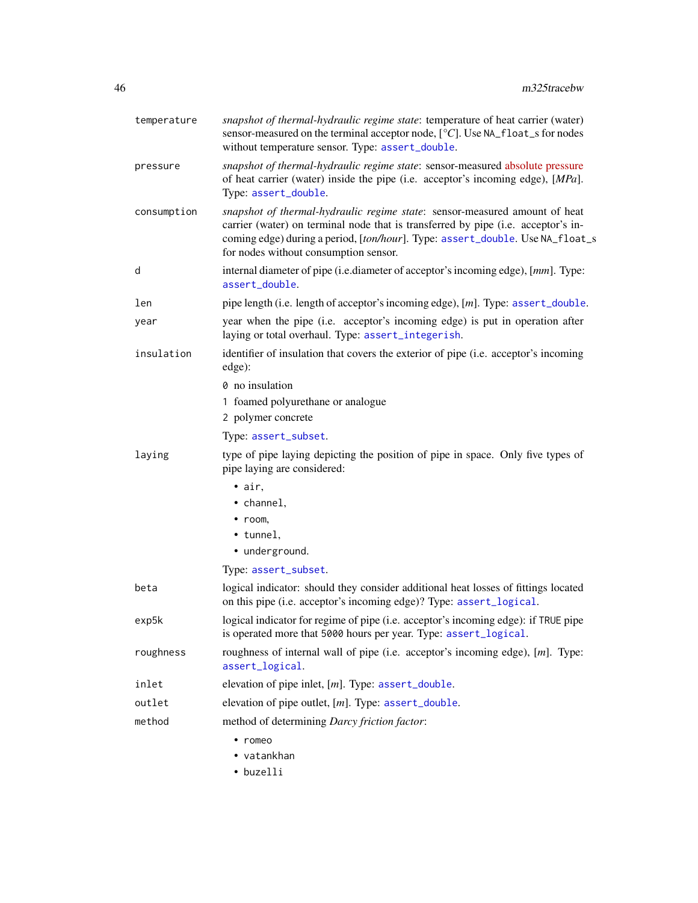| | |
|---|---|
| `temperature` | *snapshot of thermal-hydraulic regime state*: temperature of heat carrier (water) sensor-measured on the terminal acceptor node, [°*C*]. Use `NA_float_s` for nodes without temperature sensor. Type: `assert_double`. |
| `pressure` | *snapshot of thermal-hydraulic regime state*: sensor-measured absolute pressure of heat carrier (water) inside the pipe (i.e. acceptor's incoming edge), [*MPa*]. Type: `assert_double`. |
| `consumption` | *snapshot of thermal-hydraulic regime state*: sensor-measured amount of heat carrier (water) on terminal node that is transferred by pipe (i.e. acceptor's incoming edge) during a period, [*ton/hour*]. Type: `assert_double`. Use `NA_float_s` for nodes without consumption sensor. |
| `d` | internal diameter of pipe (i.e.diameter of acceptor's incoming edge), [*mm*]. Type: `assert_double`. |
| `len` | pipe length (i.e. length of acceptor's incoming edge), [*m*]. Type: `assert_double`. |
| `year` | year when the pipe (i.e. acceptor's incoming edge) is put in operation after laying or total overhaul. Type: `assert_integerish`. |
| `insulation` | identifier of insulation that covers the exterior of pipe (i.e. acceptor's incoming edge):<br>`0` no insulation<br>`1` foamed polyurethane or analogue<br>`2` polymer concrete<br>Type: `assert_subset`. |
| `laying` | type of pipe laying depicting the position of pipe in space. Only five types of pipe laying are considered:<br>• `air`,<br>• `channel`,<br>• `room`,<br>• `tunnel`,<br>• `underground`.<br>Type: `assert_subset`. |
| `beta` | logical indicator: should they consider additional heat losses of fittings located on this pipe (i.e. acceptor's incoming edge)? Type: `assert_logical`. |
| `exp5k` | logical indicator for regime of pipe (i.e. acceptor's incoming edge): if `TRUE` pipe is operated more that `5000` hours per year. Type: `assert_logical`. |
| `roughness` | roughness of internal wall of pipe (i.e. acceptor's incoming edge), [*m*]. Type: `assert_logical`. |
| `inlet` | elevation of pipe inlet, [*m*]. Type: `assert_double`. |
| `outlet` | elevation of pipe outlet, [*m*]. Type: `assert_double`. |
| `method` | method of determining *Darcy friction factor*:<br>• `romeo`<br>• `vatankhan`<br>• `buzelli` |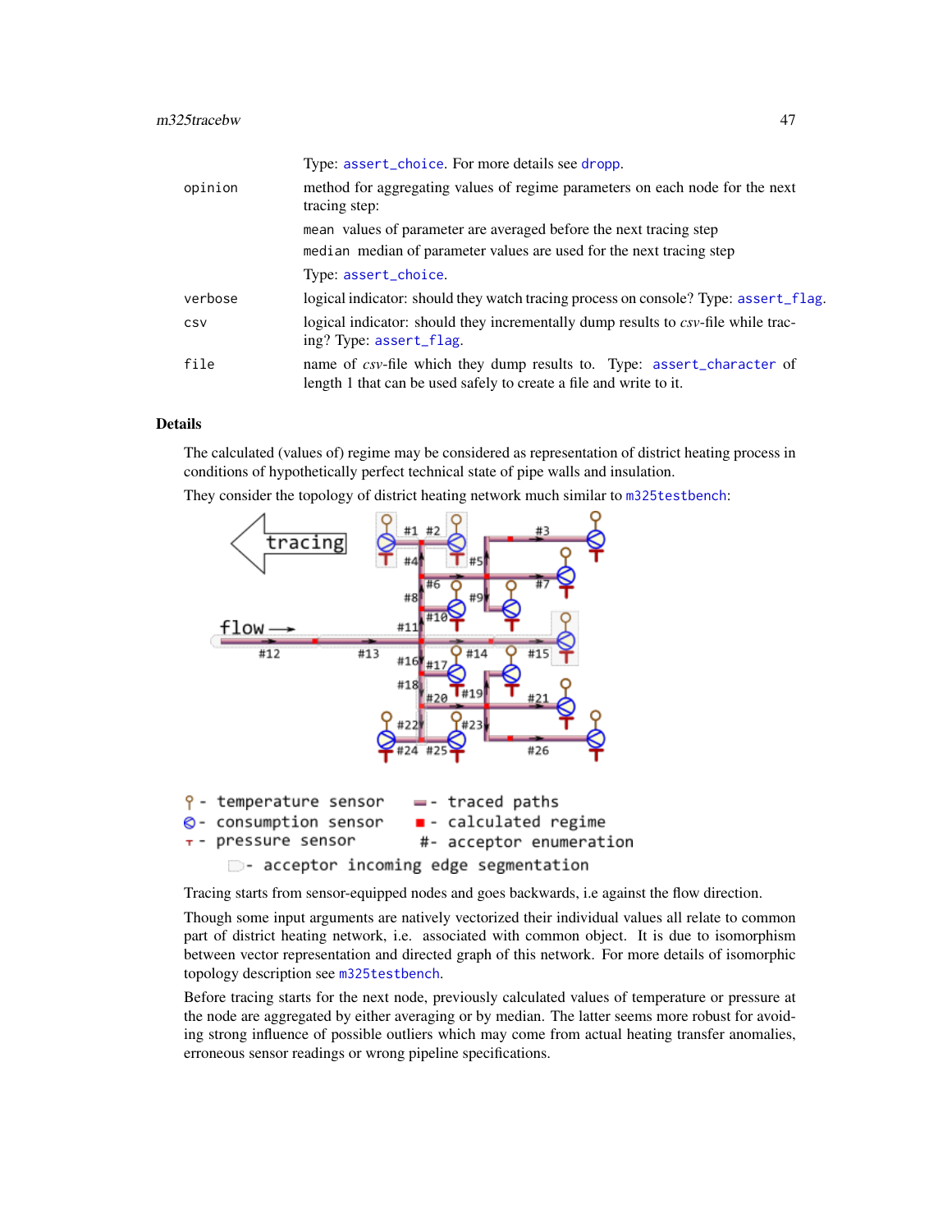Type: assert_choice. For more details see dropp.

opinion
: method for aggregating values of regime parameters on each node for the next tracing step:

  `mean` values of parameter are averaged before the next tracing step

  `median` median of parameter values are used for the next tracing step

  Type: assert_choice.

verbose
: logical indicator: should they watch tracing process on console? Type: assert_flag.

csv
: logical indicator: should they incrementally dump results to *csv*-file while tracing? Type: assert_flag.

file
: name of *csv*-file which they dump results to. Type: assert_character of length 1 that can be used safely to create a file and write to it.

## Details

The calculated (values of) regime may be considered as representation of district heating process in conditions of hypothetically perfect technical state of pipe walls and insulation.

They consider the topology of district heating network much similar to m325testbench:

Tracing starts from sensor-equipped nodes and goes backwards, i.e against the flow direction.

Though some input arguments are natively vectorized their individual values all relate to common part of district heating network, i.e. associated with common object. It is due to isomorphism between vector representation and directed graph of this network. For more details of isomorphic topology description see m325testbench.

Before tracing starts for the next node, previously calculated values of temperature or pressure at the node are aggregated by either averaging or by median. The latter seems more robust for avoiding strong influence of possible outliers which may come from actual heating transfer anomalies, erroneous sensor readings or wrong pipeline specifications.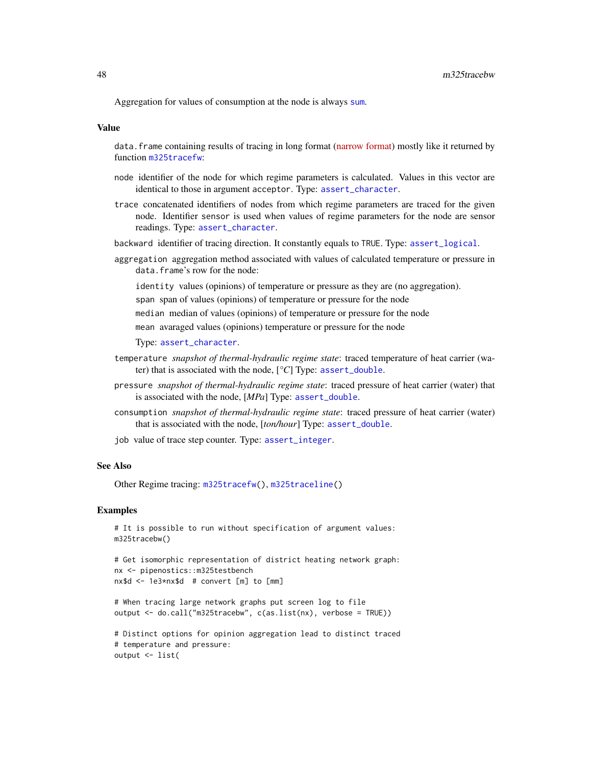Aggregation for values of consumption at the node is always sum.

## Value

data.frame containing results of tracing in long format (narrow format) mostly like it returned by function m325tracefw:

- `node` identifier of the node for which regime parameters is calculated. Values in this vector are identical to those in argument acceptor. Type: assert_character.
- `trace` concatenated identifiers of nodes from which regime parameters are traced for the given node. Identifier sensor is used when values of regime parameters for the node are sensor readings. Type: assert_character.
- `backward` identifier of tracing direction. It constantly equals to TRUE. Type: assert_logical.
- `aggregation` aggregation method associated with values of calculated temperature or pressure in data.frame's row for the node:
  - `identity` values (opinions) of temperature or pressure as they are (no aggregation).
  - `span` span of values (opinions) of temperature or pressure for the node
  - `median` median of values (opinions) of temperature or pressure for the node
  - `mean` avaraged values (opinions) temperature or pressure for the node

  Type: assert_character.
- `temperature` *snapshot of thermal-hydraulic regime state*: traced temperature of heat carrier (water) that is associated with the node, [*°C*] Type: assert_double.
- `pressure` *snapshot of thermal-hydraulic regime state*: traced pressure of heat carrier (water) that is associated with the node, [*MPa*] Type: assert_double.
- `consumption` *snapshot of thermal-hydraulic regime state*: traced pressure of heat carrier (water) that is associated with the node, [*ton/hour*] Type: assert_double.
- `job` value of trace step counter. Type: assert_integer.

## See Also

Other Regime tracing: m325tracefw(), m325traceline()

## Examples

```
# It is possible to run without specification of argument values:
m325tracebw()

# Get isomorphic representation of district heating network graph:
nx <- pipenostics::m325testbench
nx$d <- 1e3*nx$d  # convert [m] to [mm]

# When tracing large network graphs put screen log to file
output <- do.call("m325tracebw", c(as.list(nx), verbose = TRUE))

# Distinct options for opinion aggregation lead to distinct traced
# temperature and pressure:
output <- list(
```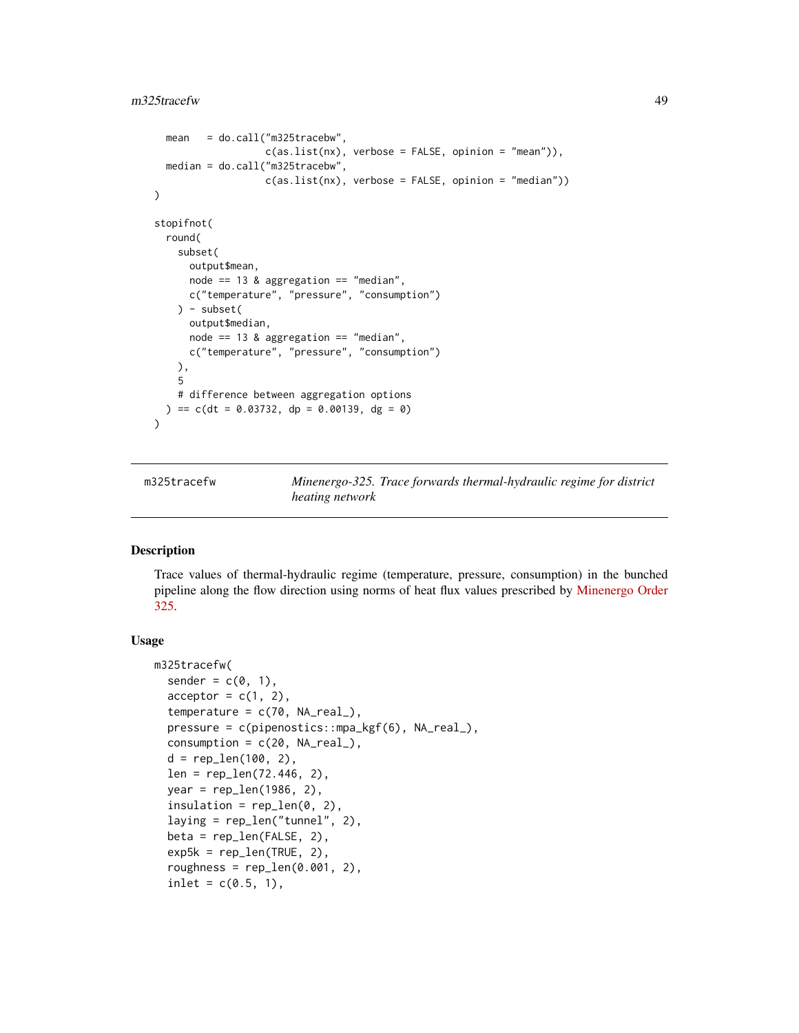```
  mean   = do.call("m325tracebw",
                   c(as.list(nx), verbose = FALSE, opinion = "mean")),
  median = do.call("m325tracebw",
                   c(as.list(nx), verbose = FALSE, opinion = "median"))
)

stopifnot(
  round(
    subset(
      output$mean,
      node == 13 & aggregation == "median",
      c("temperature", "pressure", "consumption")
    ) - subset(
      output$median,
      node == 13 & aggregation == "median",
      c("temperature", "pressure", "consumption")
    ),
    5
    # difference between aggregation options
  ) == c(dt = 0.03732, dp = 0.00139, dg = 0)
)
```

## m325tracefw — *Minenergo-325. Trace forwards thermal-hydraulic regime for district heating network*

### Description

Trace values of thermal-hydraulic regime (temperature, pressure, consumption) in the bunched pipeline along the flow direction using norms of heat flux values prescribed by Minenergo Order 325.

### Usage

```
m325tracefw(
  sender = c(0, 1),
  acceptor = c(1, 2),
  temperature = c(70, NA_real_),
  pressure = c(pipenostics::mpa_kgf(6), NA_real_),
  consumption = c(20, NA_real_),
  d = rep_len(100, 2),
  len = rep_len(72.446, 2),
  year = rep_len(1986, 2),
  insulation = rep_len(0, 2),
  laying = rep_len("tunnel", 2),
  beta = rep_len(FALSE, 2),
  exp5k = rep_len(TRUE, 2),
  roughness = rep_len(0.001, 2),
  inlet = c(0.5, 1),
```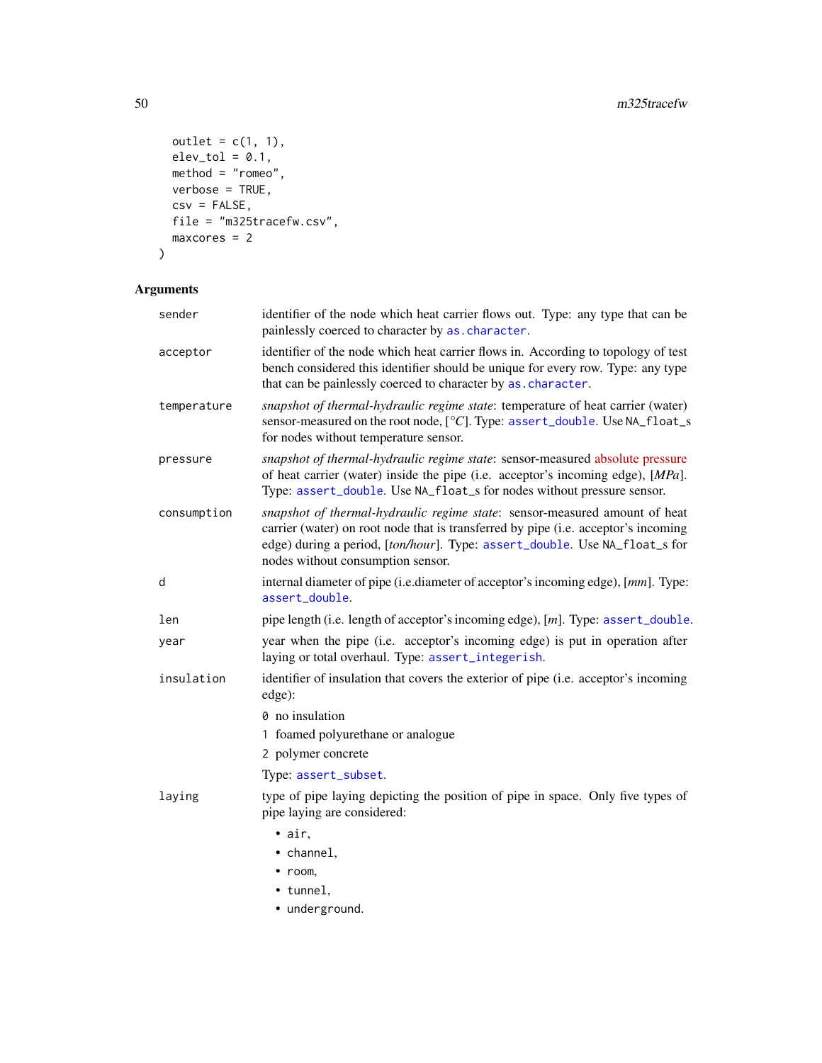```
  outlet = c(1, 1),
  elev_tol = 0.1,
  method = "romeo",
  verbose = TRUE,
  csv = FALSE,
  file = "m325tracefw.csv",
  maxcores = 2
)
```

## Arguments

| | |
|---|---|
| `sender` | identifier of the node which heat carrier flows out. Type: any type that can be painlessly coerced to character by `as.character`. |
| `acceptor` | identifier of the node which heat carrier flows in. According to topology of test bench considered this identifier should be unique for every row. Type: any type that can be painlessly coerced to character by `as.character`. |
| `temperature` | *snapshot of thermal-hydraulic regime state*: temperature of heat carrier (water) sensor-measured on the root node, [°*C*]. Type: `assert_double`. Use `NA_float_s` for nodes without temperature sensor. |
| `pressure` | *snapshot of thermal-hydraulic regime state*: sensor-measured absolute pressure of heat carrier (water) inside the pipe (i.e. acceptor's incoming edge), [*MPa*]. Type: `assert_double`. Use `NA_float_s` for nodes without pressure sensor. |
| `consumption` | *snapshot of thermal-hydraulic regime state*: sensor-measured amount of heat carrier (water) on root node that is transferred by pipe (i.e. acceptor's incoming edge) during a period, [*ton/hour*]. Type: `assert_double`. Use `NA_float_s` for nodes without consumption sensor. |
| `d` | internal diameter of pipe (i.e.diameter of acceptor's incoming edge), [*mm*]. Type: `assert_double`. |
| `len` | pipe length (i.e. length of acceptor's incoming edge), [*m*]. Type: `assert_double`. |
| `year` | year when the pipe (i.e. acceptor's incoming edge) is put in operation after laying or total overhaul. Type: `assert_integerish`. |
| `insulation` | identifier of insulation that covers the exterior of pipe (i.e. acceptor's incoming edge):<br>`0` no insulation<br>`1` foamed polyurethane or analogue<br>`2` polymer concrete<br>Type: `assert_subset`. |
| `laying` | type of pipe laying depicting the position of pipe in space. Only five types of pipe laying are considered:<br>• `air`,<br>• `channel`,<br>• `room`,<br>• `tunnel`,<br>• `underground`. |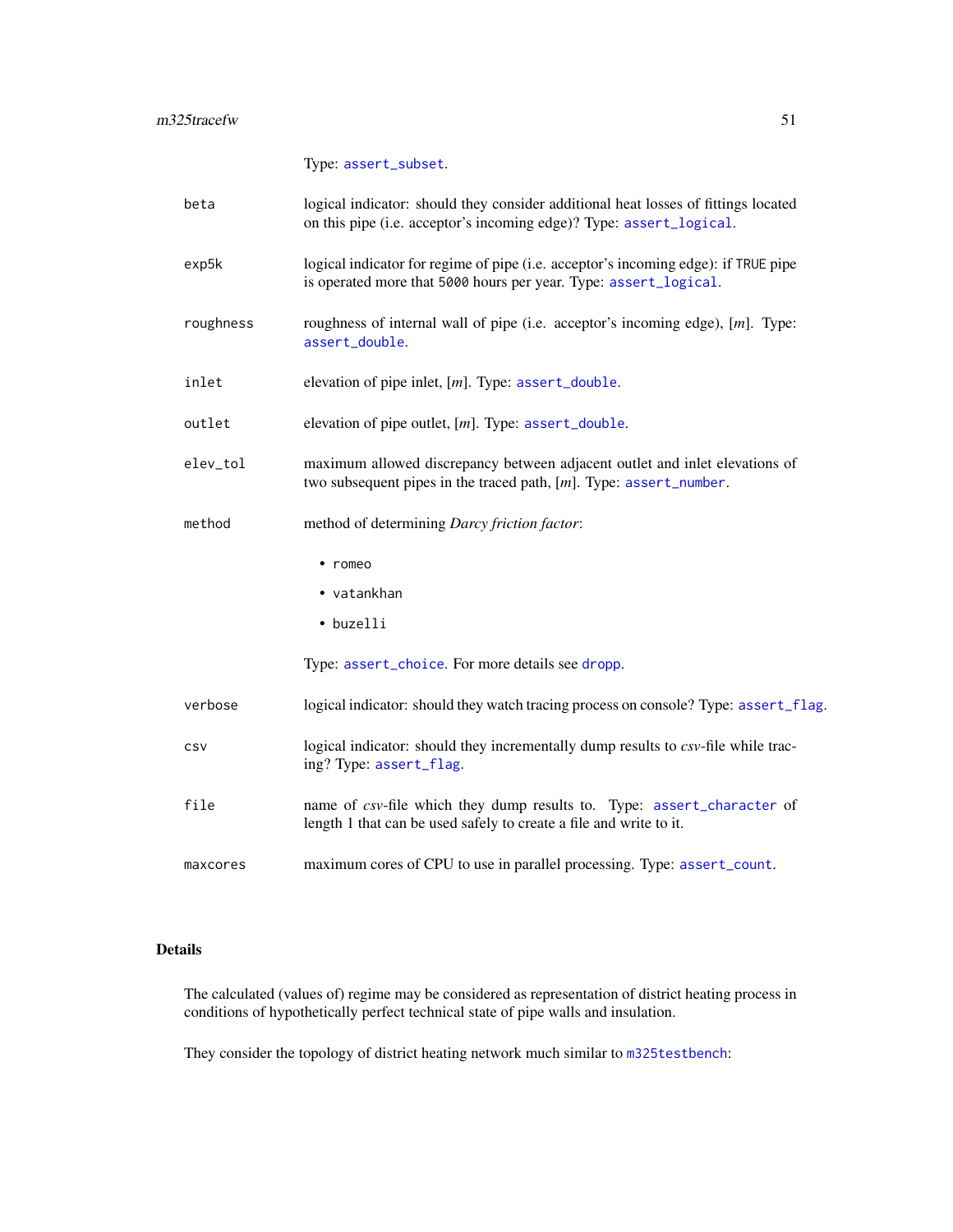Type: `assert_subset`.

`beta`
: logical indicator: should they consider additional heat losses of fittings located on this pipe (i.e. acceptor's incoming edge)? Type: `assert_logical`.

`exp5k`
: logical indicator for regime of pipe (i.e. acceptor's incoming edge): if `TRUE` pipe is operated more that `5000` hours per year. Type: `assert_logical`.

`roughness`
: roughness of internal wall of pipe (i.e. acceptor's incoming edge), [*m*]. Type: `assert_double`.

`inlet`
: elevation of pipe inlet, [*m*]. Type: `assert_double`.

`outlet`
: elevation of pipe outlet, [*m*]. Type: `assert_double`.

`elev_tol`
: maximum allowed discrepancy between adjacent outlet and inlet elevations of two subsequent pipes in the traced path, [*m*]. Type: `assert_number`.

`method`
: method of determining *Darcy friction factor*:

  - `romeo`
  - `vatankhan`
  - `buzelli`

  Type: `assert_choice`. For more details see `dropp`.

`verbose`
: logical indicator: should they watch tracing process on console? Type: `assert_flag`.

`csv`
: logical indicator: should they incrementally dump results to *csv*-file while tracing? Type: `assert_flag`.

`file`
: name of *csv*-file which they dump results to. Type: `assert_character` of length 1 that can be used safely to create a file and write to it.

`maxcores`
: maximum cores of CPU to use in parallel processing. Type: `assert_count`.

## Details

The calculated (values of) regime may be considered as representation of district heating process in conditions of hypothetically perfect technical state of pipe walls and insulation.

They consider the topology of district heating network much similar to `m325testbench`: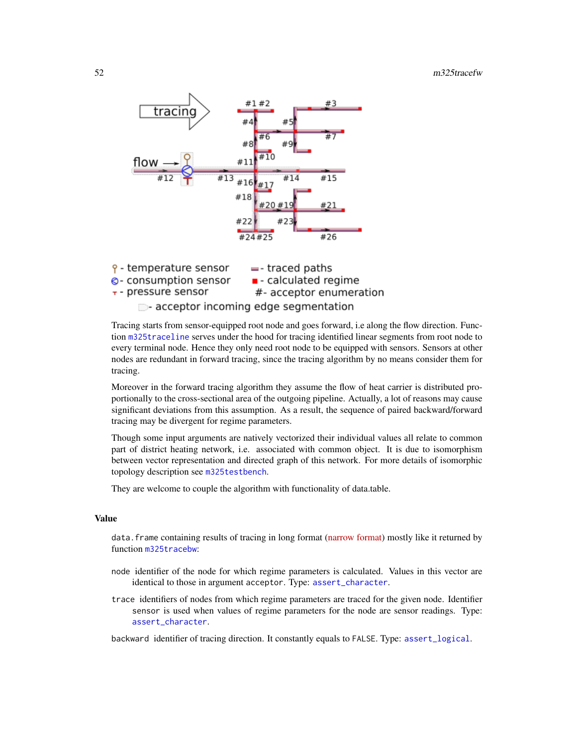Tracing starts from sensor-equipped root node and goes forward, i.e along the flow direction. Function m325traceline serves under the hood for tracing identified linear segments from root node to every terminal node. Hence they only need root node to be equipped with sensors. Sensors at other nodes are redundant in forward tracing, since the tracing algorithm by no means consider them for tracing.

Moreover in the forward tracing algorithm they assume the flow of heat carrier is distributed proportionally to the cross-sectional area of the outgoing pipeline. Actually, a lot of reasons may cause significant deviations from this assumption. As a result, the sequence of paired backward/forward tracing may be divergent for regime parameters.

Though some input arguments are natively vectorized their individual values all relate to common part of district heating network, i.e. associated with common object. It is due to isomorphism between vector representation and directed graph of this network. For more details of isomorphic topology description see m325testbench.

They are welcome to couple the algorithm with functionality of data.table.

## Value

`data.frame` containing results of tracing in long format (narrow format) mostly like it returned by function m325tracebw:

`node` identifier of the node for which regime parameters is calculated. Values in this vector are identical to those in argument `acceptor`. Type: assert_character.

`trace` identifiers of nodes from which regime parameters are traced for the given node. Identifier `sensor` is used when values of regime parameters for the node are sensor readings. Type: assert_character.

`backward` identifier of tracing direction. It constantly equals to `FALSE`. Type: assert_logical.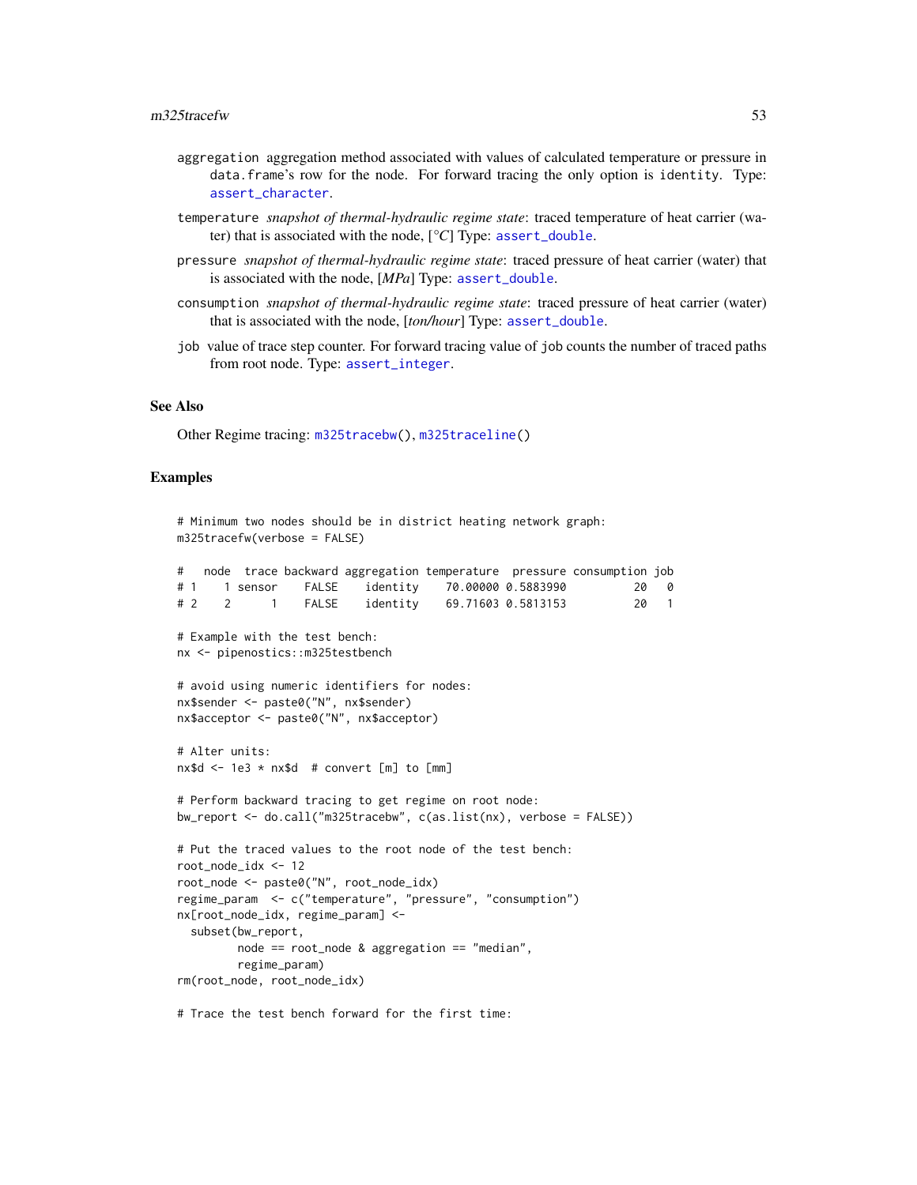`aggregation` aggregation method associated with values of calculated temperature or pressure in `data.frame`'s row for the node. For forward tracing the only option is `identity`. Type: `assert_character`.

`temperature` *snapshot of thermal-hydraulic regime state*: traced temperature of heat carrier (water) that is associated with the node, [*°C*] Type: `assert_double`.

`pressure` *snapshot of thermal-hydraulic regime state*: traced pressure of heat carrier (water) that is associated with the node, [*MPa*] Type: `assert_double`.

`consumption` *snapshot of thermal-hydraulic regime state*: traced pressure of heat carrier (water) that is associated with the node, [*ton/hour*] Type: `assert_double`.

`job` value of trace step counter. For forward tracing value of `job` counts the number of traced paths from root node. Type: `assert_integer`.

### See Also

Other Regime tracing: `m325tracebw()`, `m325traceline()`

### Examples

```
# Minimum two nodes should be in district heating network graph:
m325tracefw(verbose = FALSE)

#   node  trace backward aggregation temperature  pressure consumption job
# 1    1 sensor    FALSE    identity    70.00000 0.5883990          20   0
# 2    2      1    FALSE    identity    69.71603 0.5813153          20   1

# Example with the test bench:
nx <- pipenostics::m325testbench

# avoid using numeric identifiers for nodes:
nx$sender <- paste0("N", nx$sender)
nx$acceptor <- paste0("N", nx$acceptor)

# Alter units:
nx$d <- 1e3 * nx$d  # convert [m] to [mm]

# Perform backward tracing to get regime on root node:
bw_report <- do.call("m325tracebw", c(as.list(nx), verbose = FALSE))

# Put the traced values to the root node of the test bench:
root_node_idx <- 12
root_node <- paste0("N", root_node_idx)
regime_param  <- c("temperature", "pressure", "consumption")
nx[root_node_idx, regime_param] <-
  subset(bw_report,
         node == root_node & aggregation == "median",
         regime_param)
rm(root_node, root_node_idx)

# Trace the test bench forward for the first time:
```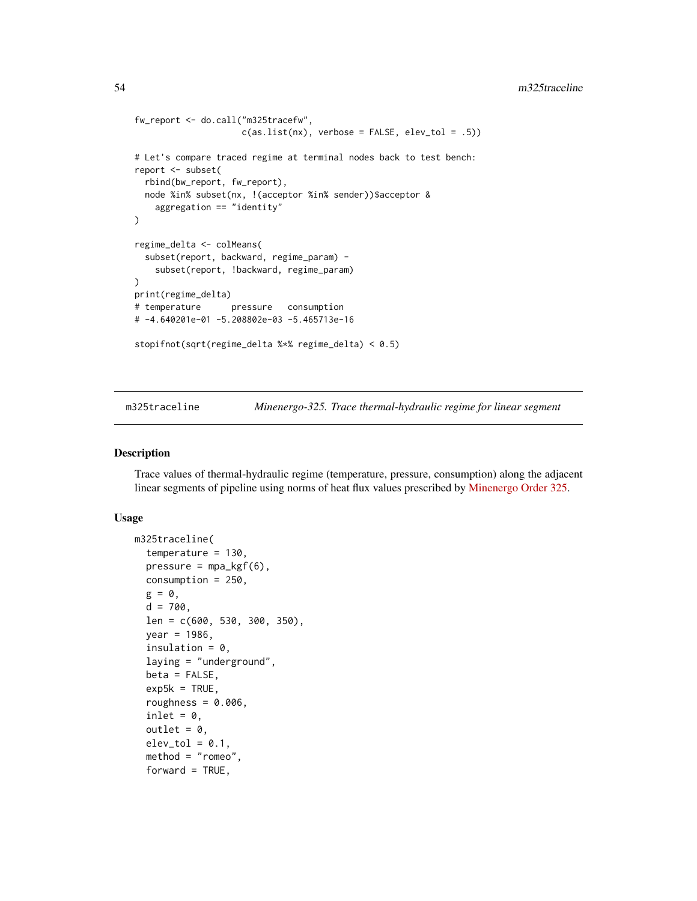```
fw_report <- do.call("m325tracefw",
                     c(as.list(nx), verbose = FALSE, elev_tol = .5))

# Let's compare traced regime at terminal nodes back to test bench:
report <- subset(
  rbind(bw_report, fw_report),
  node %in% subset(nx, !(acceptor %in% sender))$acceptor &
    aggregation == "identity"
)

regime_delta <- colMeans(
  subset(report, backward, regime_param) -
    subset(report, !backward, regime_param)
)
print(regime_delta)
# temperature      pressure   consumption
# -4.640201e-01 -5.208802e-03 -5.465713e-16

stopifnot(sqrt(regime_delta %*% regime_delta) < 0.5)
```

---

## m325traceline — *Minenergo-325. Trace thermal-hydraulic regime for linear segment*

### Description

Trace values of thermal-hydraulic regime (temperature, pressure, consumption) along the adjacent linear segments of pipeline using norms of heat flux values prescribed by Minenergo Order 325.

### Usage

```
m325traceline(
  temperature = 130,
  pressure = mpa_kgf(6),
  consumption = 250,
  g = 0,
  d = 700,
  len = c(600, 530, 300, 350),
  year = 1986,
  insulation = 0,
  laying = "underground",
  beta = FALSE,
  exp5k = TRUE,
  roughness = 0.006,
  inlet = 0,
  outlet = 0,
  elev_tol = 0.1,
  method = "romeo",
  forward = TRUE,
```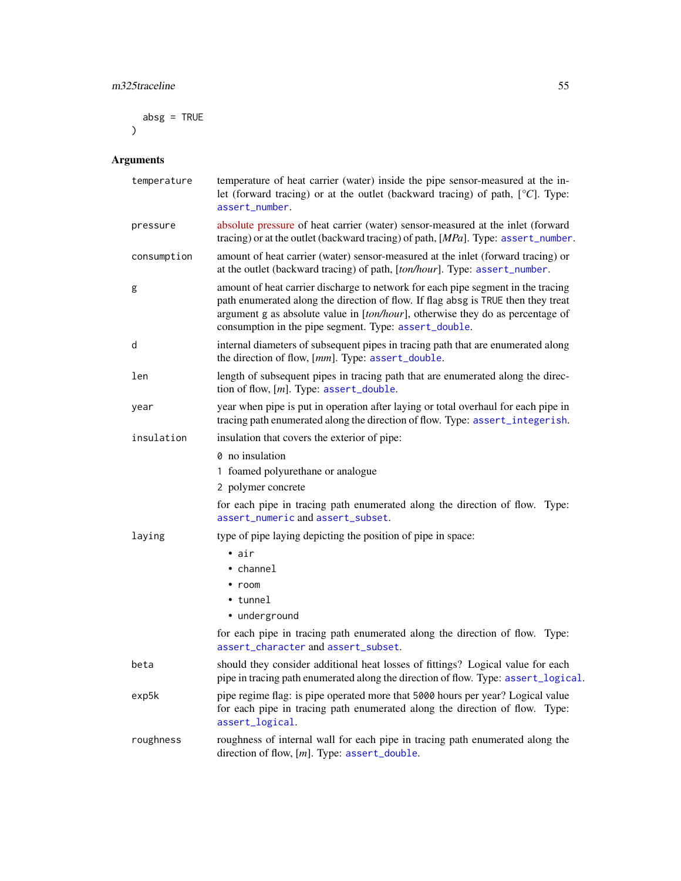```
  absg = TRUE
)
```

## Arguments

| | |
|---|---|
| `temperature` | temperature of heat carrier (water) inside the pipe sensor-measured at the inlet (forward tracing) or at the outlet (backward tracing) of path, [°*C*]. Type: `assert_number`. |
| `pressure` | absolute pressure of heat carrier (water) sensor-measured at the inlet (forward tracing) or at the outlet (backward tracing) of path, [*MPa*]. Type: `assert_number`. |
| `consumption` | amount of heat carrier (water) sensor-measured at the inlet (forward tracing) or at the outlet (backward tracing) of path, [*ton/hour*]. Type: `assert_number`. |
| `g` | amount of heat carrier discharge to network for each pipe segment in the tracing path enumerated along the direction of flow. If flag `absg` is `TRUE` then they treat argument `g` as absolute value in [*ton/hour*], otherwise they do as percentage of consumption in the pipe segment. Type: `assert_double`. |
| `d` | internal diameters of subsequent pipes in tracing path that are enumerated along the direction of flow, [*mm*]. Type: `assert_double`. |
| `len` | length of subsequent pipes in tracing path that are enumerated along the direction of flow, [*m*]. Type: `assert_double`. |
| `year` | year when pipe is put in operation after laying or total overhaul for each pipe in tracing path enumerated along the direction of flow. Type: `assert_integerish`. |
| `insulation` | insulation that covers the exterior of pipe:<br>`0` no insulation<br>`1` foamed polyurethane or analogue<br>`2` polymer concrete<br>for each pipe in tracing path enumerated along the direction of flow. Type: `assert_numeric` and `assert_subset`. |
| `laying` | type of pipe laying depicting the position of pipe in space:<br>• `air`<br>• `channel`<br>• `room`<br>• `tunnel`<br>• `underground`<br>for each pipe in tracing path enumerated along the direction of flow. Type: `assert_character` and `assert_subset`. |
| `beta` | should they consider additional heat losses of fittings? Logical value for each pipe in tracing path enumerated along the direction of flow. Type: `assert_logical`. |
| `exp5k` | pipe regime flag: is pipe operated more that `5000` hours per year? Logical value for each pipe in tracing path enumerated along the direction of flow. Type: `assert_logical`. |
| `roughness` | roughness of internal wall for each pipe in tracing path enumerated along the direction of flow, [*m*]. Type: `assert_double`. |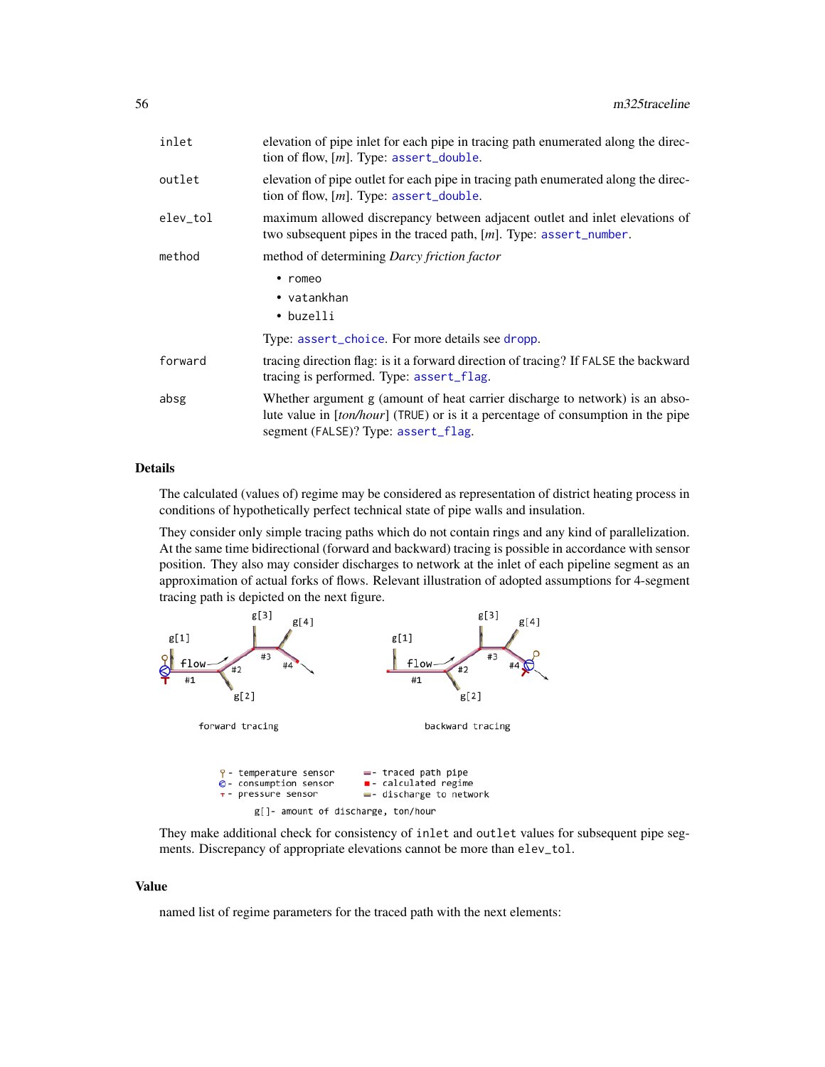| | |
|---|---|
| inlet | elevation of pipe inlet for each pipe in tracing path enumerated along the direction of flow, [*m*]. Type: assert_double. |
| outlet | elevation of pipe outlet for each pipe in tracing path enumerated along the direction of flow, [*m*]. Type: assert_double. |
| elev_tol | maximum allowed discrepancy between adjacent outlet and inlet elevations of two subsequent pipes in the traced path, [*m*]. Type: assert_number. |
| method | method of determining *Darcy friction factor* • romeo • vatankhan • buzelli Type: assert_choice. For more details see dropp. |
| forward | tracing direction flag: is it a forward direction of tracing? If FALSE the backward tracing is performed. Type: assert_flag. |
| absg | Whether argument g (amount of heat carrier discharge to network) is an absolute value in [*ton/hour*] (TRUE) or is it a percentage of consumption in the pipe segment (FALSE)? Type: assert_flag. |

## Details

The calculated (values of) regime may be considered as representation of district heating process in conditions of hypothetically perfect technical state of pipe walls and insulation.

They consider only simple tracing paths which do not contain rings and any kind of parallelization. At the same time bidirectional (forward and backward) tracing is possible in accordance with sensor position. They also may consider discharges to network at the inlet of each pipeline segment as an approximation of actual forks of flows. Relevant illustration of adopted assumptions for 4-segment tracing path is depicted on the next figure.

They make additional check for consistency of inlet and outlet values for subsequent pipe segments. Discrepancy of appropriate elevations cannot be more than elev_tol.

## Value

named list of regime parameters for the traced path with the next elements: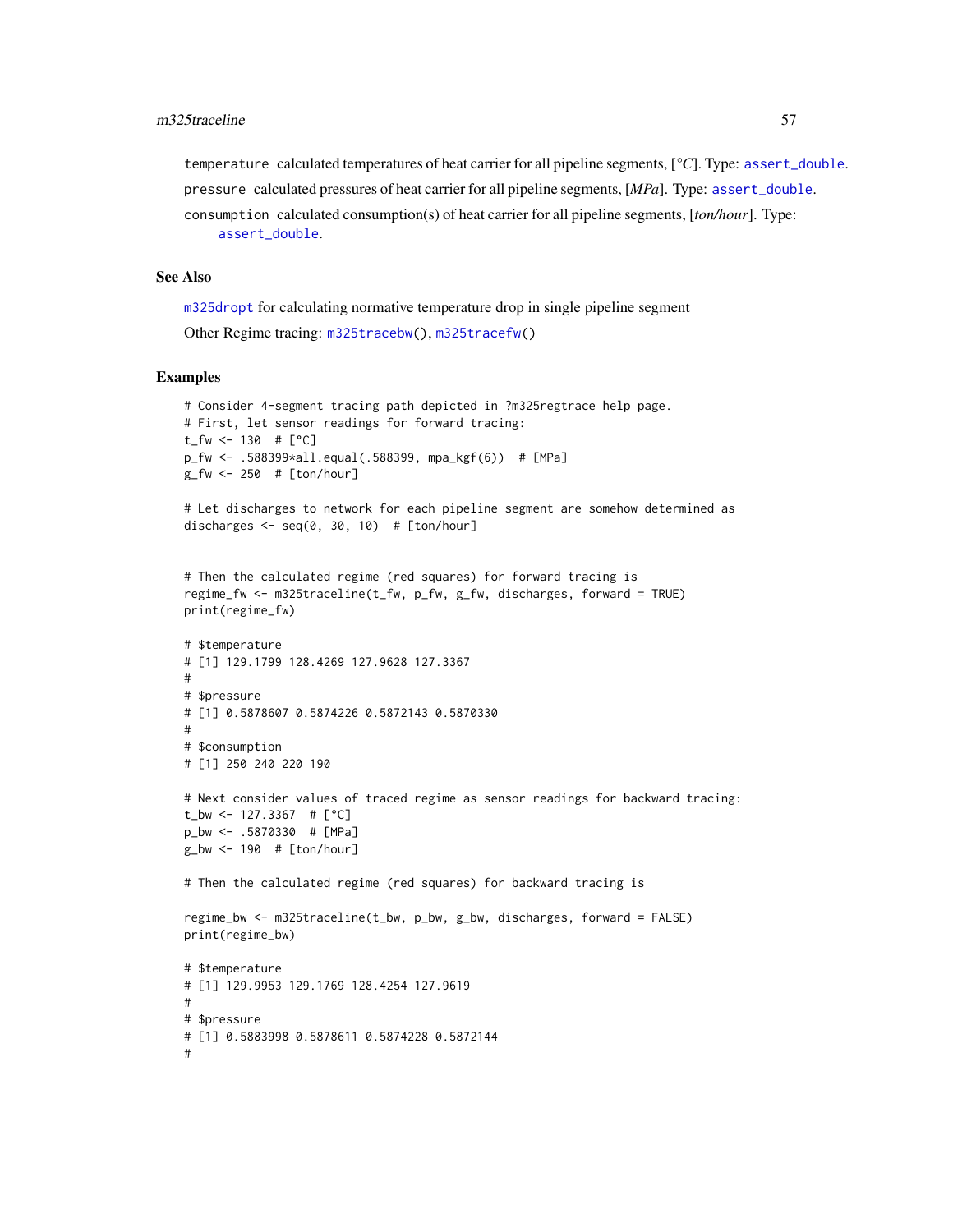`temperature` calculated temperatures of heat carrier for all pipeline segments, [*°C*]. Type: `assert_double`.

`pressure` calculated pressures of heat carrier for all pipeline segments, [*MPa*]. Type: `assert_double`.

`consumption` calculated consumption(s) of heat carrier for all pipeline segments, [*ton/hour*]. Type: `assert_double`.

## See Also

`m325dropt` for calculating normative temperature drop in single pipeline segment

Other Regime tracing: `m325tracebw()`, `m325tracefw()`

## Examples

```
# Consider 4-segment tracing path depicted in ?m325regtrace help page.
# First, let sensor readings for forward tracing:
t_fw <- 130  # [°C]
p_fw <- .588399*all.equal(.588399, mpa_kgf(6))  # [MPa]
g_fw <- 250  # [ton/hour]

# Let discharges to network for each pipeline segment are somehow determined as
discharges <- seq(0, 30, 10)  # [ton/hour]


# Then the calculated regime (red squares) for forward tracing is
regime_fw <- m325traceline(t_fw, p_fw, g_fw, discharges, forward = TRUE)
print(regime_fw)

# $temperature
# [1] 129.1799 128.4269 127.9628 127.3367
#
# $pressure
# [1] 0.5878607 0.5874226 0.5872143 0.5870330
#
# $consumption
# [1] 250 240 220 190

# Next consider values of traced regime as sensor readings for backward tracing:
t_bw <- 127.3367  # [°C]
p_bw <- .5870330  # [MPa]
g_bw <- 190  # [ton/hour]

# Then the calculated regime (red squares) for backward tracing is

regime_bw <- m325traceline(t_bw, p_bw, g_bw, discharges, forward = FALSE)
print(regime_bw)

# $temperature
# [1] 129.9953 129.1769 128.4254 127.9619
#
# $pressure
# [1] 0.5883998 0.5878611 0.5874228 0.5872144
#
```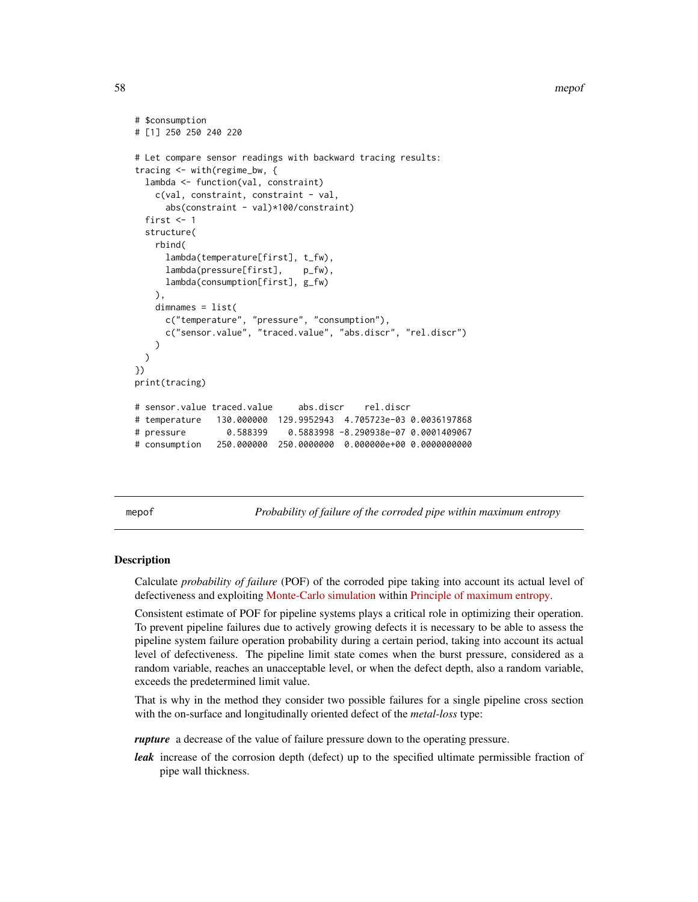```
# $consumption
# [1] 250 250 240 220

# Let compare sensor readings with backward tracing results:
tracing <- with(regime_bw, {
  lambda <- function(val, constraint)
    c(val, constraint, constraint - val,
      abs(constraint - val)*100/constraint)
  first <- 1
  structure(
    rbind(
      lambda(temperature[first], t_fw),
      lambda(pressure[first],    p_fw),
      lambda(consumption[first], g_fw)
    ),
    dimnames = list(
      c("temperature", "pressure", "consumption"),
      c("sensor.value", "traced.value", "abs.discr", "rel.discr")
    )
  )
})
print(tracing)

# sensor.value traced.value     abs.discr    rel.discr
# temperature   130.000000  129.9952943  4.705723e-03 0.0036197868
# pressure        0.588399    0.5883998 -8.290938e-07 0.0001409067
# consumption   250.000000  250.0000000  0.000000e+00 0.0000000000
```

## mepof — *Probability of failure of the corroded pipe within maximum entropy*

### Description

Calculate *probability of failure* (POF) of the corroded pipe taking into account its actual level of defectiveness and exploiting Monte-Carlo simulation within Principle of maximum entropy.

Consistent estimate of POF for pipeline systems plays a critical role in optimizing their operation. To prevent pipeline failures due to actively growing defects it is necessary to be able to assess the pipeline system failure operation probability during a certain period, taking into account its actual level of defectiveness. The pipeline limit state comes when the burst pressure, considered as a random variable, reaches an unacceptable level, or when the defect depth, also a random variable, exceeds the predetermined limit value.

That is why in the method they consider two possible failures for a single pipeline cross section with the on-surface and longitudinally oriented defect of the *metal-loss* type:

***rupture*** a decrease of the value of failure pressure down to the operating pressure.

***leak*** increase of the corrosion depth (defect) up to the specified ultimate permissible fraction of pipe wall thickness.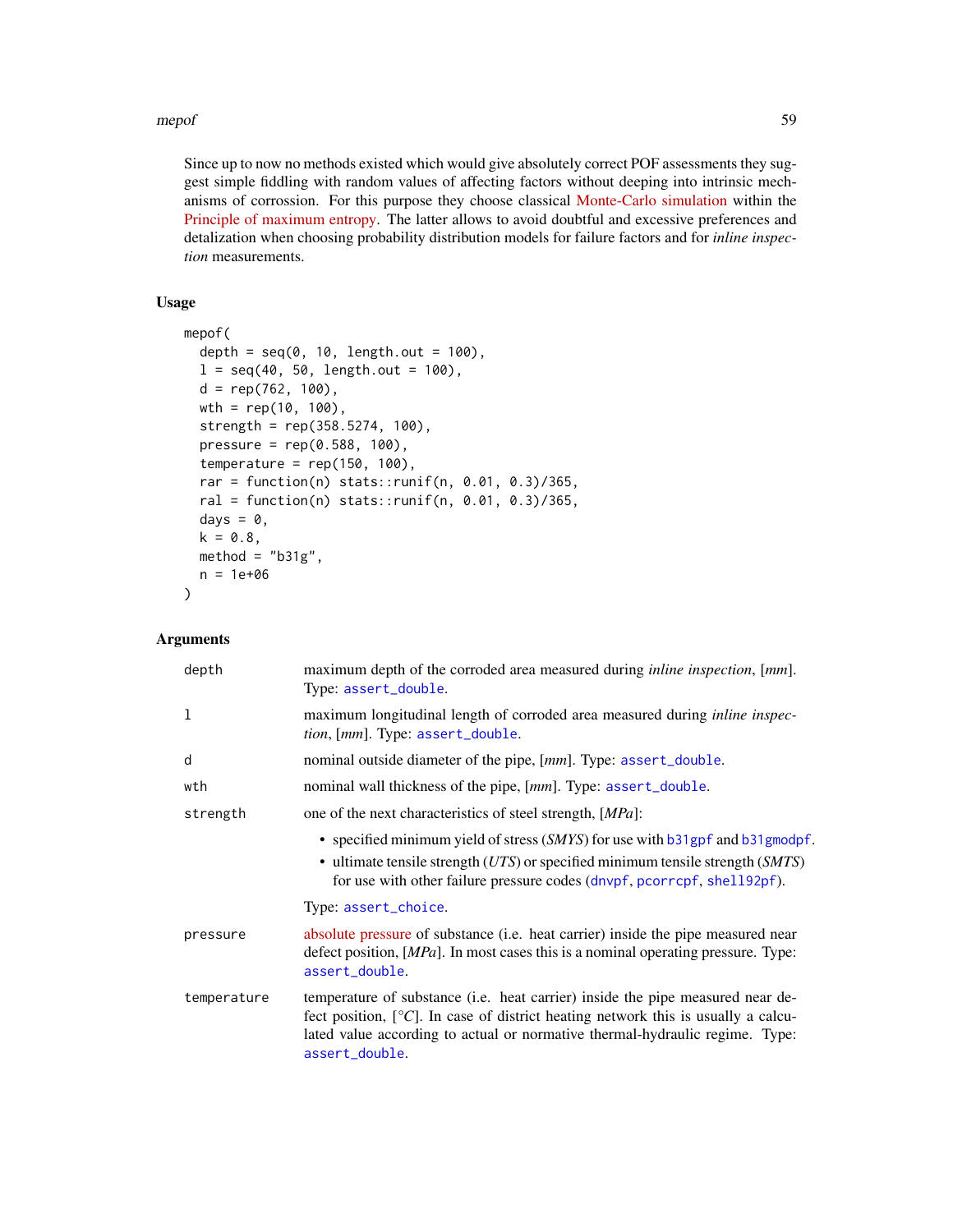Since up to now no methods existed which would give absolutely correct POF assessments they suggest simple fiddling with random values of affecting factors without deeping into intrinsic mechanisms of corrossion. For this purpose they choose classical Monte-Carlo simulation within the Principle of maximum entropy. The latter allows to avoid doubtful and excessive preferences and detalization when choosing probability distribution models for failure factors and for *inline inspection* measurements.

### Usage

```
mepof(
  depth = seq(0, 10, length.out = 100),
  l = seq(40, 50, length.out = 100),
  d = rep(762, 100),
  wth = rep(10, 100),
  strength = rep(358.5274, 100),
  pressure = rep(0.588, 100),
  temperature = rep(150, 100),
  rar = function(n) stats::runif(n, 0.01, 0.3)/365,
  ral = function(n) stats::runif(n, 0.01, 0.3)/365,
  days = 0,
  k = 0.8,
  method = "b31g",
  n = 1e+06
)
```

### Arguments

| | |
|---|---|
| `depth` | maximum depth of the corroded area measured during *inline inspection*, [*mm*]. Type: `assert_double`. |
| `l` | maximum longitudinal length of corroded area measured during *inline inspection*, [*mm*]. Type: `assert_double`. |
| `d` | nominal outside diameter of the pipe, [*mm*]. Type: `assert_double`. |
| `wth` | nominal wall thickness of the pipe, [*mm*]. Type: `assert_double`. |
| `strength` | one of the next characteristics of steel strength, [*MPa*]:<br>• specified minimum yield of stress (*SMYS*) for use with `b31gpf` and `b31gmodpf`.<br>• ultimate tensile strength (*UTS*) or specified minimum tensile strength (*SMTS*) for use with other failure pressure codes (`dnvpf`, `pcorrcpf`, `shell92pf`).<br>Type: `assert_choice`. |
| `pressure` | absolute pressure of substance (i.e. heat carrier) inside the pipe measured near defect position, [*MPa*]. In most cases this is a nominal operating pressure. Type: `assert_double`. |
| `temperature` | temperature of substance (i.e. heat carrier) inside the pipe measured near defect position, [$°C$]. In case of district heating network this is usually a calculated value according to actual or normative thermal-hydraulic regime. Type: `assert_double`. |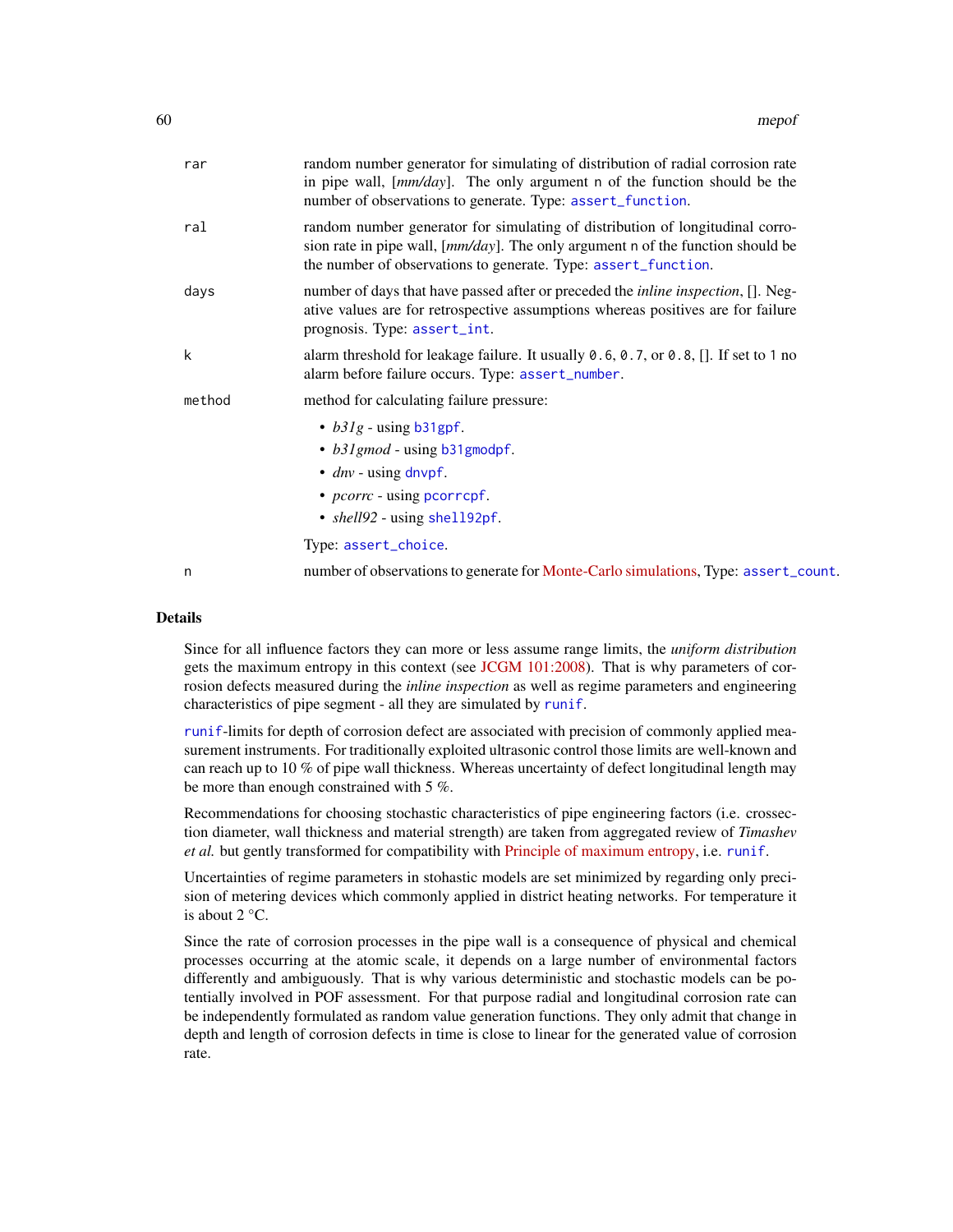| | |
|---|---|
| rar | random number generator for simulating of distribution of radial corrosion rate in pipe wall, [*mm/day*]. The only argument n of the function should be the number of observations to generate. Type: assert_function. |
| ral | random number generator for simulating of distribution of longitudinal corrosion rate in pipe wall, [*mm/day*]. The only argument n of the function should be the number of observations to generate. Type: assert_function. |
| days | number of days that have passed after or preceded the *inline inspection*, []. Negative values are for retrospective assumptions whereas positives are for failure prognosis. Type: assert_int. |
| k | alarm threshold for leakage failure. It usually 0.6, 0.7, or 0.8, []. If set to 1 no alarm before failure occurs. Type: assert_number. |
| method | method for calculating failure pressure: <br>• *b31g* - using b31gpf. <br>• *b31gmod* - using b31gmodpf. <br>• *dnv* - using dnvpf. <br>• *pcorrc* - using pcorrcpf. <br>• *shell92* - using shell92pf. <br>Type: assert_choice. |
| n | number of observations to generate for Monte-Carlo simulations, Type: assert_count. |

## Details

Since for all influence factors they can more or less assume range limits, the *uniform distribution* gets the maximum entropy in this context (see JCGM 101:2008). That is why parameters of corrosion defects measured during the *inline inspection* as well as regime parameters and engineering characteristics of pipe segment - all they are simulated by runif.

runif-limits for depth of corrosion defect are associated with precision of commonly applied measurement instruments. For traditionally exploited ultrasonic control those limits are well-known and can reach up to 10 % of pipe wall thickness. Whereas uncertainty of defect longitudinal length may be more than enough constrained with 5 %.

Recommendations for choosing stochastic characteristics of pipe engineering factors (i.e. crossection diameter, wall thickness and material strength) are taken from aggregated review of *Timashev et al.* but gently transformed for compatibility with Principle of maximum entropy, i.e. runif.

Uncertainties of regime parameters in stohastic models are set minimized by regarding only precision of metering devices which commonly applied in district heating networks. For temperature it is about 2 °C.

Since the rate of corrosion processes in the pipe wall is a consequence of physical and chemical processes occurring at the atomic scale, it depends on a large number of environmental factors differently and ambiguously. That is why various deterministic and stochastic models can be potentially involved in POF assessment. For that purpose radial and longitudinal corrosion rate can be independently formulated as random value generation functions. They only admit that change in depth and length of corrosion defects in time is close to linear for the generated value of corrosion rate.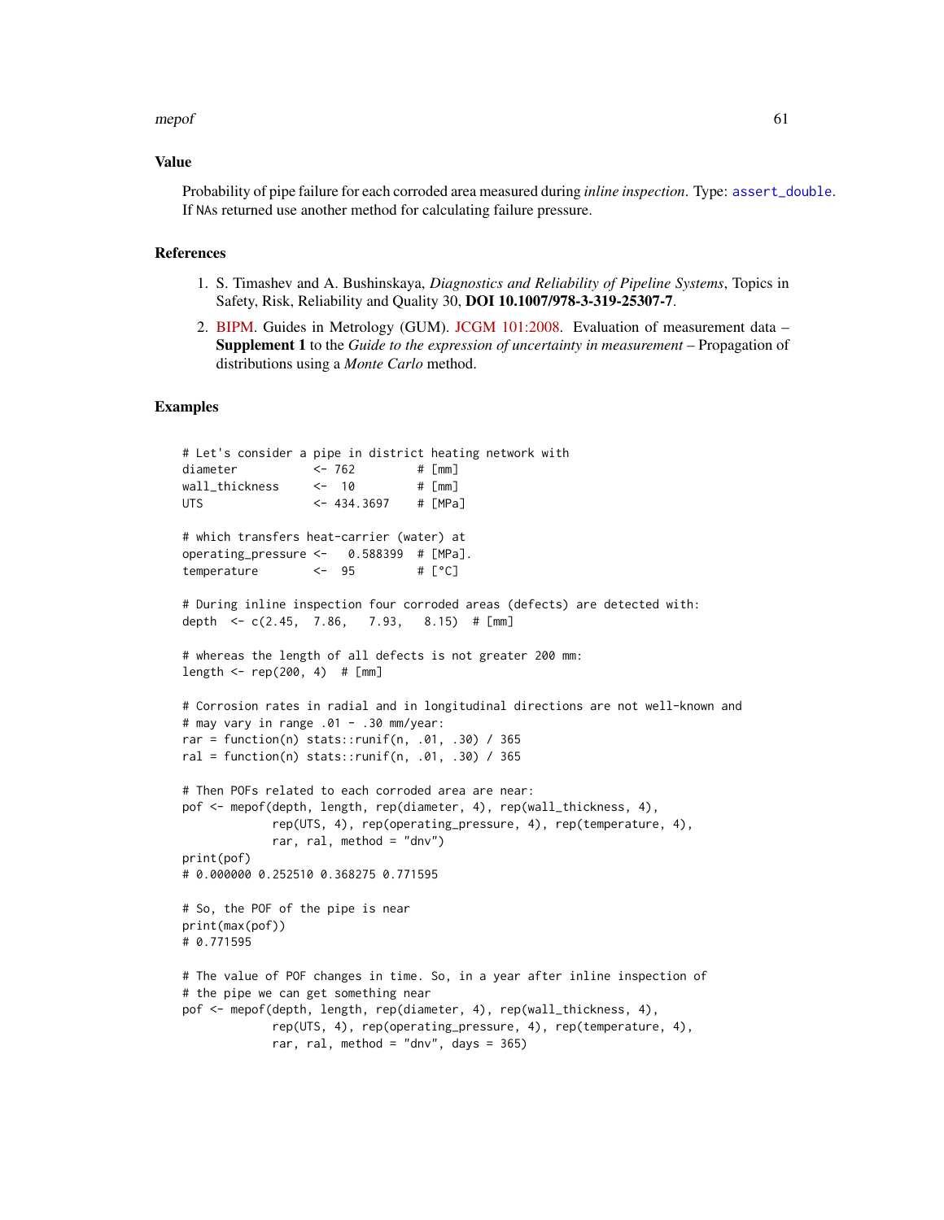### Value

Probability of pipe failure for each corroded area measured during *inline inspection*. Type: `assert_double`. If NAs returned use another method for calculating failure pressure.

### References

1. S. Timashev and A. Bushinskaya, *Diagnostics and Reliability of Pipeline Systems*, Topics in Safety, Risk, Reliability and Quality 30, **DOI 10.1007/978-3-319-25307-7**.
2. BIPM. Guides in Metrology (GUM). JCGM 101:2008. Evaluation of measurement data – **Supplement 1** to the *Guide to the expression of uncertainty in measurement* – Propagation of distributions using a *Monte Carlo* method.

### Examples

```
# Let's consider a pipe in district heating network with
diameter           <- 762         # [mm]
wall_thickness     <-  10         # [mm]
UTS                <- 434.3697    # [MPa]

# which transfers heat-carrier (water) at
operating_pressure <-   0.588399  # [MPa].
temperature        <-  95         # [°C]

# During inline inspection four corroded areas (defects) are detected with:
depth  <- c(2.45,  7.86,   7.93,   8.15)  # [mm]

# whereas the length of all defects is not greater 200 mm:
length <- rep(200, 4)  # [mm]

# Corrosion rates in radial and in longitudinal directions are not well-known and
# may vary in range .01 - .30 mm/year:
rar = function(n) stats::runif(n, .01, .30) / 365
ral = function(n) stats::runif(n, .01, .30) / 365

# Then POFs related to each corroded area are near:
pof <- mepof(depth, length, rep(diameter, 4), rep(wall_thickness, 4),
             rep(UTS, 4), rep(operating_pressure, 4), rep(temperature, 4),
             rar, ral, method = "dnv")
print(pof)
# 0.000000 0.252510 0.368275 0.771595

# So, the POF of the pipe is near
print(max(pof))
# 0.771595

# The value of POF changes in time. So, in a year after inline inspection of
# the pipe we can get something near
pof <- mepof(depth, length, rep(diameter, 4), rep(wall_thickness, 4),
             rep(UTS, 4), rep(operating_pressure, 4), rep(temperature, 4),
             rar, ral, method = "dnv", days = 365)
```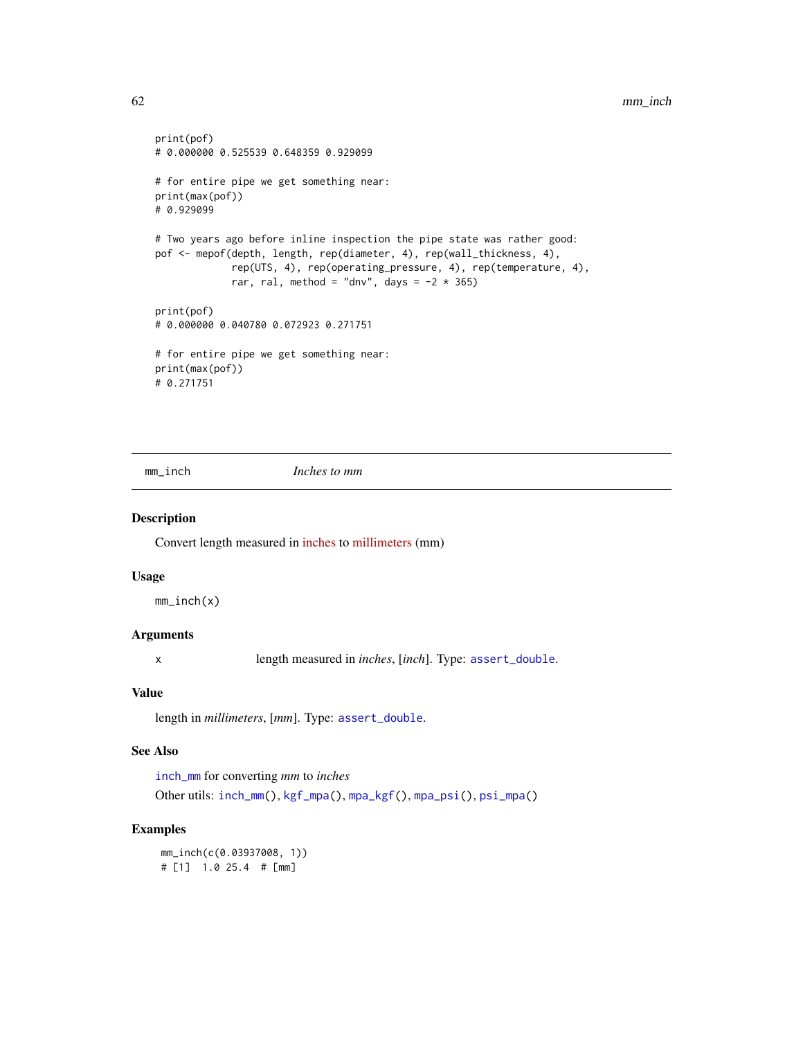```
print(pof)
# 0.000000 0.525539 0.648359 0.929099

# for entire pipe we get something near:
print(max(pof))
# 0.929099

# Two years ago before inline inspection the pipe state was rather good:
pof <- mepof(depth, length, rep(diameter, 4), rep(wall_thickness, 4),
             rep(UTS, 4), rep(operating_pressure, 4), rep(temperature, 4),
             rar, ral, method = "dnv", days = -2 * 365)

print(pof)
# 0.000000 0.040780 0.072923 0.271751

# for entire pipe we get something near:
print(max(pof))
# 0.271751
```

---

## mm_inch — *Inches to mm*

### Description

Convert length measured in inches to millimeters (mm)

### Usage

```
mm_inch(x)
```

### Arguments

| | |
|---|---|
| x | length measured in *inches*, [*inch*]. Type: `assert_double`. |

### Value

length in *millimeters*, [*mm*]. Type: `assert_double`.

### See Also

`inch_mm` for converting *mm* to *inches*

Other utils: `inch_mm()`, `kgf_mpa()`, `mpa_kgf()`, `mpa_psi()`, `psi_mpa()`

### Examples

```
mm_inch(c(0.03937008, 1))
# [1]  1.0 25.4  # [mm]
```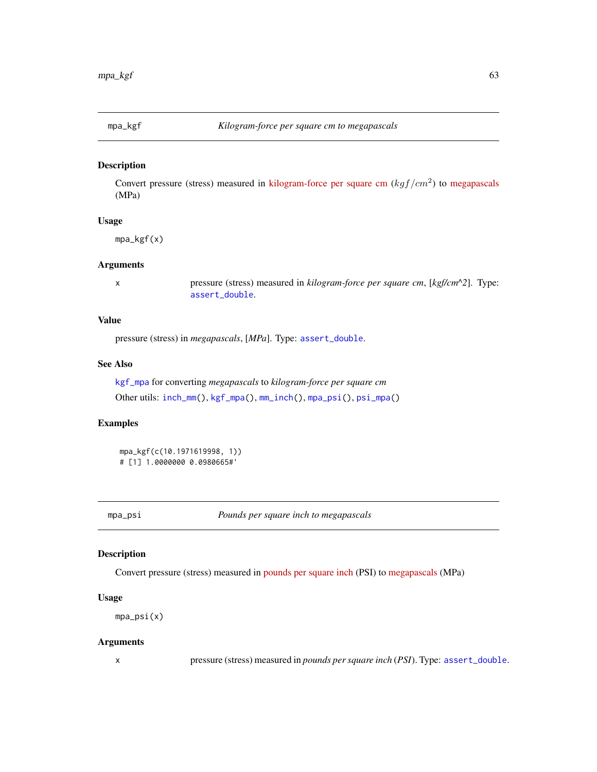## mpa_kgf — *Kilogram-force per square cm to megapascals*

### Description

Convert pressure (stress) measured in kilogram-force per square cm ($kgf/cm^2$) to megapascals (MPa)

### Usage

```
mpa_kgf(x)
```

### Arguments

x — pressure (stress) measured in *kilogram-force per square cm*, [*kgf/cm^2*]. Type: `assert_double`.

### Value

pressure (stress) in *megapascals*, [*MPa*]. Type: `assert_double`.

### See Also

`kgf_mpa` for converting *megapascals* to *kilogram-force per square cm*

Other utils: `inch_mm()`, `kgf_mpa()`, `mm_inch()`, `mpa_psi()`, `psi_mpa()`

### Examples

```
mpa_kgf(c(10.1971619998, 1))
# [1] 1.0000000 0.0980665#'
```

## mpa_psi — *Pounds per square inch to megapascals*

### Description

Convert pressure (stress) measured in pounds per square inch (PSI) to megapascals (MPa)

### Usage

```
mpa_psi(x)
```

### Arguments

x — pressure (stress) measured in *pounds per square inch* (*PSI*). Type: `assert_double`.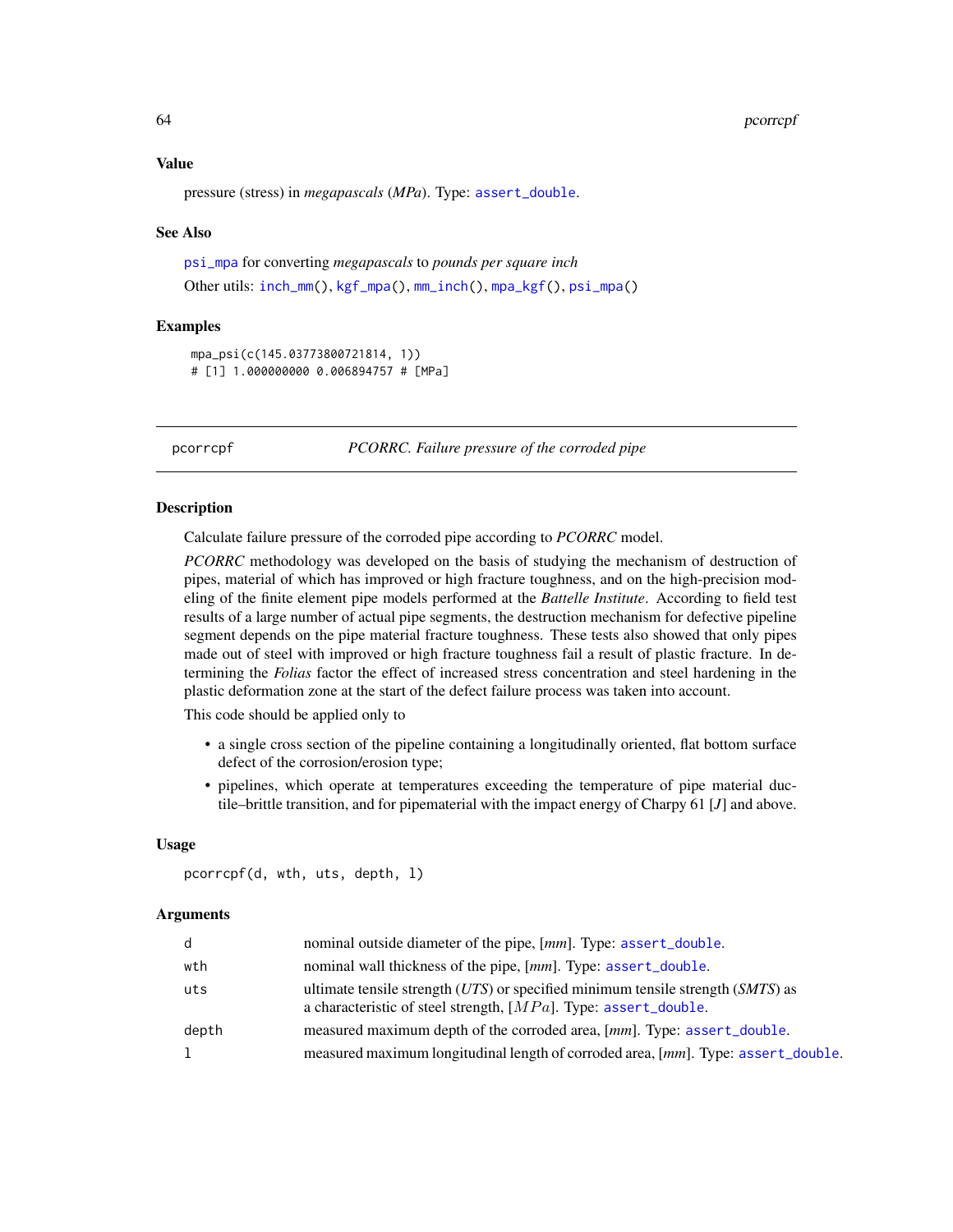## Value

pressure (stress) in *megapascals* (*MPa*). Type: assert_double.

## See Also

psi_mpa for converting *megapascals* to *pounds per square inch*

Other utils: inch_mm(), kgf_mpa(), mm_inch(), mpa_kgf(), psi_mpa()

## Examples

```
mpa_psi(c(145.03773800721814, 1))
# [1] 1.000000000 0.006894757 # [MPa]
```

---

# pcorrcpf — *PCORRC. Failure pressure of the corroded pipe*

## Description

Calculate failure pressure of the corroded pipe according to *PCORRC* model.

*PCORRC* methodology was developed on the basis of studying the mechanism of destruction of pipes, material of which has improved or high fracture toughness, and on the high-precision modeling of the finite element pipe models performed at the *Battelle Institute*. According to field test results of a large number of actual pipe segments, the destruction mechanism for defective pipeline segment depends on the pipe material fracture toughness. These tests also showed that only pipes made out of steel with improved or high fracture toughness fail a result of plastic fracture. In determining the *Folias* factor the effect of increased stress concentration and steel hardening in the plastic deformation zone at the start of the defect failure process was taken into account.

This code should be applied only to

- a single cross section of the pipeline containing a longitudinally oriented, flat bottom surface defect of the corrosion/erosion type;
- pipelines, which operate at temperatures exceeding the temperature of pipe material ductile–brittle transition, and for pipematerial with the impact energy of Charpy 61 [*J*] and above.

## Usage

```
pcorrcpf(d, wth, uts, depth, l)
```

## Arguments

| | |
|---|---|
| d | nominal outside diameter of the pipe, [*mm*]. Type: assert_double. |
| wth | nominal wall thickness of the pipe, [*mm*]. Type: assert_double. |
| uts | ultimate tensile strength (*UTS*) or specified minimum tensile strength (*SMTS*) as a characteristic of steel strength, [$MPa$]. Type: assert_double. |
| depth | measured maximum depth of the corroded area, [*mm*]. Type: assert_double. |
| l | measured maximum longitudinal length of corroded area, [*mm*]. Type: assert_double. |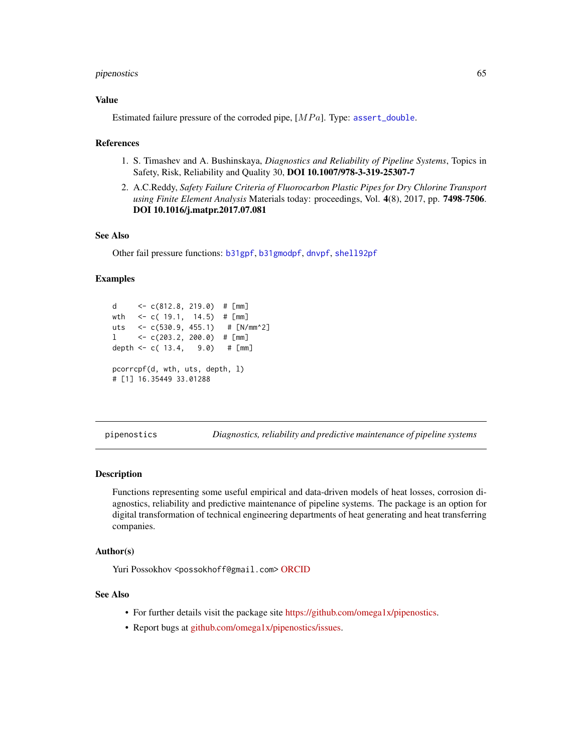### Value

Estimated failure pressure of the corroded pipe, $[MPa]$. Type: assert_double.

### References

1. S. Timashev and A. Bushinskaya, *Diagnostics and Reliability of Pipeline Systems*, Topics in Safety, Risk, Reliability and Quality 30, **DOI 10.1007/978-3-319-25307-7**
2. A.C.Reddy, *Safety Failure Criteria of Fluorocarbon Plastic Pipes for Dry Chlorine Transport using Finite Element Analysis* Materials today: proceedings, Vol. **4**(8), 2017, pp. **7498-7506**. **DOI 10.1016/j.matpr.2017.07.081**

### See Also

Other fail pressure functions: b31gpf, b31gmodpf, dnvpf, shell92pf

### Examples

```
d     <- c(812.8, 219.0)  # [mm]
wth   <- c( 19.1,  14.5)  # [mm]
uts   <- c(530.9, 455.1)   # [N/mm^2]
l     <- c(203.2, 200.0)  # [mm]
depth <- c( 13.4,   9.0)   # [mm]

pcorrcpf(d, wth, uts, depth, l)
# [1] 16.35449 33.01288
```

---

## pipenostics — *Diagnostics, reliability and predictive maintenance of pipeline systems*

### Description

Functions representing some useful empirical and data-driven models of heat losses, corrosion diagnostics, reliability and predictive maintenance of pipeline systems. The package is an option for digital transformation of technical engineering departments of heat generating and heat transferring companies.

### Author(s)

Yuri Possokhov <possokhoff@gmail.com> ORCID

### See Also

- For further details visit the package site https://github.com/omega1x/pipenostics.
- Report bugs at github.com/omega1x/pipenostics/issues.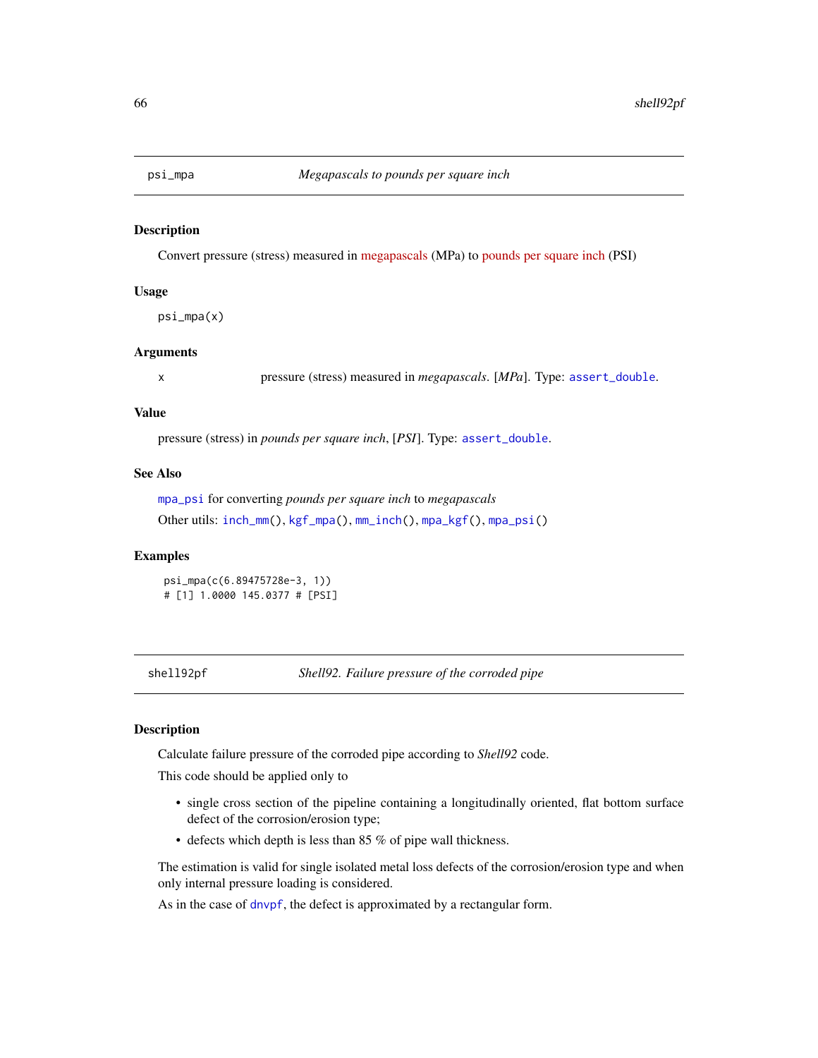## psi_mpa — *Megapascals to pounds per square inch*

### Description

Convert pressure (stress) measured in megapascals (MPa) to pounds per square inch (PSI)

### Usage

```
psi_mpa(x)
```

### Arguments

| | |
|---|---|
| x | pressure (stress) measured in *megapascals*. [*MPa*]. Type: `assert_double`. |

### Value

pressure (stress) in *pounds per square inch*, [*PSI*]. Type: `assert_double`.

### See Also

`mpa_psi` for converting *pounds per square inch* to *megapascals*

Other utils: `inch_mm()`, `kgf_mpa()`, `mm_inch()`, `mpa_kgf()`, `mpa_psi()`

### Examples

```
psi_mpa(c(6.89475728e-3, 1))
# [1] 1.0000 145.0377 # [PSI]
```

## shell92pf — *Shell92. Failure pressure of the corroded pipe*

### Description

Calculate failure pressure of the corroded pipe according to *Shell92* code.

This code should be applied only to

- single cross section of the pipeline containing a longitudinally oriented, flat bottom surface defect of the corrosion/erosion type;
- defects which depth is less than 85 % of pipe wall thickness.

The estimation is valid for single isolated metal loss defects of the corrosion/erosion type and when only internal pressure loading is considered.

As in the case of `dnvpf`, the defect is approximated by a rectangular form.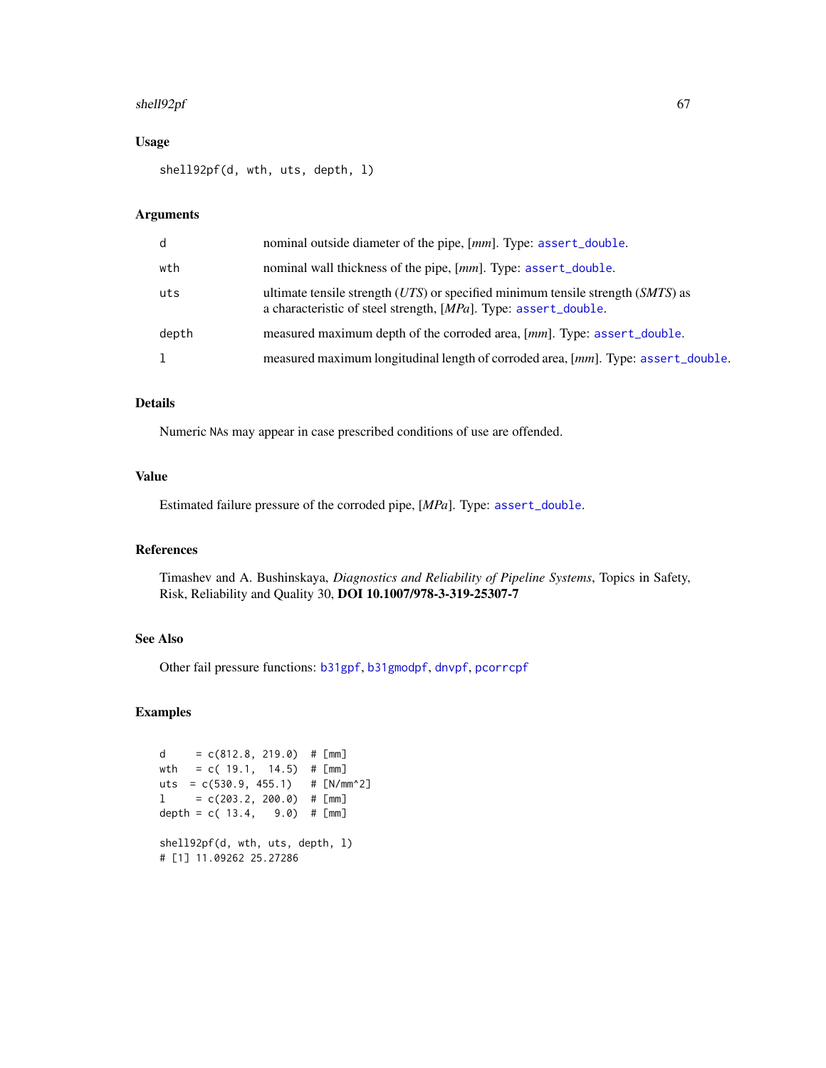### Usage

```
shell92pf(d, wth, uts, depth, l)
```

### Arguments

| | |
|---|---|
| d | nominal outside diameter of the pipe, [*mm*]. Type: assert_double. |
| wth | nominal wall thickness of the pipe, [*mm*]. Type: assert_double. |
| uts | ultimate tensile strength (*UTS*) or specified minimum tensile strength (*SMTS*) as a characteristic of steel strength, [*MPa*]. Type: assert_double. |
| depth | measured maximum depth of the corroded area, [*mm*]. Type: assert_double. |
| l | measured maximum longitudinal length of corroded area, [*mm*]. Type: assert_double. |

### Details

Numeric NAs may appear in case prescribed conditions of use are offended.

### Value

Estimated failure pressure of the corroded pipe, [*MPa*]. Type: assert_double.

### References

Timashev and A. Bushinskaya, *Diagnostics and Reliability of Pipeline Systems*, Topics in Safety, Risk, Reliability and Quality 30, **DOI 10.1007/978-3-319-25307-7**

### See Also

Other fail pressure functions: b31gpf, b31gmodpf, dnvpf, pcorrcpf

### Examples

```
d     = c(812.8, 219.0)  # [mm]
wth   = c( 19.1,  14.5)  # [mm]
uts  = c(530.9, 455.1)   # [N/mm^2]
l     = c(203.2, 200.0)  # [mm]
depth = c( 13.4,   9.0)  # [mm]

shell92pf(d, wth, uts, depth, l)
# [1] 11.09262 25.27286
```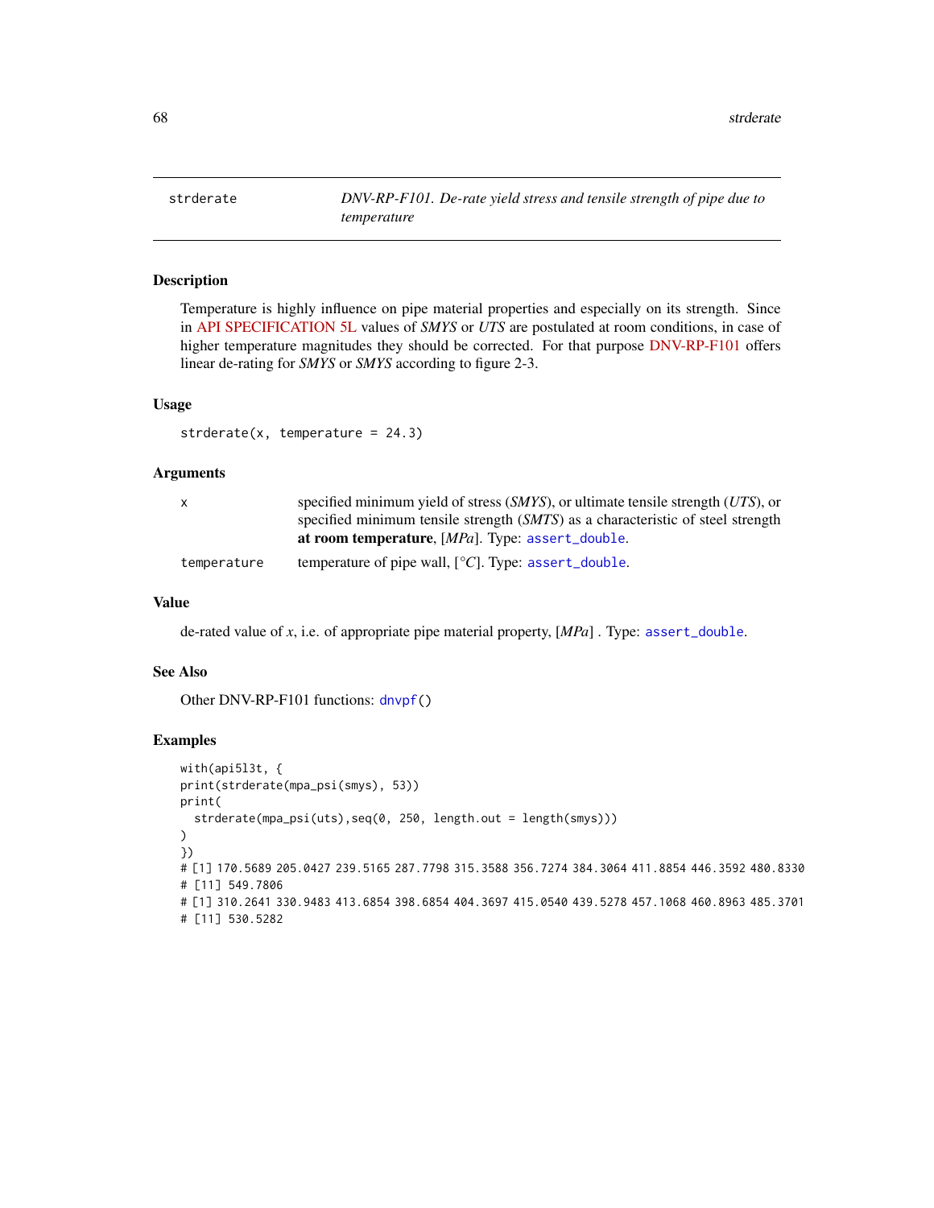# strderate

*DNV-RP-F101. De-rate yield stress and tensile strength of pipe due to temperature*

## Description

Temperature is highly influence on pipe material properties and especially on its strength. Since in API SPECIFICATION 5L values of *SMYS* or *UTS* are postulated at room conditions, in case of higher temperature magnitudes they should be corrected. For that purpose DNV-RP-F101 offers linear de-rating for *SMYS* or *SMYS* according to figure 2-3.

## Usage

```
strderate(x, temperature = 24.3)
```

## Arguments

| | |
|---|---|
| x | specified minimum yield of stress (*SMYS*), or ultimate tensile strength (*UTS*), or specified minimum tensile strength (*SMTS*) as a characteristic of steel strength **at room temperature**, [*MPa*]. Type: `assert_double`. |
| temperature | temperature of pipe wall, [*°C*]. Type: `assert_double`. |

## Value

de-rated value of *x*, i.e. of appropriate pipe material property, [*MPa*] . Type: `assert_double`.

## See Also

Other DNV-RP-F101 functions: `dnvpf()`

## Examples

```
with(api5l3t, {
print(strderate(mpa_psi(smys), 53))
print(
  strderate(mpa_psi(uts),seq(0, 250, length.out = length(smys)))
)
})
# [1] 170.5689 205.0427 239.5165 287.7798 315.3588 356.7274 384.3064 411.8854 446.3592 480.8330
# [11] 549.7806
# [1] 310.2641 330.9483 413.6854 398.6854 404.3697 415.0540 439.5278 457.1068 460.8963 485.3701
# [11] 530.5282
```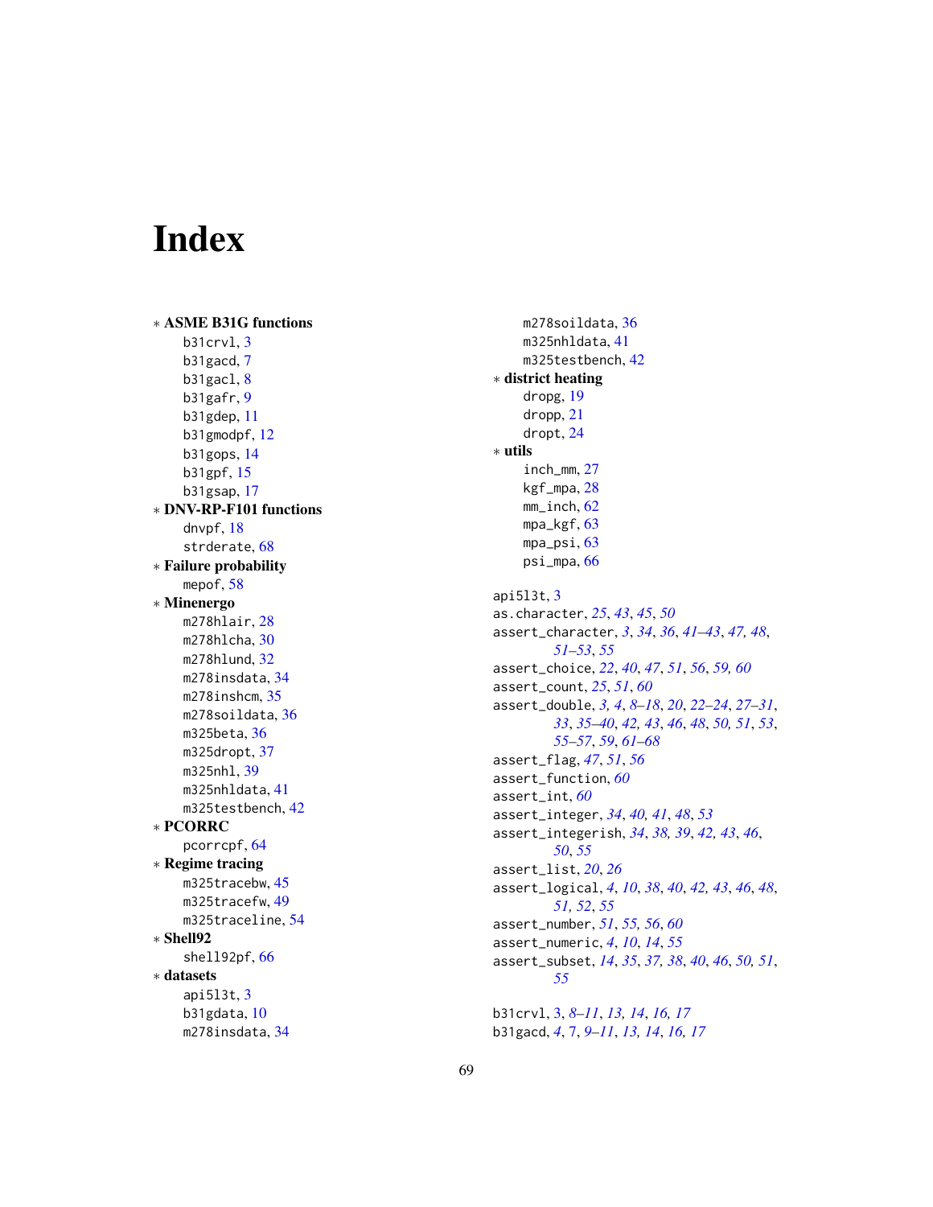# Index

* **ASME B31G functions**
  - b31crvl, 3
  - b31gacd, 7
  - b31gacl, 8
  - b31gafr, 9
  - b31gdep, 11
  - b31gmodpf, 12
  - b31gops, 14
  - b31gpf, 15
  - b31gsap, 17
* **DNV-RP-F101 functions**
  - dnvpf, 18
  - strderate, 68
* **Failure probability**
  - mepof, 58
* **Minenergo**
  - m278hlair, 28
  - m278hlcha, 30
  - m278hlund, 32
  - m278insdata, 34
  - m278inshcm, 35
  - m278soildata, 36
  - m325beta, 36
  - m325dropt, 37
  - m325nhl, 39
  - m325nhldata, 41
  - m325testbench, 42
* **PCORRC**
  - pcorrcpf, 64
* **Regime tracing**
  - m325tracebw, 45
  - m325tracefw, 49
  - m325traceline, 54
* **Shell92**
  - shell92pf, 66
* **datasets**
  - api5l3t, 3
  - b31gdata, 10
  - m278insdata, 34
  - m278soildata, 36
  - m325nhldata, 41
  - m325testbench, 42
* **district heating**
  - dropg, 19
  - dropp, 21
  - dropt, 24
* **utils**
  - inch_mm, 27
  - kgf_mpa, 28
  - mm_inch, 62
  - mpa_kgf, 63
  - mpa_psi, 63
  - psi_mpa, 66

api5l3t, 3
as.character, *25*, *43*, *45*, *50*
assert_character, *3*, *34*, *36*, *41–43*, *47, 48*, *51–53*, *55*
assert_choice, *22*, *40*, *47*, *51*, *56*, *59, 60*
assert_count, *25*, *51*, *60*
assert_double, *3, 4*, *8–18*, *20*, *22–24*, *27–31*, *33*, *35–40*, *42, 43*, *46*, *48*, *50, 51*, *53*, *55–57*, *59*, *61–68*
assert_flag, *47*, *51*, *56*
assert_function, *60*
assert_int, *60*
assert_integer, *34*, *40, 41*, *48*, *53*
assert_integerish, *34*, *38, 39*, *42, 43*, *46*, *50*, *55*
assert_list, *20*, *26*
assert_logical, *4*, *10*, *38*, *40*, *42, 43*, *46*, *48*, *51, 52*, *55*
assert_number, *51*, *55, 56*, *60*
assert_numeric, *4*, *10*, *14*, *55*
assert_subset, *14*, *35*, *37, 38*, *40*, *46*, *50, 51*, *55*

b31crvl, 3, *8–11*, *13, 14*, *16, 17*
b31gacd, *4*, 7, *9–11*, *13, 14*, *16, 17*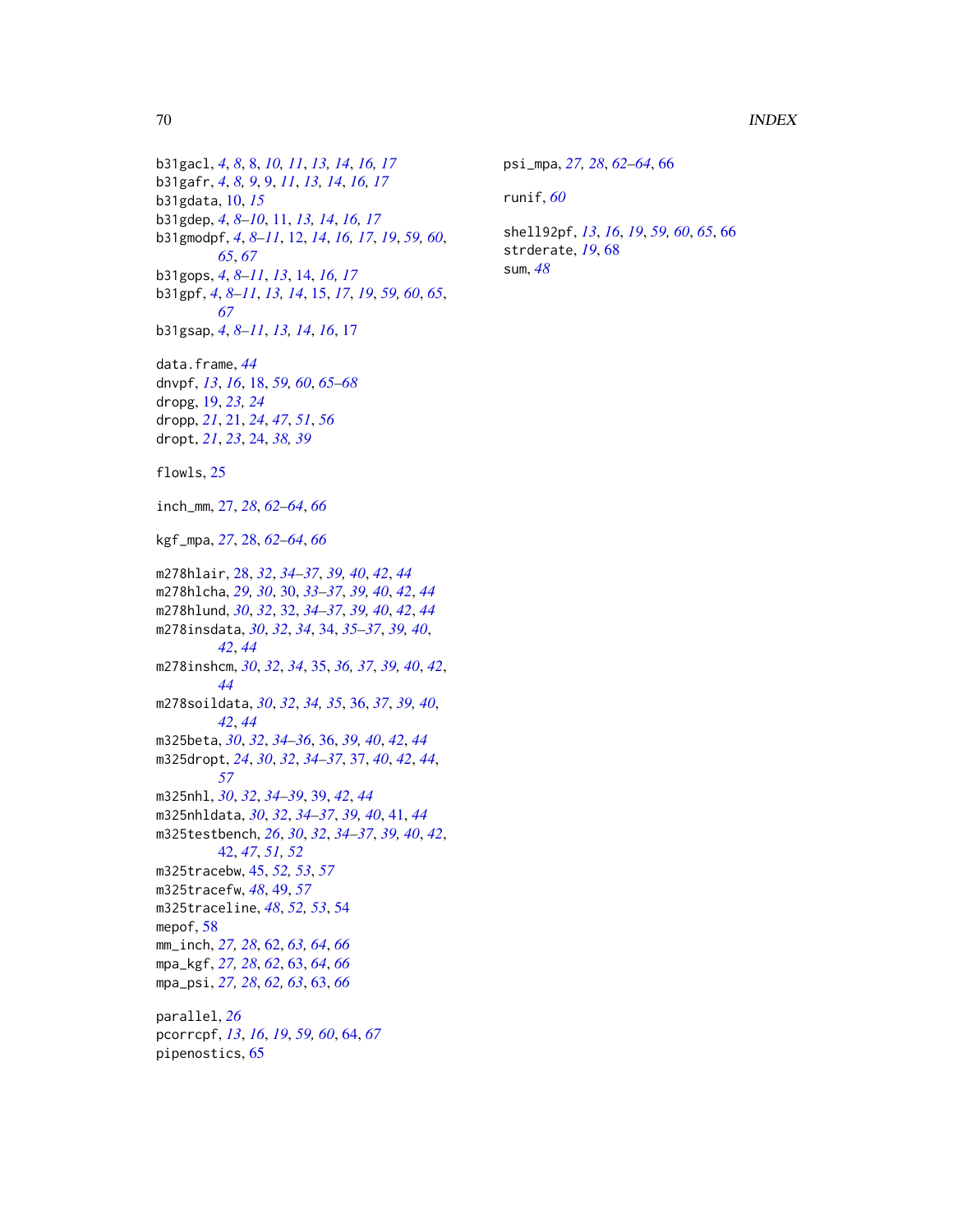b31gacl, *4*, *8*, 8, *10, 11*, *13, 14*, *16, 17*
b31gafr, *4*, *8, 9*, 9, *11*, *13, 14*, *16, 17*
b31gdata, 10, *15*
b31gdep, *4*, *8–10*, 11, *13, 14*, *16, 17*
b31gmodpf, *4*, *8–11*, 12, *14*, *16, 17*, *19*, *59, 60*, *65*, *67*
b31gops, *4*, *8–11*, *13*, 14, *16, 17*
b31gpf, *4*, *8–11*, *13, 14*, 15, *17*, *19*, *59, 60*, *65*, *67*
b31gsap, *4*, *8–11*, *13, 14*, *16*, 17

data.frame, *44*
dnvpf, *13*, *16*, 18, *59, 60*, *65–68*
dropg, 19, *23, 24*
dropp, *21*, 21, *24*, *47*, *51*, *56*
dropt, *21*, *23*, 24, *38, 39*

flowls, 25

inch_mm, 27, *28*, *62–64*, *66*

kgf_mpa, *27*, 28, *62–64*, *66*

m278hlair, 28, *32*, *34–37*, *39, 40*, *42*, *44*
m278hlcha, *29, 30*, 30, *33–37*, *39, 40*, *42*, *44*
m278hlund, *30*, *32*, 32, *34–37*, *39, 40*, *42*, *44*
m278insdata, *30*, *32*, *34*, 34, *35–37*, *39, 40*, *42*, *44*
m278inshcm, *30*, *32*, *34*, 35, *36, 37*, *39, 40*, *42*, *44*
m278soildata, *30*, *32*, *34, 35*, 36, *37*, *39, 40*, *42*, *44*
m325beta, *30*, *32*, *34–36*, 36, *39, 40*, *42*, *44*
m325dropt, *24*, *30*, *32*, *34–37*, 37, *40*, *42*, *44*, *57*
m325nhl, *30*, *32*, *34–39*, 39, *42*, *44*
m325nhldata, *30*, *32*, *34–37*, *39, 40*, 41, *44*
m325testbench, *26*, *30*, *32*, *34–37*, *39, 40*, *42*, 42, *47*, *51, 52*
m325tracebw, 45, *52, 53*, *57*
m325tracefw, *48*, 49, *57*
m325traceline, *48*, *52, 53*, 54
mepof, 58
mm_inch, *27, 28*, 62, *63, 64*, *66*
mpa_kgf, *27, 28*, *62*, 63, *64*, *66*
mpa_psi, *27, 28*, *62, 63*, 63, *66*

parallel, *26*
pcorrcpf, *13*, *16*, *19*, *59, 60*, 64, *67*
pipenostics, 65

psi_mpa, *27, 28*, *62–64*, 66

runif, *60*

shell92pf, *13*, *16*, *19*, *59, 60*, *65*, 66
strderate, *19*, 68
sum, *48*